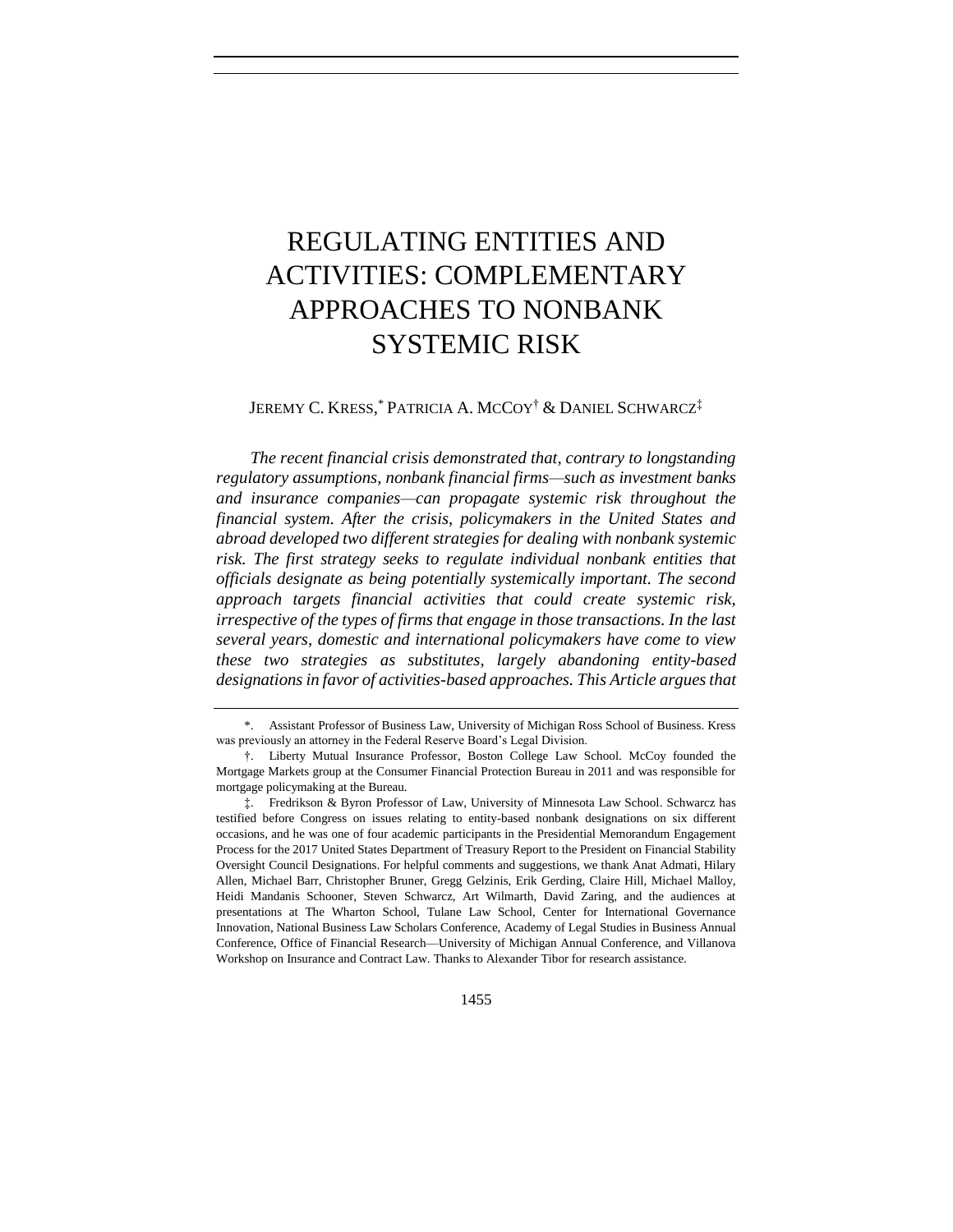# REGULATING ENTITIES AND ACTIVITIES: COMPLEMENTARY APPROACHES TO NONBANK SYSTEMIC RISK

JEREMY C. KRESS,[*] PATRICIA A. MCCOY[†] & DANIEL SCHWARCZ[‡]

*The recent financial crisis demonstrated that, contrary to longstanding regulatory assumptions, nonbank financial firms—such as investment banks and insurance companies—can propagate systemic risk throughout the financial system. After the crisis, policymakers in the United States and abroad developed two different strategies for dealing with nonbank systemic risk. The first strategy seeks to regulate individual nonbank entities that officials designate as being potentially systemically important. The second approach targets financial activities that could create systemic risk, irrespective of the types of firms that engage in those transactions. In the last several years, domestic and international policymakers have come to view these two strategies as substitutes, largely abandoning entity-based designations in favor of activities-based approaches. This Article argues that*

---

*. Assistant Professor of Business Law, University of Michigan Ross School of Business. Kress was previously an attorney in the Federal Reserve Board's Legal Division.

†. Liberty Mutual Insurance Professor, Boston College Law School. McCoy founded the Mortgage Markets group at the Consumer Financial Protection Bureau in 2011 and was responsible for mortgage policymaking at the Bureau.

‡. Fredrikson & Byron Professor of Law, University of Minnesota Law School. Schwarcz has testified before Congress on issues relating to entity-based nonbank designations on six different occasions, and he was one of four academic participants in the Presidential Memorandum Engagement Process for the 2017 United States Department of Treasury Report to the President on Financial Stability Oversight Council Designations. For helpful comments and suggestions, we thank Anat Admati, Hilary Allen, Michael Barr, Christopher Bruner, Gregg Gelzinis, Erik Gerding, Claire Hill, Michael Malloy, Heidi Mandanis Schooner, Steven Schwarcz, Art Wilmarth, David Zaring, and the audiences at presentations at The Wharton School, Tulane Law School, Center for International Governance Innovation, National Business Law Scholars Conference, Academy of Legal Studies in Business Annual Conference, Office of Financial Research—University of Michigan Annual Conference, and Villanova Workshop on Insurance and Contract Law. Thanks to Alexander Tibor for research assistance.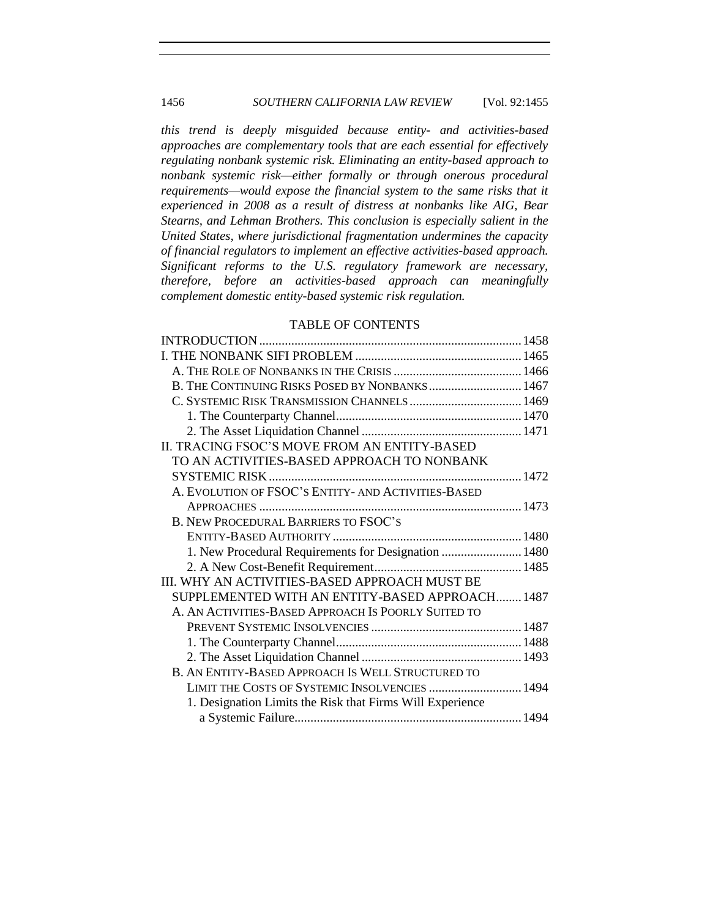*this trend is deeply misguided because entity- and activities-based approaches are complementary tools that are each essential for effectively regulating nonbank systemic risk. Eliminating an entity-based approach to nonbank systemic risk—either formally or through onerous procedural requirements—would expose the financial system to the same risks that it experienced in 2008 as a result of distress at nonbanks like AIG, Bear Stearns, and Lehman Brothers. This conclusion is especially salient in the United States, where jurisdictional fragmentation undermines the capacity of financial regulators to implement an effective activities-based approach. Significant reforms to the U.S. regulatory framework are necessary, therefore, before an activities-based approach can meaningfully complement domestic entity-based systemic risk regulation.*

## TABLE OF CONTENTS

INTRODUCTION .......... 1458
I. THE NONBANK SIFI PROBLEM .......... 1465
- A. THE ROLE OF NONBANKS IN THE CRISIS .......... 1466
- B. THE CONTINUING RISKS POSED BY NONBANKS .......... 1467
- C. SYSTEMIC RISK TRANSMISSION CHANNELS .......... 1469
  - 1. The Counterparty Channel .......... 1470
  - 2. The Asset Liquidation Channel .......... 1471

II. TRACING FSOC'S MOVE FROM AN ENTITY-BASED TO AN ACTIVITIES-BASED APPROACH TO NONBANK SYSTEMIC RISK .......... 1472
- A. EVOLUTION OF FSOC'S ENTITY- AND ACTIVITIES-BASED APPROACHES .......... 1473
- B. NEW PROCEDURAL BARRIERS TO FSOC'S ENTITY-BASED AUTHORITY .......... 1480
  - 1. New Procedural Requirements for Designation .......... 1480
  - 2. A New Cost-Benefit Requirement .......... 1485

III. WHY AN ACTIVITIES-BASED APPROACH MUST BE SUPPLEMENTED WITH AN ENTITY-BASED APPROACH .......... 1487
- A. AN ACTIVITIES-BASED APPROACH IS POORLY SUITED TO PREVENT SYSTEMIC INSOLVENCIES .......... 1487
  - 1. The Counterparty Channel .......... 1488
  - 2. The Asset Liquidation Channel .......... 1493
- B. AN ENTITY-BASED APPROACH IS WELL STRUCTURED TO LIMIT THE COSTS OF SYSTEMIC INSOLVENCIES .......... 1494
  - 1. Designation Limits the Risk that Firms Will Experience a Systemic Failure .......... 1494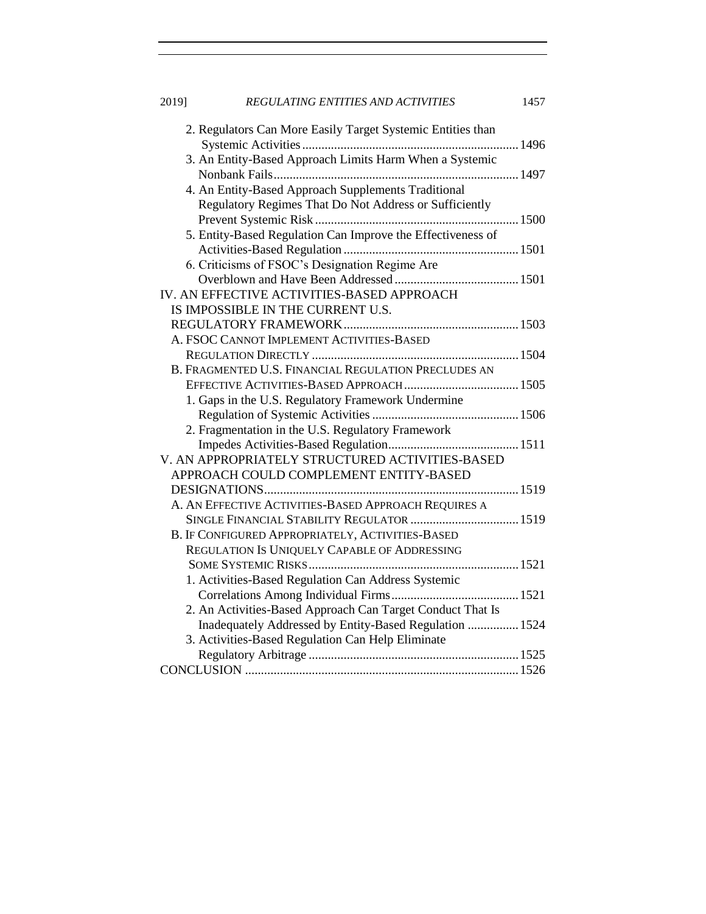2. Regulators Can More Easily Target Systemic Entities than Systemic Activities ....... 1496
3. An Entity-Based Approach Limits Harm When a Systemic Nonbank Fails ....... 1497
4. An Entity-Based Approach Supplements Traditional Regulatory Regimes That Do Not Address or Sufficiently Prevent Systemic Risk ....... 1500
5. Entity-Based Regulation Can Improve the Effectiveness of Activities-Based Regulation ....... 1501
6. Criticisms of FSOC's Designation Regime Are Overblown and Have Been Addressed ....... 1501

IV. AN EFFECTIVE ACTIVITIES-BASED APPROACH IS IMPOSSIBLE IN THE CURRENT U.S. REGULATORY FRAMEWORK ....... 1503

A. FSOC CANNOT IMPLEMENT ACTIVITIES-BASED REGULATION DIRECTLY ....... 1504

B. FRAGMENTED U.S. FINANCIAL REGULATION PRECLUDES AN EFFECTIVE ACTIVITIES-BASED APPROACH ....... 1505

1. Gaps in the U.S. Regulatory Framework Undermine Regulation of Systemic Activities ....... 1506
2. Fragmentation in the U.S. Regulatory Framework Impedes Activities-Based Regulation ....... 1511

V. AN APPROPRIATELY STRUCTURED ACTIVITIES-BASED APPROACH COULD COMPLEMENT ENTITY-BASED DESIGNATIONS ....... 1519

A. AN EFFECTIVE ACTIVITIES-BASED APPROACH REQUIRES A SINGLE FINANCIAL STABILITY REGULATOR ....... 1519

B. IF CONFIGURED APPROPRIATELY, ACTIVITIES-BASED REGULATION IS UNIQUELY CAPABLE OF ADDRESSING SOME SYSTEMIC RISKS ....... 1521

1. Activities-Based Regulation Can Address Systemic Correlations Among Individual Firms ....... 1521
2. An Activities-Based Approach Can Target Conduct That Is Inadequately Addressed by Entity-Based Regulation ....... 1524
3. Activities-Based Regulation Can Help Eliminate Regulatory Arbitrage ....... 1525

CONCLUSION ....... 1526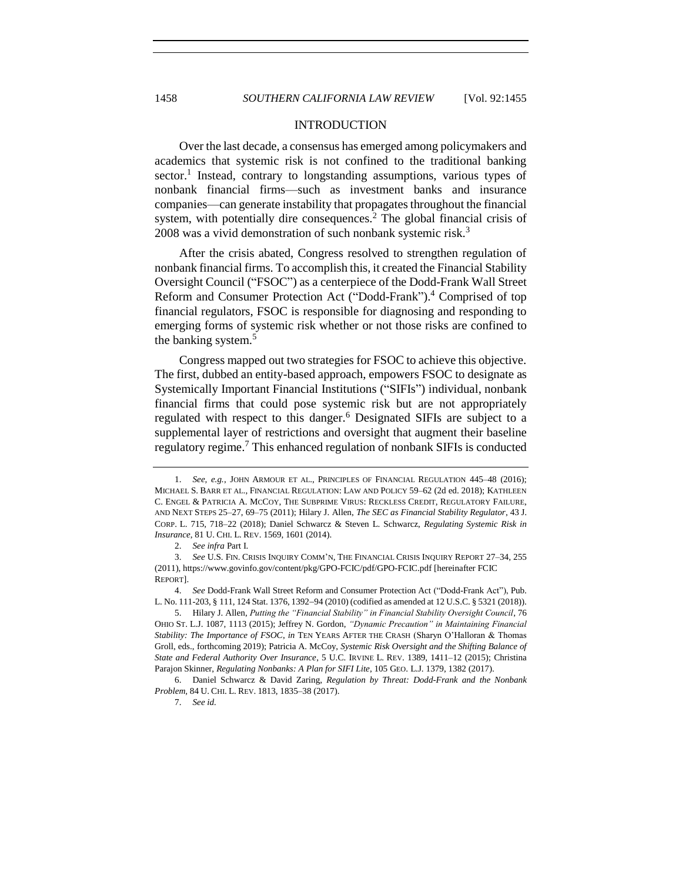## INTRODUCTION

Over the last decade, a consensus has emerged among policymakers and academics that systemic risk is not confined to the traditional banking sector.[1] Instead, contrary to longstanding assumptions, various types of nonbank financial firms—such as investment banks and insurance companies—can generate instability that propagates throughout the financial system, with potentially dire consequences.[2] The global financial crisis of 2008 was a vivid demonstration of such nonbank systemic risk.[3]

After the crisis abated, Congress resolved to strengthen regulation of nonbank financial firms. To accomplish this, it created the Financial Stability Oversight Council ("FSOC") as a centerpiece of the Dodd-Frank Wall Street Reform and Consumer Protection Act ("Dodd-Frank").[4] Comprised of top financial regulators, FSOC is responsible for diagnosing and responding to emerging forms of systemic risk whether or not those risks are confined to the banking system.[5]

Congress mapped out two strategies for FSOC to achieve this objective. The first, dubbed an entity-based approach, empowers FSOC to designate as Systemically Important Financial Institutions ("SIFIs") individual, nonbank financial firms that could pose systemic risk but are not appropriately regulated with respect to this danger.[6] Designated SIFIs are subject to a supplemental layer of restrictions and oversight that augment their baseline regulatory regime.[7] This enhanced regulation of nonbank SIFIs is conducted

---

1. *See, e.g.*, JOHN ARMOUR ET AL., PRINCIPLES OF FINANCIAL REGULATION 445–48 (2016); MICHAEL S. BARR ET AL., FINANCIAL REGULATION: LAW AND POLICY 59–62 (2d ed. 2018); KATHLEEN C. ENGEL & PATRICIA A. MCCOY, THE SUBPRIME VIRUS: RECKLESS CREDIT, REGULATORY FAILURE, AND NEXT STEPS 25–27, 69–75 (2011); Hilary J. Allen, *The SEC as Financial Stability Regulator*, 43 J. CORP. L. 715, 718–22 (2018); Daniel Schwarcz & Steven L. Schwarcz, *Regulating Systemic Risk in Insurance*, 81 U. CHI. L. REV. 1569, 1601 (2014).

2. *See infra* Part I.

3. *See* U.S. FIN. CRISIS INQUIRY COMM'N, THE FINANCIAL CRISIS INQUIRY REPORT 27–34, 255 (2011), https://www.govinfo.gov/content/pkg/GPO-FCIC/pdf/GPO-FCIC.pdf [hereinafter FCIC REPORT].

4. *See* Dodd-Frank Wall Street Reform and Consumer Protection Act ("Dodd-Frank Act"), Pub. L. No. 111-203, § 111, 124 Stat. 1376, 1392–94 (2010) (codified as amended at 12 U.S.C. § 5321 (2018)).

5. Hilary J. Allen, *Putting the "Financial Stability" in Financial Stability Oversight Council*, 76 OHIO ST. L.J. 1087, 1113 (2015); Jeffrey N. Gordon, *"Dynamic Precaution" in Maintaining Financial Stability: The Importance of FSOC*, *in* TEN YEARS AFTER THE CRASH (Sharyn O'Halloran & Thomas Groll, eds., forthcoming 2019); Patricia A. McCoy, *Systemic Risk Oversight and the Shifting Balance of State and Federal Authority Over Insurance*, 5 U.C. IRVINE L. REV. 1389, 1411–12 (2015); Christina Parajon Skinner, *Regulating Nonbanks: A Plan for SIFI Lite*, 105 GEO. L.J. 1379, 1382 (2017).

6. Daniel Schwarcz & David Zaring, *Regulation by Threat: Dodd-Frank and the Nonbank Problem*, 84 U. CHI. L. REV. 1813, 1835–38 (2017).

7. *See id.*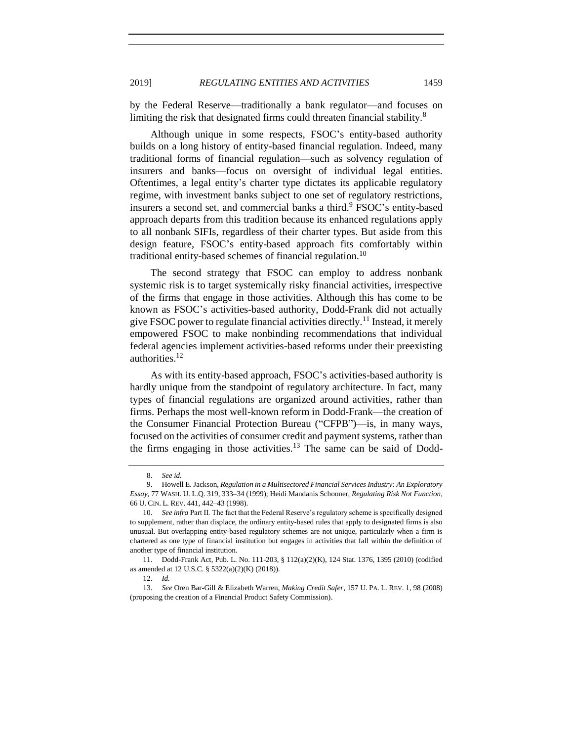by the Federal Reserve—traditionally a bank regulator—and focuses on limiting the risk that designated firms could threaten financial stability.[8]

Although unique in some respects, FSOC's entity-based authority builds on a long history of entity-based financial regulation. Indeed, many traditional forms of financial regulation—such as solvency regulation of insurers and banks—focus on oversight of individual legal entities. Oftentimes, a legal entity's charter type dictates its applicable regulatory regime, with investment banks subject to one set of regulatory restrictions, insurers a second set, and commercial banks a third.[9] FSOC's entity-based approach departs from this tradition because its enhanced regulations apply to all nonbank SIFIs, regardless of their charter types. But aside from this design feature, FSOC's entity-based approach fits comfortably within traditional entity-based schemes of financial regulation.[10]

The second strategy that FSOC can employ to address nonbank systemic risk is to target systemically risky financial activities, irrespective of the firms that engage in those activities. Although this has come to be known as FSOC's activities-based authority, Dodd-Frank did not actually give FSOC power to regulate financial activities directly.[11] Instead, it merely empowered FSOC to make nonbinding recommendations that individual federal agencies implement activities-based reforms under their preexisting authorities.[12]

As with its entity-based approach, FSOC's activities-based authority is hardly unique from the standpoint of regulatory architecture. In fact, many types of financial regulations are organized around activities, rather than firms. Perhaps the most well-known reform in Dodd-Frank—the creation of the Consumer Financial Protection Bureau ("CFPB")—is, in many ways, focused on the activities of consumer credit and payment systems, rather than the firms engaging in those activities.[13] The same can be said of Dodd-

---

8. *See id.*

9. Howell E. Jackson, *Regulation in a Multisectored Financial Services Industry: An Exploratory Essay*, 77 WASH. U. L.Q. 319, 333–34 (1999); Heidi Mandanis Schooner, *Regulating Risk Not Function*, 66 U. CIN. L. REV. 441, 442–43 (1998).

10. *See infra* Part II. The fact that the Federal Reserve's regulatory scheme is specifically designed to supplement, rather than displace, the ordinary entity-based rules that apply to designated firms is also unusual. But overlapping entity-based regulatory schemes are not unique, particularly when a firm is chartered as one type of financial institution but engages in activities that fall within the definition of another type of financial institution.

11. Dodd-Frank Act, Pub. L. No. 111-203, § 112(a)(2)(K), 124 Stat. 1376, 1395 (2010) (codified as amended at 12 U.S.C. § 5322(a)(2)(K) (2018)).

12. *Id.*

13. *See* Oren Bar-Gill & Elizabeth Warren, *Making Credit Safer*, 157 U. PA. L. REV. 1, 98 (2008) (proposing the creation of a Financial Product Safety Commission).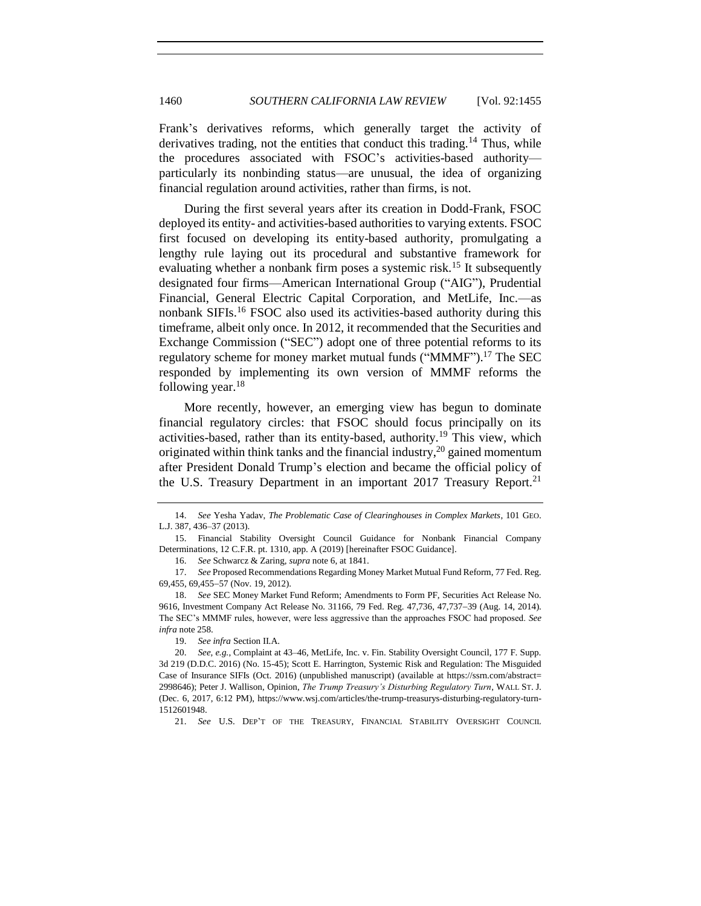Frank's derivatives reforms, which generally target the activity of derivatives trading, not the entities that conduct this trading.[14] Thus, while the procedures associated with FSOC's activities-based authority—particularly its nonbinding status—are unusual, the idea of organizing financial regulation around activities, rather than firms, is not.

During the first several years after its creation in Dodd-Frank, FSOC deployed its entity- and activities-based authorities to varying extents. FSOC first focused on developing its entity-based authority, promulgating a lengthy rule laying out its procedural and substantive framework for evaluating whether a nonbank firm poses a systemic risk.[15] It subsequently designated four firms—American International Group ("AIG"), Prudential Financial, General Electric Capital Corporation, and MetLife, Inc.—as nonbank SIFIs.[16] FSOC also used its activities-based authority during this timeframe, albeit only once. In 2012, it recommended that the Securities and Exchange Commission ("SEC") adopt one of three potential reforms to its regulatory scheme for money market mutual funds ("MMMF").[17] The SEC responded by implementing its own version of MMMF reforms the following year.[18]

More recently, however, an emerging view has begun to dominate financial regulatory circles: that FSOC should focus principally on its activities-based, rather than its entity-based, authority.[19] This view, which originated within think tanks and the financial industry,[20] gained momentum after President Donald Trump's election and became the official policy of the U.S. Treasury Department in an important 2017 Treasury Report.[21]

---

14. *See* Yesha Yadav, *The Problematic Case of Clearinghouses in Complex Markets*, 101 GEO. L.J. 387, 436–37 (2013).

15. Financial Stability Oversight Council Guidance for Nonbank Financial Company Determinations, 12 C.F.R. pt. 1310, app. A (2019) [hereinafter FSOC Guidance].

16. *See* Schwarcz & Zaring, *supra* note 6, at 1841.

17. *See* Proposed Recommendations Regarding Money Market Mutual Fund Reform, 77 Fed. Reg. 69,455, 69,455–57 (Nov. 19, 2012).

18. *See* SEC Money Market Fund Reform; Amendments to Form PF, Securities Act Release No. 9616, Investment Company Act Release No. 31166, 79 Fed. Reg. 47,736, 47,737–39 (Aug. 14, 2014). The SEC's MMMF rules, however, were less aggressive than the approaches FSOC had proposed. *See infra* note 258.

19. *See infra* Section II.A.

20. *See, e.g.*, Complaint at 43–46, MetLife, Inc. v. Fin. Stability Oversight Council, 177 F. Supp. 3d 219 (D.D.C. 2016) (No. 15-45); Scott E. Harrington, Systemic Risk and Regulation: The Misguided Case of Insurance SIFIs (Oct. 2016) (unpublished manuscript) (available at https://ssrn.com/abstract=2998646); Peter J. Wallison, Opinion, *The Trump Treasury's Disturbing Regulatory Turn*, WALL ST. J. (Dec. 6, 2017, 6:12 PM), https://www.wsj.com/articles/the-trump-treasurys-disturbing-regulatory-turn-1512601948.

21. *See* U.S. DEP'T OF THE TREASURY, FINANCIAL STABILITY OVERSIGHT COUNCIL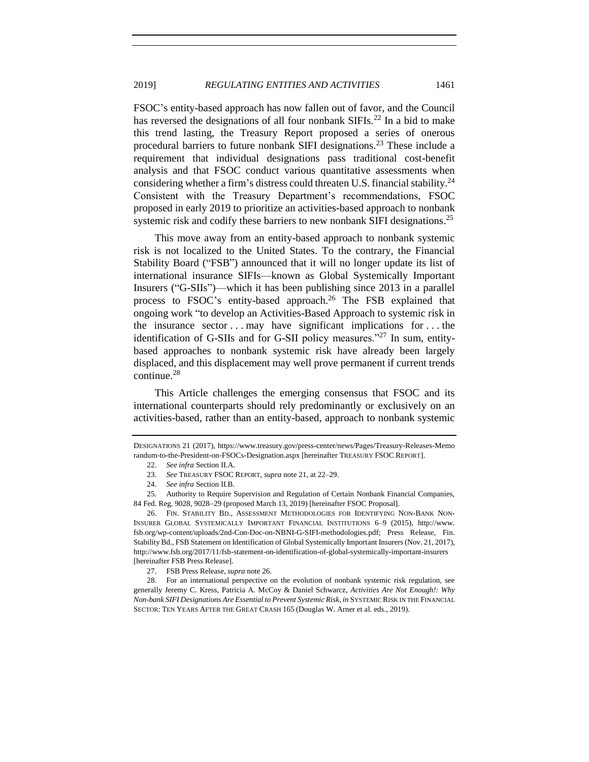FSOC's entity-based approach has now fallen out of favor, and the Council has reversed the designations of all four nonbank SIFIs.[22] In a bid to make this trend lasting, the Treasury Report proposed a series of onerous procedural barriers to future nonbank SIFI designations.[23] These include a requirement that individual designations pass traditional cost-benefit analysis and that FSOC conduct various quantitative assessments when considering whether a firm's distress could threaten U.S. financial stability.[24] Consistent with the Treasury Department's recommendations, FSOC proposed in early 2019 to prioritize an activities-based approach to nonbank systemic risk and codify these barriers to new nonbank SIFI designations.[25]

This move away from an entity-based approach to nonbank systemic risk is not localized to the United States. To the contrary, the Financial Stability Board ("FSB") announced that it will no longer update its list of international insurance SIFIs—known as Global Systemically Important Insurers ("G-SIIs")—which it has been publishing since 2013 in a parallel process to FSOC's entity-based approach.[26] The FSB explained that ongoing work "to develop an Activities-Based Approach to systemic risk in the insurance sector . . . may have significant implications for . . . the identification of G-SIIs and for G-SII policy measures."[27] In sum, entity-based approaches to nonbank systemic risk have already been largely displaced, and this displacement may well prove permanent if current trends continue.[28]

This Article challenges the emerging consensus that FSOC and its international counterparts should rely predominantly or exclusively on an activities-based, rather than an entity-based, approach to nonbank systemic

---

DESIGNATIONS 21 (2017), https://www.treasury.gov/press-center/news/Pages/Treasury-Releases-Memorandum-to-the-President-on-FSOCs-Designation.aspx [hereinafter TREASURY FSOC REPORT].

22. *See infra* Section II.A.

23. *See* TREASURY FSOC REPORT, *supra* note 21, at 22–29.

24. *See infra* Section II.B.

25. Authority to Require Supervision and Regulation of Certain Nonbank Financial Companies, 84 Fed. Reg. 9028, 9028–29 (proposed March 13, 2019) [hereinafter FSOC Proposal].

26. FIN. STABILITY BD., ASSESSMENT METHODOLOGIES FOR IDENTIFYING NON-BANK NON-INSURER GLOBAL SYSTEMICALLY IMPORTANT FINANCIAL INSTITUTIONS 6–9 (2015), http://www.fsb.org/wp-content/uploads/2nd-Con-Doc-on-NBNI-G-SIFI-methodologies.pdf; Press Release, Fin. Stability Bd., FSB Statement on Identification of Global Systemically Important Insurers (Nov. 21, 2017), http://www.fsb.org/2017/11/fsb-statement-on-identification-of-global-systemically-important-insurers [hereinafter FSB Press Release].

27. FSB Press Release, *supra* note 26.

28. For an international perspective on the evolution of nonbank systemic risk regulation, see generally Jeremy C. Kress, Patricia A. McCoy & Daniel Schwarcz, *Activities Are Not Enough!: Why Non-bank SIFI Designations Are Essential to Prevent Systemic Risk*, *in* SYSTEMIC RISK IN THE FINANCIAL SECTOR: TEN YEARS AFTER THE GREAT CRASH 165 (Douglas W. Arner et al. eds., 2019).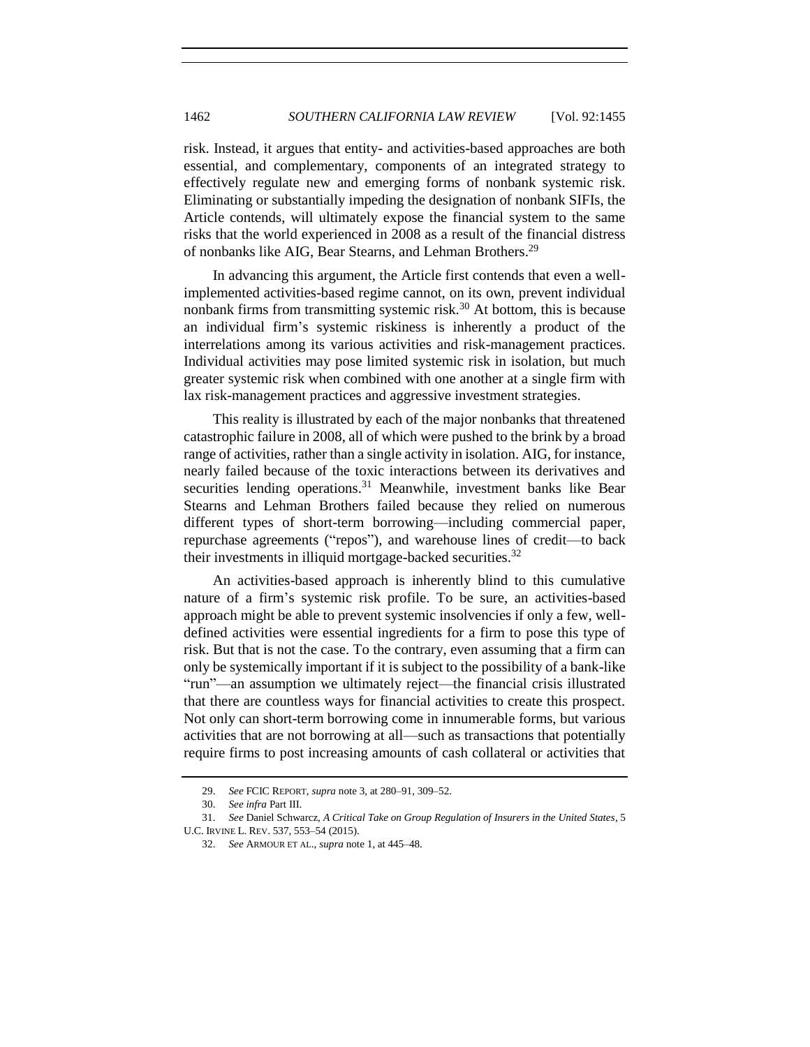risk. Instead, it argues that entity- and activities-based approaches are both essential, and complementary, components of an integrated strategy to effectively regulate new and emerging forms of nonbank systemic risk. Eliminating or substantially impeding the designation of nonbank SIFIs, the Article contends, will ultimately expose the financial system to the same risks that the world experienced in 2008 as a result of the financial distress of nonbanks like AIG, Bear Stearns, and Lehman Brothers.[29]

In advancing this argument, the Article first contends that even a well-implemented activities-based regime cannot, on its own, prevent individual nonbank firms from transmitting systemic risk.[30] At bottom, this is because an individual firm's systemic riskiness is inherently a product of the interrelations among its various activities and risk-management practices. Individual activities may pose limited systemic risk in isolation, but much greater systemic risk when combined with one another at a single firm with lax risk-management practices and aggressive investment strategies.

This reality is illustrated by each of the major nonbanks that threatened catastrophic failure in 2008, all of which were pushed to the brink by a broad range of activities, rather than a single activity in isolation. AIG, for instance, nearly failed because of the toxic interactions between its derivatives and securities lending operations.[31] Meanwhile, investment banks like Bear Stearns and Lehman Brothers failed because they relied on numerous different types of short-term borrowing—including commercial paper, repurchase agreements ("repos"), and warehouse lines of credit—to back their investments in illiquid mortgage-backed securities.[32]

An activities-based approach is inherently blind to this cumulative nature of a firm's systemic risk profile. To be sure, an activities-based approach might be able to prevent systemic insolvencies if only a few, well-defined activities were essential ingredients for a firm to pose this type of risk. But that is not the case. To the contrary, even assuming that a firm can only be systemically important if it is subject to the possibility of a bank-like "run"—an assumption we ultimately reject—the financial crisis illustrated that there are countless ways for financial activities to create this prospect. Not only can short-term borrowing come in innumerable forms, but various activities that are not borrowing at all—such as transactions that potentially require firms to post increasing amounts of cash collateral or activities that

---

29. *See* FCIC REPORT, *supra* note 3, at 280–91, 309–52.

30. *See infra* Part III.

31. *See* Daniel Schwarcz, *A Critical Take on Group Regulation of Insurers in the United States*, 5 U.C. IRVINE L. REV. 537, 553–54 (2015).

32. *See* ARMOUR ET AL., *supra* note 1, at 445–48.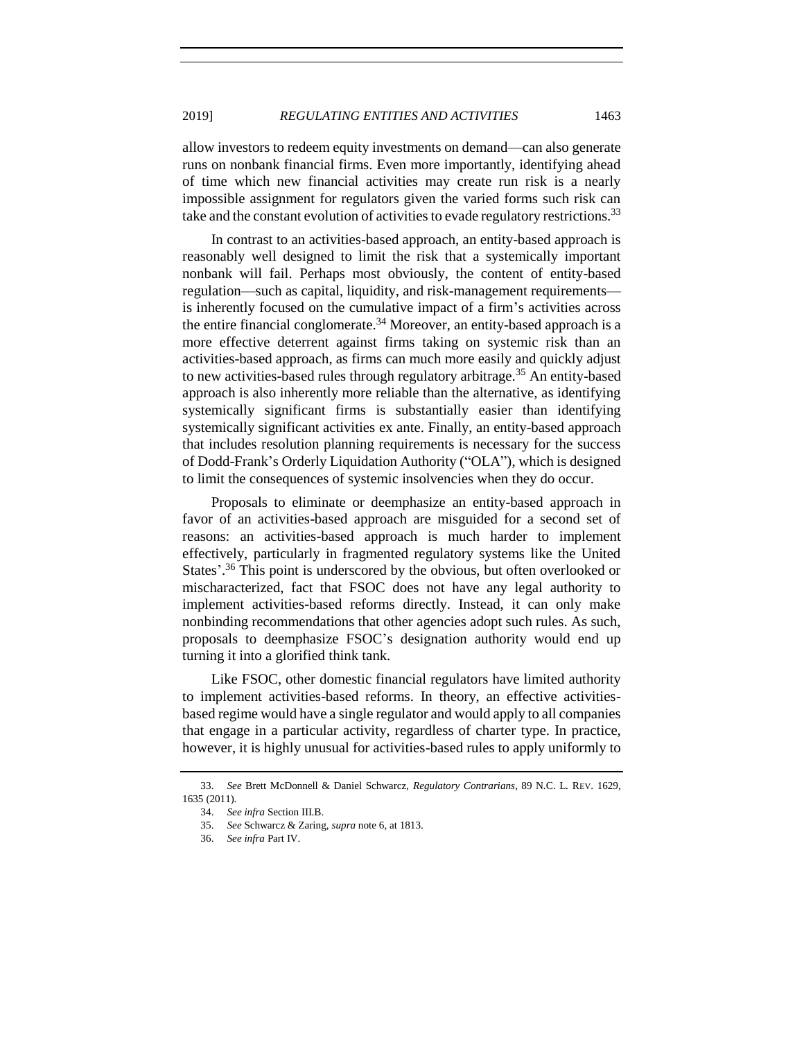allow investors to redeem equity investments on demand—can also generate runs on nonbank financial firms. Even more importantly, identifying ahead of time which new financial activities may create run risk is a nearly impossible assignment for regulators given the varied forms such risk can take and the constant evolution of activities to evade regulatory restrictions.[33]

In contrast to an activities-based approach, an entity-based approach is reasonably well designed to limit the risk that a systemically important nonbank will fail. Perhaps most obviously, the content of entity-based regulation—such as capital, liquidity, and risk-management requirements—is inherently focused on the cumulative impact of a firm's activities across the entire financial conglomerate.[34] Moreover, an entity-based approach is a more effective deterrent against firms taking on systemic risk than an activities-based approach, as firms can much more easily and quickly adjust to new activities-based rules through regulatory arbitrage.[35] An entity-based approach is also inherently more reliable than the alternative, as identifying systemically significant firms is substantially easier than identifying systemically significant activities ex ante. Finally, an entity-based approach that includes resolution planning requirements is necessary for the success of Dodd-Frank's Orderly Liquidation Authority ("OLA"), which is designed to limit the consequences of systemic insolvencies when they do occur.

Proposals to eliminate or deemphasize an entity-based approach in favor of an activities-based approach are misguided for a second set of reasons: an activities-based approach is much harder to implement effectively, particularly in fragmented regulatory systems like the United States'.[36] This point is underscored by the obvious, but often overlooked or mischaracterized, fact that FSOC does not have any legal authority to implement activities-based reforms directly. Instead, it can only make nonbinding recommendations that other agencies adopt such rules. As such, proposals to deemphasize FSOC's designation authority would end up turning it into a glorified think tank.

Like FSOC, other domestic financial regulators have limited authority to implement activities-based reforms. In theory, an effective activities-based regime would have a single regulator and would apply to all companies that engage in a particular activity, regardless of charter type. In practice, however, it is highly unusual for activities-based rules to apply uniformly to

---

33. *See* Brett McDonnell & Daniel Schwarcz, *Regulatory Contrarians*, 89 N.C. L. REV. 1629, 1635 (2011).

34. *See infra* Section III.B.

35. *See* Schwarcz & Zaring, *supra* note 6, at 1813.

36. *See infra* Part IV.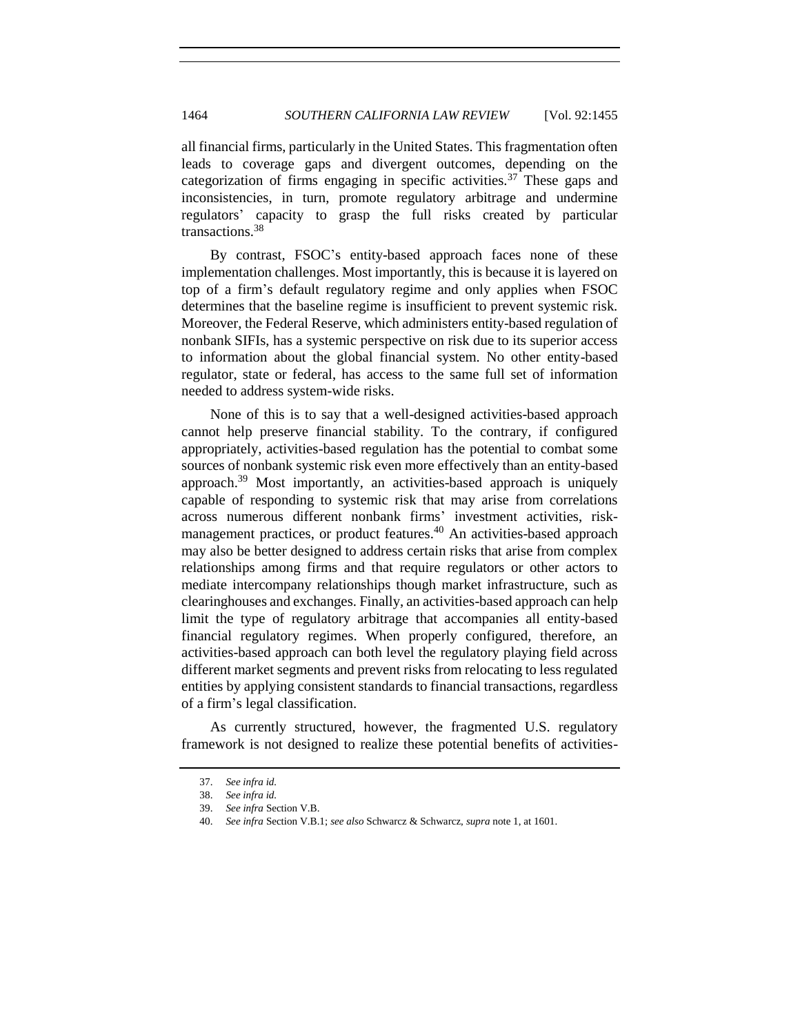all financial firms, particularly in the United States. This fragmentation often leads to coverage gaps and divergent outcomes, depending on the categorization of firms engaging in specific activities.[37] These gaps and inconsistencies, in turn, promote regulatory arbitrage and undermine regulators' capacity to grasp the full risks created by particular transactions.[38]

By contrast, FSOC's entity-based approach faces none of these implementation challenges. Most importantly, this is because it is layered on top of a firm's default regulatory regime and only applies when FSOC determines that the baseline regime is insufficient to prevent systemic risk. Moreover, the Federal Reserve, which administers entity-based regulation of nonbank SIFIs, has a systemic perspective on risk due to its superior access to information about the global financial system. No other entity-based regulator, state or federal, has access to the same full set of information needed to address system-wide risks.

None of this is to say that a well-designed activities-based approach cannot help preserve financial stability. To the contrary, if configured appropriately, activities-based regulation has the potential to combat some sources of nonbank systemic risk even more effectively than an entity-based approach.[39] Most importantly, an activities-based approach is uniquely capable of responding to systemic risk that may arise from correlations across numerous different nonbank firms' investment activities, risk-management practices, or product features.[40] An activities-based approach may also be better designed to address certain risks that arise from complex relationships among firms and that require regulators or other actors to mediate intercompany relationships though market infrastructure, such as clearinghouses and exchanges. Finally, an activities-based approach can help limit the type of regulatory arbitrage that accompanies all entity-based financial regulatory regimes. When properly configured, therefore, an activities-based approach can both level the regulatory playing field across different market segments and prevent risks from relocating to less regulated entities by applying consistent standards to financial transactions, regardless of a firm's legal classification.

As currently structured, however, the fragmented U.S. regulatory framework is not designed to realize these potential benefits of activities-

37. *See infra id.*

38. *See infra id.*

39. *See infra* Section V.B.

40. *See infra* Section V.B.1; *see also* Schwarcz & Schwarcz, *supra* note 1, at 1601.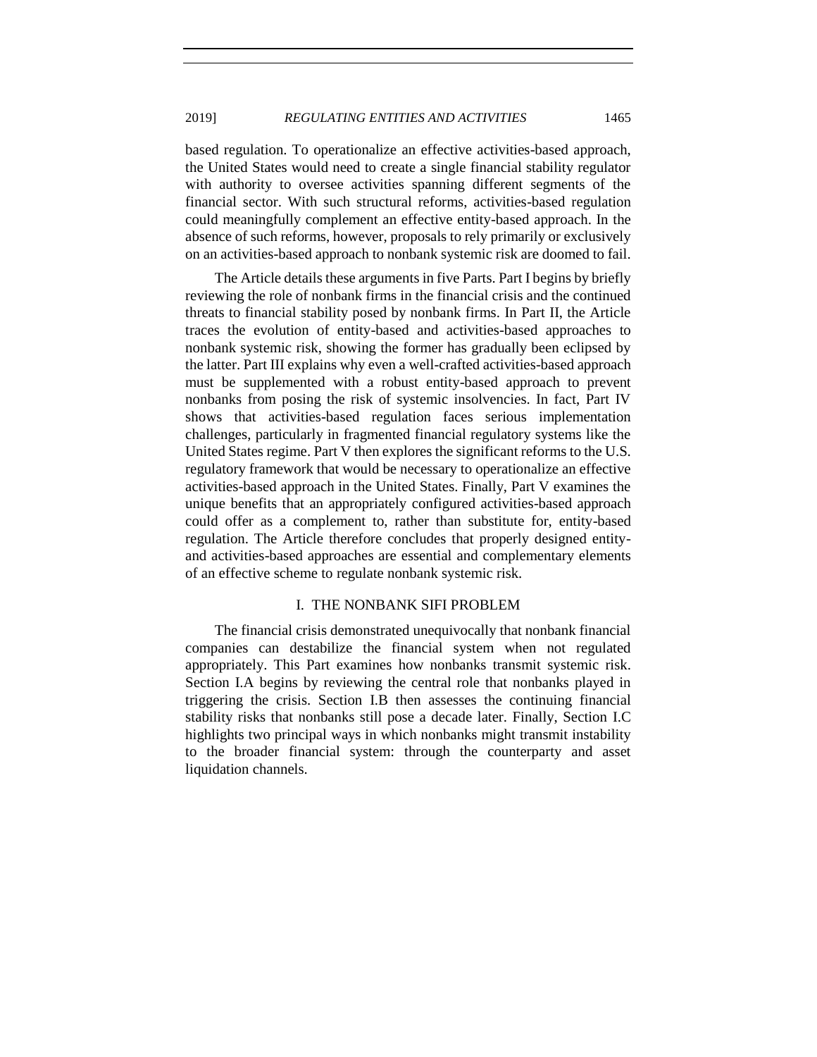based regulation. To operationalize an effective activities-based approach, the United States would need to create a single financial stability regulator with authority to oversee activities spanning different segments of the financial sector. With such structural reforms, activities-based regulation could meaningfully complement an effective entity-based approach. In the absence of such reforms, however, proposals to rely primarily or exclusively on an activities-based approach to nonbank systemic risk are doomed to fail.

The Article details these arguments in five Parts. Part I begins by briefly reviewing the role of nonbank firms in the financial crisis and the continued threats to financial stability posed by nonbank firms. In Part II, the Article traces the evolution of entity-based and activities-based approaches to nonbank systemic risk, showing the former has gradually been eclipsed by the latter. Part III explains why even a well-crafted activities-based approach must be supplemented with a robust entity-based approach to prevent nonbanks from posing the risk of systemic insolvencies. In fact, Part IV shows that activities-based regulation faces serious implementation challenges, particularly in fragmented financial regulatory systems like the United States regime. Part V then explores the significant reforms to the U.S. regulatory framework that would be necessary to operationalize an effective activities-based approach in the United States. Finally, Part V examines the unique benefits that an appropriately configured activities-based approach could offer as a complement to, rather than substitute for, entity-based regulation. The Article therefore concludes that properly designed entity- and activities-based approaches are essential and complementary elements of an effective scheme to regulate nonbank systemic risk.

## I. THE NONBANK SIFI PROBLEM

The financial crisis demonstrated unequivocally that nonbank financial companies can destabilize the financial system when not regulated appropriately. This Part examines how nonbanks transmit systemic risk. Section I.A begins by reviewing the central role that nonbanks played in triggering the crisis. Section I.B then assesses the continuing financial stability risks that nonbanks still pose a decade later. Finally, Section I.C highlights two principal ways in which nonbanks might transmit instability to the broader financial system: through the counterparty and asset liquidation channels.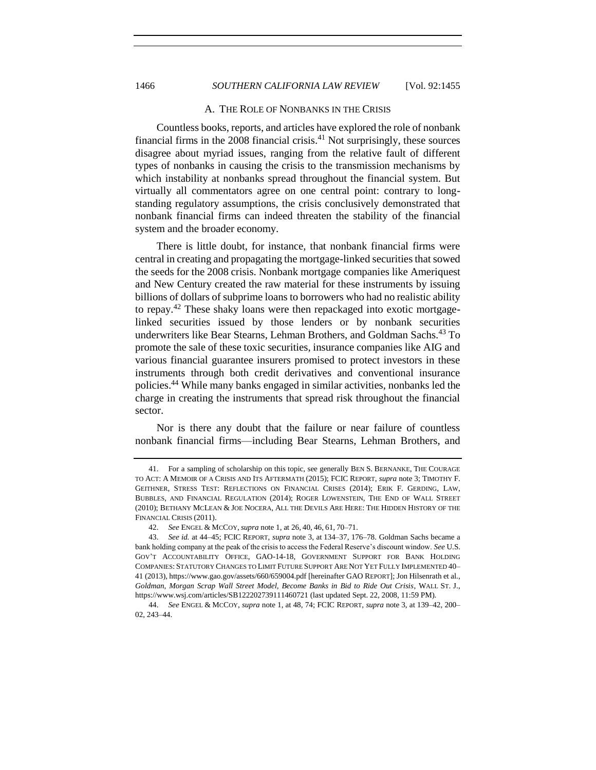### A. THE ROLE OF NONBANKS IN THE CRISIS

Countless books, reports, and articles have explored the role of nonbank financial firms in the 2008 financial crisis.[41] Not surprisingly, these sources disagree about myriad issues, ranging from the relative fault of different types of nonbanks in causing the crisis to the transmission mechanisms by which instability at nonbanks spread throughout the financial system. But virtually all commentators agree on one central point: contrary to long-standing regulatory assumptions, the crisis conclusively demonstrated that nonbank financial firms can indeed threaten the stability of the financial system and the broader economy.

There is little doubt, for instance, that nonbank financial firms were central in creating and propagating the mortgage-linked securities that sowed the seeds for the 2008 crisis. Nonbank mortgage companies like Ameriquest and New Century created the raw material for these instruments by issuing billions of dollars of subprime loans to borrowers who had no realistic ability to repay.[42] These shaky loans were then repackaged into exotic mortgage-linked securities issued by those lenders or by nonbank securities underwriters like Bear Stearns, Lehman Brothers, and Goldman Sachs.[43] To promote the sale of these toxic securities, insurance companies like AIG and various financial guarantee insurers promised to protect investors in these instruments through both credit derivatives and conventional insurance policies.[44] While many banks engaged in similar activities, nonbanks led the charge in creating the instruments that spread risk throughout the financial sector.

Nor is there any doubt that the failure or near failure of countless nonbank financial firms—including Bear Stearns, Lehman Brothers, and

---

41. For a sampling of scholarship on this topic, see generally BEN S. BERNANKE, THE COURAGE TO ACT: A MEMOIR OF A CRISIS AND ITS AFTERMATH (2015); FCIC REPORT, *supra* note 3; TIMOTHY F. GEITHNER, STRESS TEST: REFLECTIONS ON FINANCIAL CRISES (2014); ERIK F. GERDING, LAW, BUBBLES, AND FINANCIAL REGULATION (2014); ROGER LOWENSTEIN, THE END OF WALL STREET (2010); BETHANY MCLEAN & JOE NOCERA, ALL THE DEVILS ARE HERE: THE HIDDEN HISTORY OF THE FINANCIAL CRISIS (2011).

42. *See* ENGEL & MCCOY, *supra* note 1, at 26, 40, 46, 61, 70–71.

43. *See id.* at 44–45; FCIC REPORT, *supra* note 3, at 134–37, 176–78. Goldman Sachs became a bank holding company at the peak of the crisis to access the Federal Reserve's discount window. *See* U.S. GOV'T ACCOUNTABILITY OFFICE, GAO-14-18, GOVERNMENT SUPPORT FOR BANK HOLDING COMPANIES: STATUTORY CHANGES TO LIMIT FUTURE SUPPORT ARE NOT YET FULLY IMPLEMENTED 40–41 (2013), https://www.gao.gov/assets/660/659004.pdf [hereinafter GAO REPORT]; Jon Hilsenrath et al., *Goldman, Morgan Scrap Wall Street Model, Become Banks in Bid to Ride Out Crisis*, WALL ST. J., https://www.wsj.com/articles/SB122202739111460721 (last updated Sept. 22, 2008, 11:59 PM).

44. *See* ENGEL & MCCOY, *supra* note 1, at 48, 74; FCIC REPORT, *supra* note 3, at 139–42, 200–02, 243–44.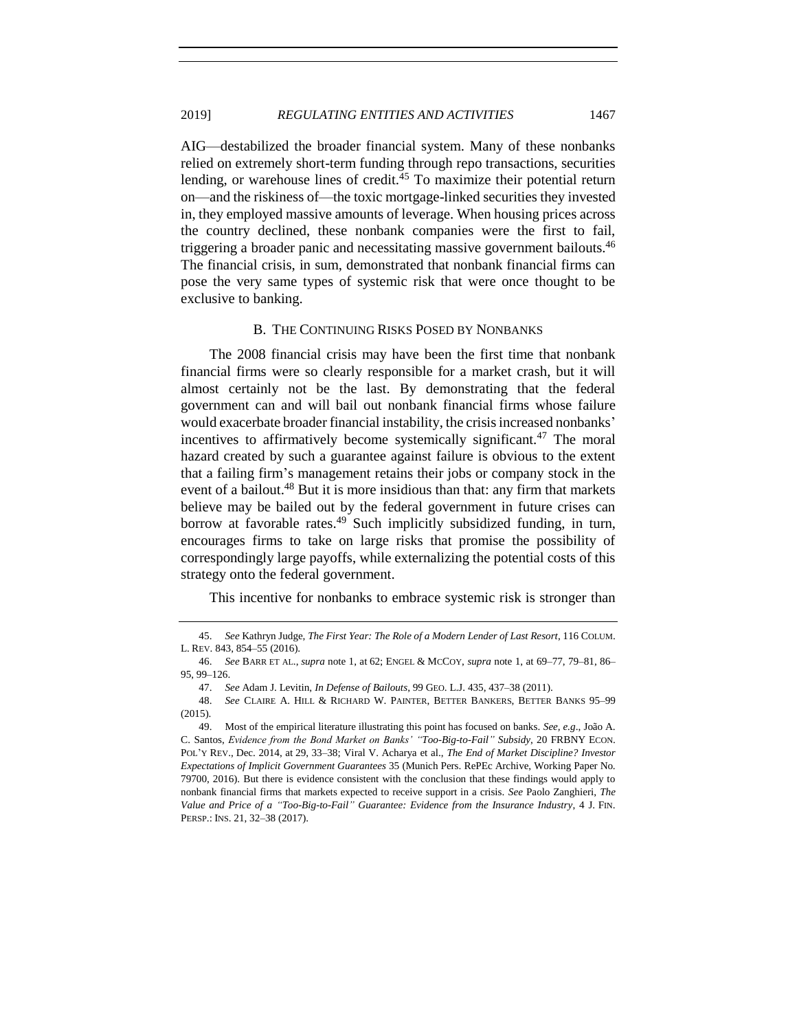AIG—destabilized the broader financial system. Many of these nonbanks relied on extremely short-term funding through repo transactions, securities lending, or warehouse lines of credit.[45] To maximize their potential return on—and the riskiness of—the toxic mortgage-linked securities they invested in, they employed massive amounts of leverage. When housing prices across the country declined, these nonbank companies were the first to fail, triggering a broader panic and necessitating massive government bailouts.[46] The financial crisis, in sum, demonstrated that nonbank financial firms can pose the very same types of systemic risk that were once thought to be exclusive to banking.

### B. THE CONTINUING RISKS POSED BY NONBANKS

The 2008 financial crisis may have been the first time that nonbank financial firms were so clearly responsible for a market crash, but it will almost certainly not be the last. By demonstrating that the federal government can and will bail out nonbank financial firms whose failure would exacerbate broader financial instability, the crisis increased nonbanks' incentives to affirmatively become systemically significant.[47] The moral hazard created by such a guarantee against failure is obvious to the extent that a failing firm's management retains their jobs or company stock in the event of a bailout.[48] But it is more insidious than that: any firm that markets believe may be bailed out by the federal government in future crises can borrow at favorable rates.[49] Such implicitly subsidized funding, in turn, encourages firms to take on large risks that promise the possibility of correspondingly large payoffs, while externalizing the potential costs of this strategy onto the federal government.

This incentive for nonbanks to embrace systemic risk is stronger than

---

45. *See* Kathryn Judge, *The First Year: The Role of a Modern Lender of Last Resort*, 116 COLUM. L. REV. 843, 854–55 (2016).

46. *See* BARR ET AL., *supra* note 1, at 62; ENGEL & MCCOY, *supra* note 1, at 69–77, 79–81, 86–95, 99–126.

47. *See* Adam J. Levitin, *In Defense of Bailouts*, 99 GEO. L.J. 435, 437–38 (2011).

48. *See* CLAIRE A. HILL & RICHARD W. PAINTER, BETTER BANKERS, BETTER BANKS 95–99 (2015).

49. Most of the empirical literature illustrating this point has focused on banks. *See, e.g.*, João A. C. Santos, *Evidence from the Bond Market on Banks' "Too-Big-to-Fail" Subsidy*, 20 FRBNY ECON. POL'Y REV., Dec. 2014, at 29, 33–38; Viral V. Acharya et al., *The End of Market Discipline? Investor Expectations of Implicit Government Guarantees* 35 (Munich Pers. RePEc Archive, Working Paper No. 79700, 2016). But there is evidence consistent with the conclusion that these findings would apply to nonbank financial firms that markets expected to receive support in a crisis. *See* Paolo Zanghieri, *The Value and Price of a "Too-Big-to-Fail" Guarantee: Evidence from the Insurance Industry*, 4 J. FIN. PERSP.: INS. 21, 32–38 (2017).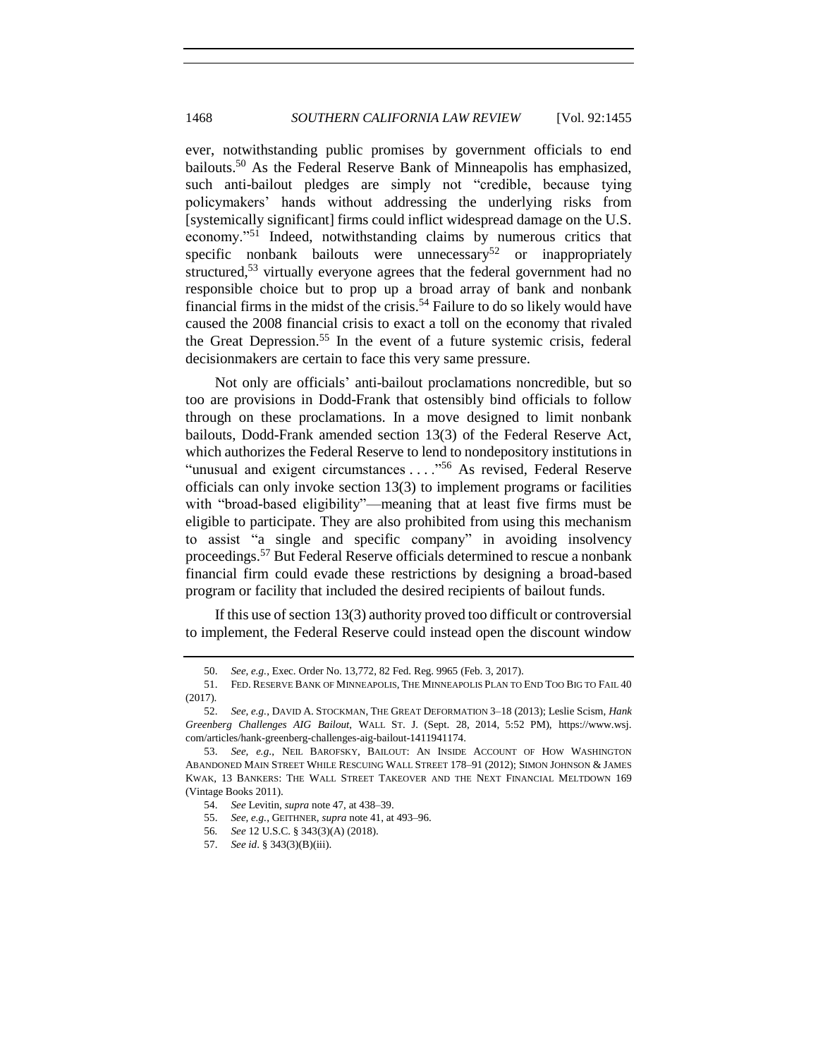ever, notwithstanding public promises by government officials to end bailouts.[50] As the Federal Reserve Bank of Minneapolis has emphasized, such anti-bailout pledges are simply not "credible, because tying policymakers' hands without addressing the underlying risks from [systemically significant] firms could inflict widespread damage on the U.S. economy."[51] Indeed, notwithstanding claims by numerous critics that specific nonbank bailouts were unnecessary[52] or inappropriately structured,[53] virtually everyone agrees that the federal government had no responsible choice but to prop up a broad array of bank and nonbank financial firms in the midst of the crisis.[54] Failure to do so likely would have caused the 2008 financial crisis to exact a toll on the economy that rivaled the Great Depression.[55] In the event of a future systemic crisis, federal decisionmakers are certain to face this very same pressure.

Not only are officials' anti-bailout proclamations noncredible, but so too are provisions in Dodd-Frank that ostensibly bind officials to follow through on these proclamations. In a move designed to limit nonbank bailouts, Dodd-Frank amended section 13(3) of the Federal Reserve Act, which authorizes the Federal Reserve to lend to nondepository institutions in "unusual and exigent circumstances . . . ."[56] As revised, Federal Reserve officials can only invoke section 13(3) to implement programs or facilities with "broad-based eligibility"—meaning that at least five firms must be eligible to participate. They are also prohibited from using this mechanism to assist "a single and specific company" in avoiding insolvency proceedings.[57] But Federal Reserve officials determined to rescue a nonbank financial firm could evade these restrictions by designing a broad-based program or facility that included the desired recipients of bailout funds.

If this use of section 13(3) authority proved too difficult or controversial to implement, the Federal Reserve could instead open the discount window

---

50. *See, e.g.*, Exec. Order No. 13,772, 82 Fed. Reg. 9965 (Feb. 3, 2017).

51. FED. RESERVE BANK OF MINNEAPOLIS, THE MINNEAPOLIS PLAN TO END TOO BIG TO FAIL 40 (2017).

52. *See, e.g.*, DAVID A. STOCKMAN, THE GREAT DEFORMATION 3–18 (2013); Leslie Scism, *Hank Greenberg Challenges AIG Bailout*, WALL ST. J. (Sept. 28, 2014, 5:52 PM), https://www.wsj.com/articles/hank-greenberg-challenges-aig-bailout-1411941174.

53. *See, e.g.*, NEIL BAROFSKY, BAILOUT: AN INSIDE ACCOUNT OF HOW WASHINGTON ABANDONED MAIN STREET WHILE RESCUING WALL STREET 178–91 (2012); SIMON JOHNSON & JAMES KWAK, 13 BANKERS: THE WALL STREET TAKEOVER AND THE NEXT FINANCIAL MELTDOWN 169 (Vintage Books 2011).

54. *See* Levitin, *supra* note 47, at 438–39.

55. *See, e.g.*, GEITHNER, *supra* note 41, at 493–96.

56. *See* 12 U.S.C. § 343(3)(A) (2018).

57. *See id*. § 343(3)(B)(iii).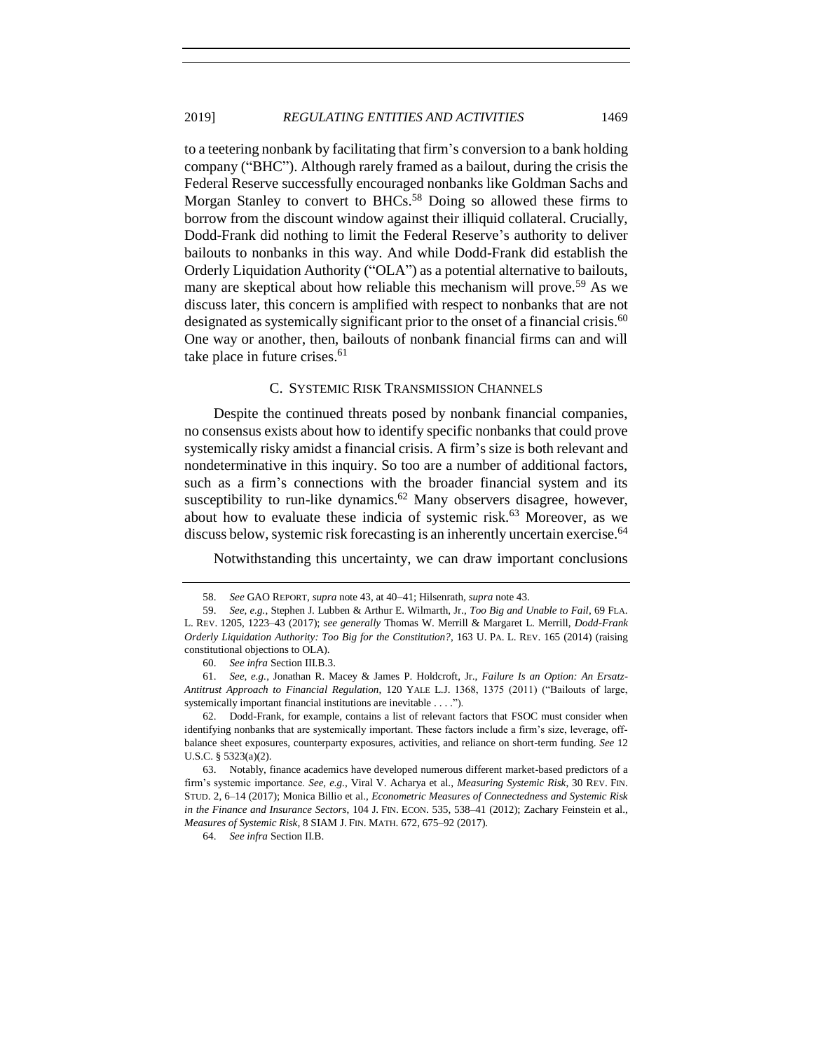to a teetering nonbank by facilitating that firm's conversion to a bank holding company ("BHC"). Although rarely framed as a bailout, during the crisis the Federal Reserve successfully encouraged nonbanks like Goldman Sachs and Morgan Stanley to convert to BHCs.[58] Doing so allowed these firms to borrow from the discount window against their illiquid collateral. Crucially, Dodd-Frank did nothing to limit the Federal Reserve's authority to deliver bailouts to nonbanks in this way. And while Dodd-Frank did establish the Orderly Liquidation Authority ("OLA") as a potential alternative to bailouts, many are skeptical about how reliable this mechanism will prove.[59] As we discuss later, this concern is amplified with respect to nonbanks that are not designated as systemically significant prior to the onset of a financial crisis.[60] One way or another, then, bailouts of nonbank financial firms can and will take place in future crises.[61]

### C. SYSTEMIC RISK TRANSMISSION CHANNELS

Despite the continued threats posed by nonbank financial companies, no consensus exists about how to identify specific nonbanks that could prove systemically risky amidst a financial crisis. A firm's size is both relevant and nondeterminative in this inquiry. So too are a number of additional factors, such as a firm's connections with the broader financial system and its susceptibility to run-like dynamics.[62] Many observers disagree, however, about how to evaluate these indicia of systemic risk.[63] Moreover, as we discuss below, systemic risk forecasting is an inherently uncertain exercise.[64]

Notwithstanding this uncertainty, we can draw important conclusions

---

58. *See* GAO REPORT, *supra* note 43, at 40–41; Hilsenrath, *supra* note 43.

59. *See, e.g.*, Stephen J. Lubben & Arthur E. Wilmarth, Jr., *Too Big and Unable to Fail*, 69 FLA. L. REV. 1205, 1223–43 (2017); *see generally* Thomas W. Merrill & Margaret L. Merrill, *Dodd-Frank Orderly Liquidation Authority: Too Big for the Constitution?*, 163 U. PA. L. REV. 165 (2014) (raising constitutional objections to OLA).

60. *See infra* Section III.B.3.

61. *See, e.g.*, Jonathan R. Macey & James P. Holdcroft, Jr., *Failure Is an Option: An Ersatz-Antitrust Approach to Financial Regulation*, 120 YALE L.J. 1368, 1375 (2011) ("Bailouts of large, systemically important financial institutions are inevitable . . . .").

62. Dodd-Frank, for example, contains a list of relevant factors that FSOC must consider when identifying nonbanks that are systemically important. These factors include a firm's size, leverage, off-balance sheet exposures, counterparty exposures, activities, and reliance on short-term funding. *See* 12 U.S.C. § 5323(a)(2).

63. Notably, finance academics have developed numerous different market-based predictors of a firm's systemic importance. *See, e.g.*, Viral V. Acharya et al., *Measuring Systemic Risk*, 30 REV. FIN. STUD. 2, 6–14 (2017); Monica Billio et al., *Econometric Measures of Connectedness and Systemic Risk in the Finance and Insurance Sectors*, 104 J. FIN. ECON. 535, 538–41 (2012); Zachary Feinstein et al., *Measures of Systemic Risk*, 8 SIAM J. FIN. MATH. 672, 675–92 (2017).

64. *See infra* Section II.B.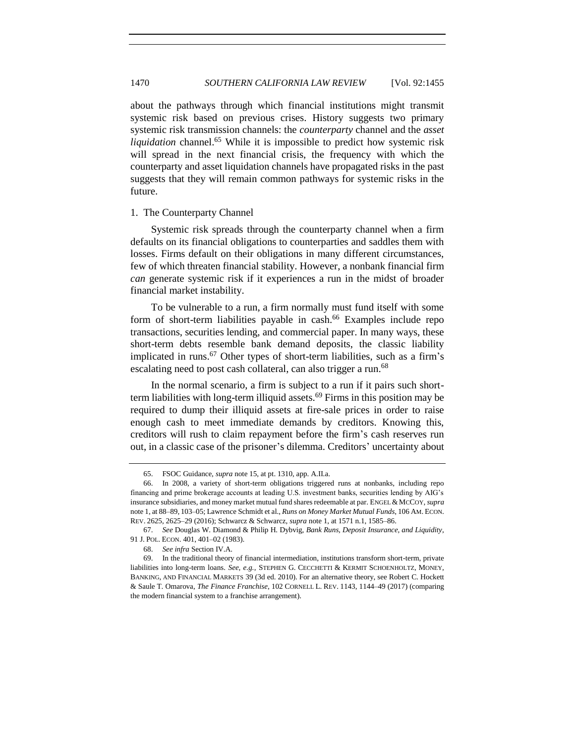about the pathways through which financial institutions might transmit systemic risk based on previous crises. History suggests two primary systemic risk transmission channels: the *counterparty* channel and the *asset liquidation* channel.[65] While it is impossible to predict how systemic risk will spread in the next financial crisis, the frequency with which the counterparty and asset liquidation channels have propagated risks in the past suggests that they will remain common pathways for systemic risks in the future.

### 1. The Counterparty Channel

Systemic risk spreads through the counterparty channel when a firm defaults on its financial obligations to counterparties and saddles them with losses. Firms default on their obligations in many different circumstances, few of which threaten financial stability. However, a nonbank financial firm *can* generate systemic risk if it experiences a run in the midst of broader financial market instability.

To be vulnerable to a run, a firm normally must fund itself with some form of short-term liabilities payable in cash.[66] Examples include repo transactions, securities lending, and commercial paper. In many ways, these short-term debts resemble bank demand deposits, the classic liability implicated in runs.[67] Other types of short-term liabilities, such as a firm's escalating need to post cash collateral, can also trigger a run.[68]

In the normal scenario, a firm is subject to a run if it pairs such short-term liabilities with long-term illiquid assets.[69] Firms in this position may be required to dump their illiquid assets at fire-sale prices in order to raise enough cash to meet immediate demands by creditors. Knowing this, creditors will rush to claim repayment before the firm's cash reserves run out, in a classic case of the prisoner's dilemma. Creditors' uncertainty about

---

65. FSOC Guidance, *supra* note 15, at pt. 1310, app. A.II.a.

66. In 2008, a variety of short-term obligations triggered runs at nonbanks, including repo financing and prime brokerage accounts at leading U.S. investment banks, securities lending by AIG's insurance subsidiaries, and money market mutual fund shares redeemable at par. ENGEL & MCCOY, *supra* note 1, at 88–89, 103–05; Lawrence Schmidt et al., *Runs on Money Market Mutual Funds*, 106 AM. ECON. REV. 2625, 2625–29 (2016); Schwarcz & Schwarcz, *supra* note 1, at 1571 n.1, 1585–86.

67. *See* Douglas W. Diamond & Philip H. Dybvig, *Bank Runs, Deposit Insurance, and Liquidity*, 91 J. POL. ECON. 401, 401–02 (1983).

68. *See infra* Section IV.A.

69. In the traditional theory of financial intermediation, institutions transform short-term, private liabilities into long-term loans. *See, e.g.*, STEPHEN G. CECCHETTI & KERMIT SCHOENHOLTZ, MONEY, BANKING, AND FINANCIAL MARKETS 39 (3d ed. 2010). For an alternative theory, see Robert C. Hockett & Saule T. Omarova, *The Finance Franchise*, 102 CORNELL L. REV. 1143, 1144–49 (2017) (comparing the modern financial system to a franchise arrangement).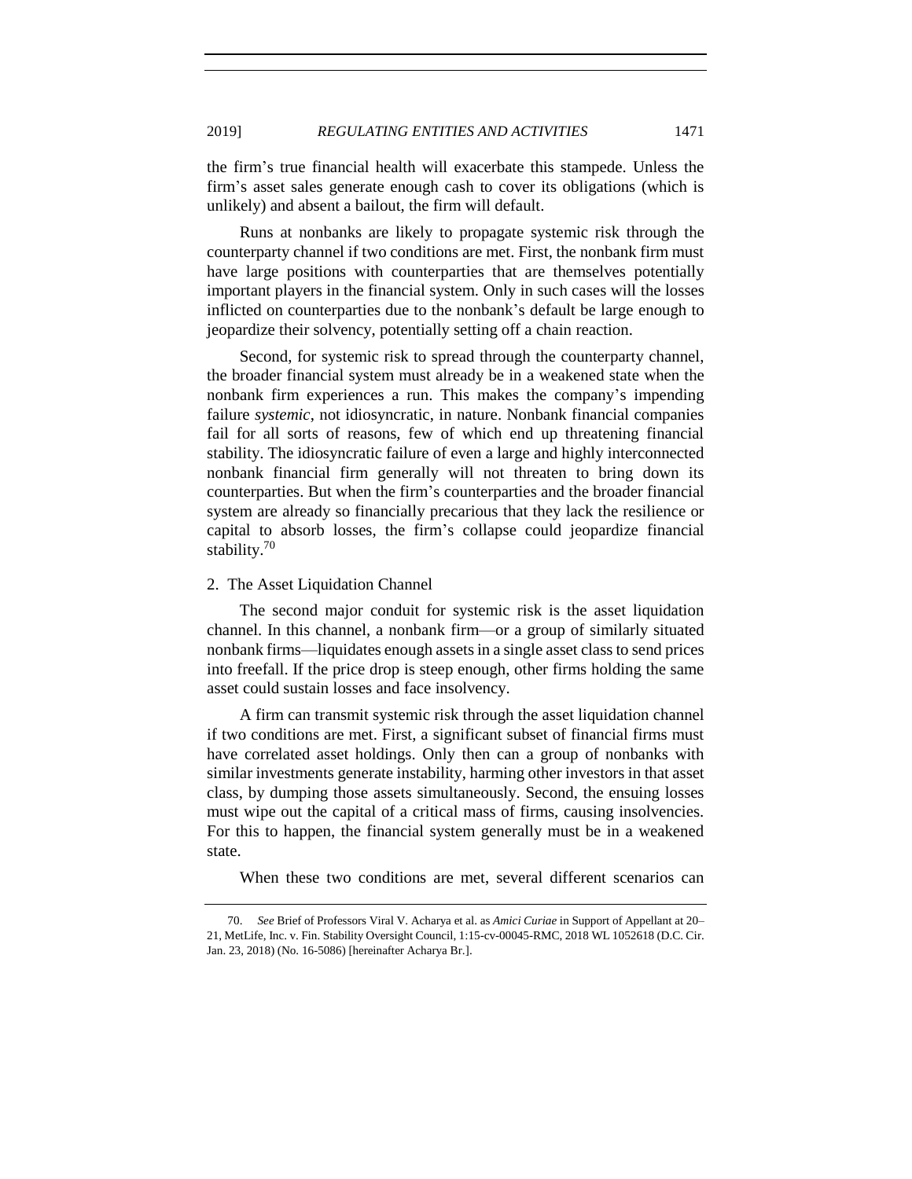the firm's true financial health will exacerbate this stampede. Unless the firm's asset sales generate enough cash to cover its obligations (which is unlikely) and absent a bailout, the firm will default.

Runs at nonbanks are likely to propagate systemic risk through the counterparty channel if two conditions are met. First, the nonbank firm must have large positions with counterparties that are themselves potentially important players in the financial system. Only in such cases will the losses inflicted on counterparties due to the nonbank's default be large enough to jeopardize their solvency, potentially setting off a chain reaction.

Second, for systemic risk to spread through the counterparty channel, the broader financial system must already be in a weakened state when the nonbank firm experiences a run. This makes the company's impending failure *systemic*, not idiosyncratic, in nature. Nonbank financial companies fail for all sorts of reasons, few of which end up threatening financial stability. The idiosyncratic failure of even a large and highly interconnected nonbank financial firm generally will not threaten to bring down its counterparties. But when the firm's counterparties and the broader financial system are already so financially precarious that they lack the resilience or capital to absorb losses, the firm's collapse could jeopardize financial stability.[70]

### 2. The Asset Liquidation Channel

The second major conduit for systemic risk is the asset liquidation channel. In this channel, a nonbank firm—or a group of similarly situated nonbank firms—liquidates enough assets in a single asset class to send prices into freefall. If the price drop is steep enough, other firms holding the same asset could sustain losses and face insolvency.

A firm can transmit systemic risk through the asset liquidation channel if two conditions are met. First, a significant subset of financial firms must have correlated asset holdings. Only then can a group of nonbanks with similar investments generate instability, harming other investors in that asset class, by dumping those assets simultaneously. Second, the ensuing losses must wipe out the capital of a critical mass of firms, causing insolvencies. For this to happen, the financial system generally must be in a weakened state.

When these two conditions are met, several different scenarios can

---

70. *See* Brief of Professors Viral V. Acharya et al. as *Amici Curiae* in Support of Appellant at 20–21, MetLife, Inc. v. Fin. Stability Oversight Council, 1:15-cv-00045-RMC, 2018 WL 1052618 (D.C. Cir. Jan. 23, 2018) (No. 16-5086) [hereinafter Acharya Br.].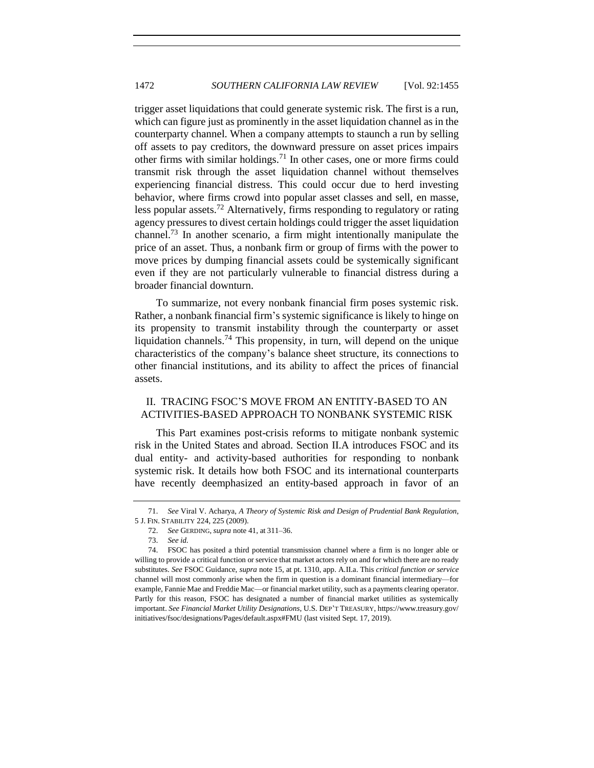trigger asset liquidations that could generate systemic risk. The first is a run, which can figure just as prominently in the asset liquidation channel as in the counterparty channel. When a company attempts to staunch a run by selling off assets to pay creditors, the downward pressure on asset prices impairs other firms with similar holdings.[71] In other cases, one or more firms could transmit risk through the asset liquidation channel without themselves experiencing financial distress. This could occur due to herd investing behavior, where firms crowd into popular asset classes and sell, en masse, less popular assets.[72] Alternatively, firms responding to regulatory or rating agency pressures to divest certain holdings could trigger the asset liquidation channel.[73] In another scenario, a firm might intentionally manipulate the price of an asset. Thus, a nonbank firm or group of firms with the power to move prices by dumping financial assets could be systemically significant even if they are not particularly vulnerable to financial distress during a broader financial downturn.

To summarize, not every nonbank financial firm poses systemic risk. Rather, a nonbank financial firm's systemic significance is likely to hinge on its propensity to transmit instability through the counterparty or asset liquidation channels.[74] This propensity, in turn, will depend on the unique characteristics of the company's balance sheet structure, its connections to other financial institutions, and its ability to affect the prices of financial assets.

## II. TRACING FSOC'S MOVE FROM AN ENTITY-BASED TO AN ACTIVITIES-BASED APPROACH TO NONBANK SYSTEMIC RISK

This Part examines post-crisis reforms to mitigate nonbank systemic risk in the United States and abroad. Section II.A introduces FSOC and its dual entity- and activity-based authorities for responding to nonbank systemic risk. It details how both FSOC and its international counterparts have recently deemphasized an entity-based approach in favor of an

---

71. *See* Viral V. Acharya, *A Theory of Systemic Risk and Design of Prudential Bank Regulation*, 5 J. FIN. STABILITY 224, 225 (2009).

72. *See* GERDING, *supra* note 41, at 311–36.

73. *See id.*

74. FSOC has posited a third potential transmission channel where a firm is no longer able or willing to provide a critical function or service that market actors rely on and for which there are no ready substitutes. *See* FSOC Guidance, *supra* note 15, at pt. 1310, app. A.II.a. This *critical function or service* channel will most commonly arise when the firm in question is a dominant financial intermediary—for example, Fannie Mae and Freddie Mac—or financial market utility, such as a payments clearing operator. Partly for this reason, FSOC has designated a number of financial market utilities as systemically important. *See Financial Market Utility Designations*, U.S. DEP'T TREASURY, https://www.treasury.gov/initiatives/fsoc/designations/Pages/default.aspx#FMU (last visited Sept. 17, 2019).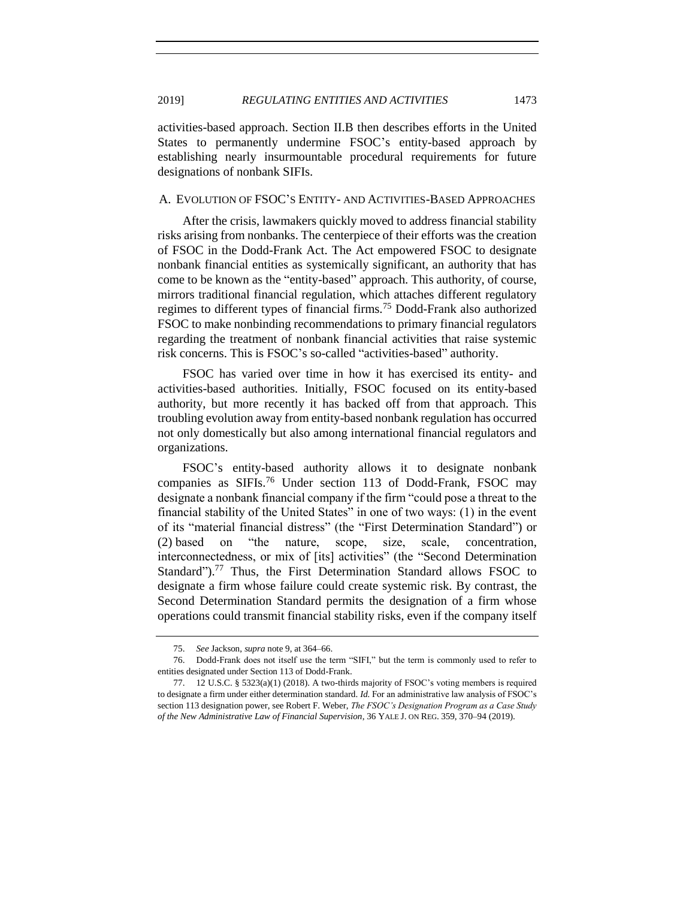activities-based approach. Section II.B then describes efforts in the United States to permanently undermine FSOC's entity-based approach by establishing nearly insurmountable procedural requirements for future designations of nonbank SIFIs.

### A. EVOLUTION OF FSOC'S ENTITY- AND ACTIVITIES-BASED APPROACHES

After the crisis, lawmakers quickly moved to address financial stability risks arising from nonbanks. The centerpiece of their efforts was the creation of FSOC in the Dodd-Frank Act. The Act empowered FSOC to designate nonbank financial entities as systemically significant, an authority that has come to be known as the "entity-based" approach. This authority, of course, mirrors traditional financial regulation, which attaches different regulatory regimes to different types of financial firms.[75] Dodd-Frank also authorized FSOC to make nonbinding recommendations to primary financial regulators regarding the treatment of nonbank financial activities that raise systemic risk concerns. This is FSOC's so-called "activities-based" authority.

FSOC has varied over time in how it has exercised its entity- and activities-based authorities. Initially, FSOC focused on its entity-based authority, but more recently it has backed off from that approach. This troubling evolution away from entity-based nonbank regulation has occurred not only domestically but also among international financial regulators and organizations.

FSOC's entity-based authority allows it to designate nonbank companies as SIFIs.[76] Under section 113 of Dodd-Frank, FSOC may designate a nonbank financial company if the firm "could pose a threat to the financial stability of the United States" in one of two ways: (1) in the event of its "material financial distress" (the "First Determination Standard") or (2) based on "the nature, scope, size, scale, concentration, interconnectedness, or mix of [its] activities" (the "Second Determination Standard").[77] Thus, the First Determination Standard allows FSOC to designate a firm whose failure could create systemic risk. By contrast, the Second Determination Standard permits the designation of a firm whose operations could transmit financial stability risks, even if the company itself

---

75. *See* Jackson, *supra* note 9, at 364–66.

76. Dodd-Frank does not itself use the term "SIFI," but the term is commonly used to refer to entities designated under Section 113 of Dodd-Frank.

77. 12 U.S.C. § 5323(a)(1) (2018). A two-thirds majority of FSOC's voting members is required to designate a firm under either determination standard. *Id.* For an administrative law analysis of FSOC's section 113 designation power, see Robert F. Weber, *The FSOC's Designation Program as a Case Study of the New Administrative Law of Financial Supervision*, 36 YALE J. ON REG. 359, 370–94 (2019).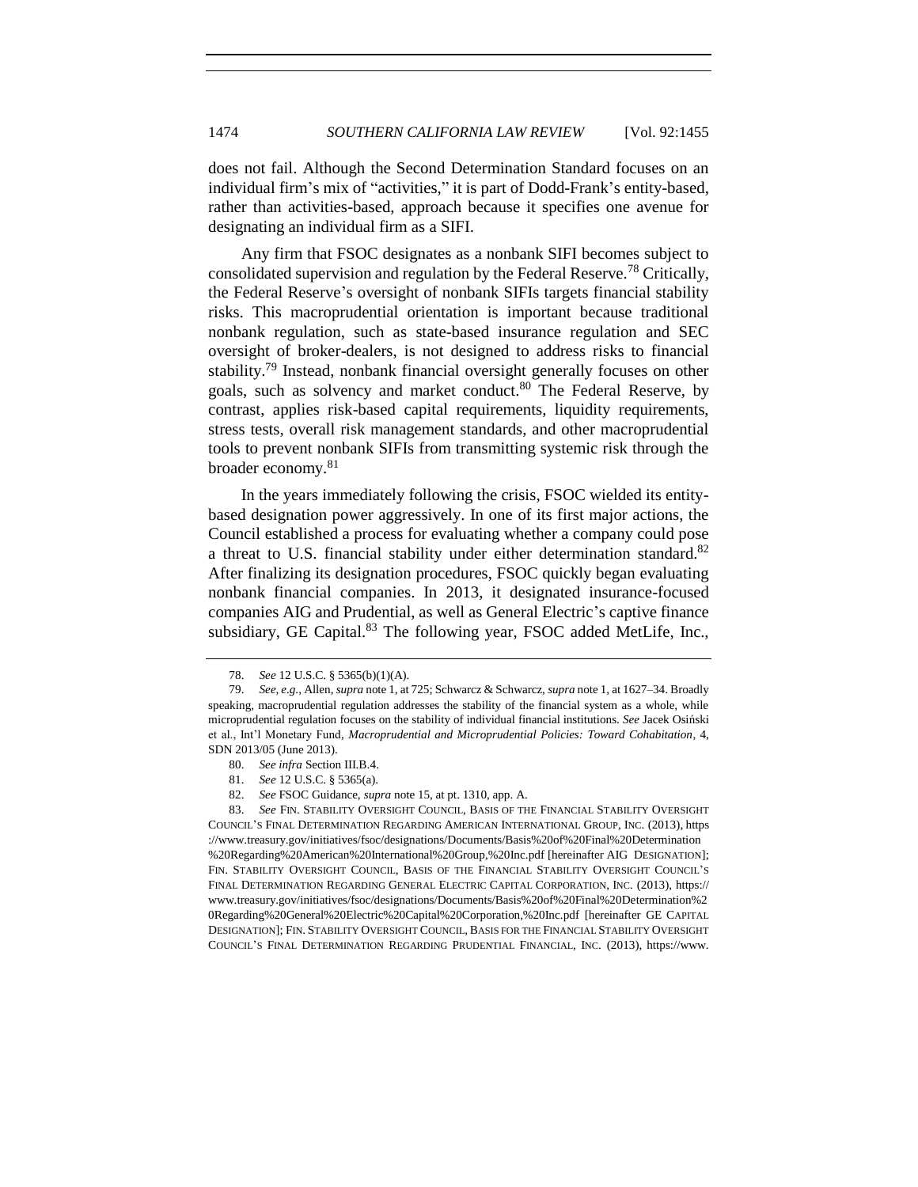does not fail. Although the Second Determination Standard focuses on an individual firm's mix of "activities," it is part of Dodd-Frank's entity-based, rather than activities-based, approach because it specifies one avenue for designating an individual firm as a SIFI.

Any firm that FSOC designates as a nonbank SIFI becomes subject to consolidated supervision and regulation by the Federal Reserve.[78] Critically, the Federal Reserve's oversight of nonbank SIFIs targets financial stability risks. This macroprudential orientation is important because traditional nonbank regulation, such as state-based insurance regulation and SEC oversight of broker-dealers, is not designed to address risks to financial stability.[79] Instead, nonbank financial oversight generally focuses on other goals, such as solvency and market conduct.[80] The Federal Reserve, by contrast, applies risk-based capital requirements, liquidity requirements, stress tests, overall risk management standards, and other macroprudential tools to prevent nonbank SIFIs from transmitting systemic risk through the broader economy.[81]

In the years immediately following the crisis, FSOC wielded its entity-based designation power aggressively. In one of its first major actions, the Council established a process for evaluating whether a company could pose a threat to U.S. financial stability under either determination standard.[82] After finalizing its designation procedures, FSOC quickly began evaluating nonbank financial companies. In 2013, it designated insurance-focused companies AIG and Prudential, as well as General Electric's captive finance subsidiary, GE Capital.[83] The following year, FSOC added MetLife, Inc.,

78. *See* 12 U.S.C. § 5365(b)(1)(A).

79. *See, e.g.*, Allen, *supra* note 1, at 725; Schwarcz & Schwarcz, *supra* note 1, at 1627–34. Broadly speaking, macroprudential regulation addresses the stability of the financial system as a whole, while microprudential regulation focuses on the stability of individual financial institutions. *See* Jacek Osiński et al., Int'l Monetary Fund, *Macroprudential and Microprudential Policies: Toward Cohabitation*, 4, SDN 2013/05 (June 2013).

80. *See infra* Section III.B.4.

81. *See* 12 U.S.C. § 5365(a).

82. *See* FSOC Guidance, *supra* note 15, at pt. 1310, app. A.

83. *See* FIN. STABILITY OVERSIGHT COUNCIL, BASIS OF THE FINANCIAL STABILITY OVERSIGHT COUNCIL'S FINAL DETERMINATION REGARDING AMERICAN INTERNATIONAL GROUP, INC. (2013), https://www.treasury.gov/initiatives/fsoc/designations/Documents/Basis%20of%20Final%20Determination%20Regarding%20American%20International%20Group,%20Inc.pdf [hereinafter AIG DESIGNATION]; FIN. STABILITY OVERSIGHT COUNCIL, BASIS OF THE FINANCIAL STABILITY OVERSIGHT COUNCIL'S FINAL DETERMINATION REGARDING GENERAL ELECTRIC CAPITAL CORPORATION, INC. (2013), https://www.treasury.gov/initiatives/fsoc/designations/Documents/Basis%20of%20Final%20Determination%20Regarding%20General%20Electric%20Capital%20Corporation,%20Inc.pdf [hereinafter GE CAPITAL DESIGNATION]; FIN. STABILITY OVERSIGHT COUNCIL, BASIS FOR THE FINANCIAL STABILITY OVERSIGHT COUNCIL'S FINAL DETERMINATION REGARDING PRUDENTIAL FINANCIAL, INC. (2013), https://www.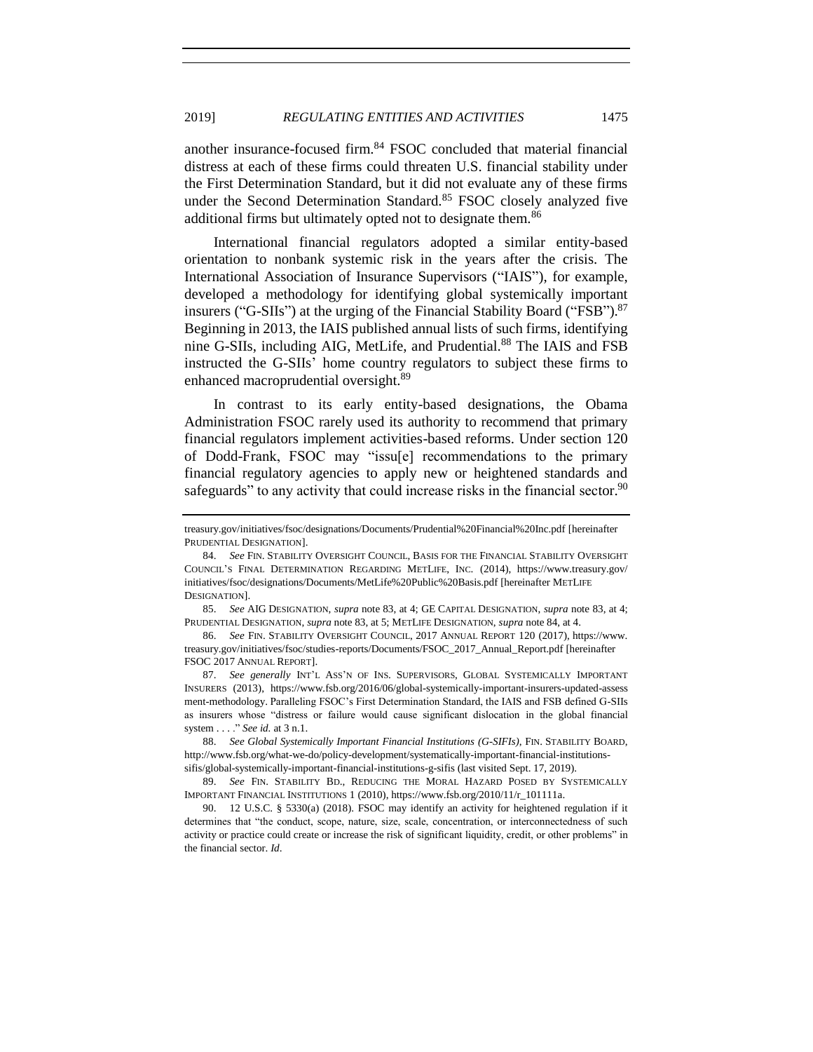another insurance-focused firm.[84] FSOC concluded that material financial distress at each of these firms could threaten U.S. financial stability under the First Determination Standard, but it did not evaluate any of these firms under the Second Determination Standard.[85] FSOC closely analyzed five additional firms but ultimately opted not to designate them.[86]

International financial regulators adopted a similar entity-based orientation to nonbank systemic risk in the years after the crisis. The International Association of Insurance Supervisors ("IAIS"), for example, developed a methodology for identifying global systemically important insurers ("G-SIIs") at the urging of the Financial Stability Board ("FSB").[87] Beginning in 2013, the IAIS published annual lists of such firms, identifying nine G-SIIs, including AIG, MetLife, and Prudential.[88] The IAIS and FSB instructed the G-SIIs' home country regulators to subject these firms to enhanced macroprudential oversight.[89]

In contrast to its early entity-based designations, the Obama Administration FSOC rarely used its authority to recommend that primary financial regulators implement activities-based reforms. Under section 120 of Dodd-Frank, FSOC may "issu[e] recommendations to the primary financial regulatory agencies to apply new or heightened standards and safeguards" to any activity that could increase risks in the financial sector.[90]

---

treasury.gov/initiatives/fsoc/designations/Documents/Prudential%20Financial%20Inc.pdf [hereinafter PRUDENTIAL DESIGNATION].

84. *See* FIN. STABILITY OVERSIGHT COUNCIL, BASIS FOR THE FINANCIAL STABILITY OVERSIGHT COUNCIL'S FINAL DETERMINATION REGARDING METLIFE, INC. (2014), https://www.treasury.gov/initiatives/fsoc/designations/Documents/MetLife%20Public%20Basis.pdf [hereinafter METLIFE DESIGNATION].

85. *See* AIG DESIGNATION, *supra* note 83, at 4; GE CAPITAL DESIGNATION, *supra* note 83, at 4; PRUDENTIAL DESIGNATION, *supra* note 83, at 5; METLIFE DESIGNATION, *supra* note 84, at 4.

86. *See* FIN. STABILITY OVERSIGHT COUNCIL, 2017 ANNUAL REPORT 120 (2017), https://www.treasury.gov/initiatives/fsoc/studies-reports/Documents/FSOC_2017_Annual_Report.pdf [hereinafter FSOC 2017 ANNUAL REPORT].

87. *See generally* INT'L ASS'N OF INS. SUPERVISORS, GLOBAL SYSTEMICALLY IMPORTANT INSURERS (2013), https://www.fsb.org/2016/06/global-systemically-important-insurers-updated-assessment-methodology. Paralleling FSOC's First Determination Standard, the IAIS and FSB defined G-SIIs as insurers whose "distress or failure would cause significant dislocation in the global financial system . . . ." *See id.* at 3 n.1.

88. *See Global Systemically Important Financial Institutions (G-SIFIs)*, FIN. STABILITY BOARD, http://www.fsb.org/what-we-do/policy-development/systematically-important-financial-institutions-sifis/global-systemically-important-financial-institutions-g-sifis (last visited Sept. 17, 2019).

89. *See* FIN. STABILITY BD., REDUCING THE MORAL HAZARD POSED BY SYSTEMICALLY IMPORTANT FINANCIAL INSTITUTIONS 1 (2010), https://www.fsb.org/2010/11/r_101111a.

90. 12 U.S.C. § 5330(a) (2018). FSOC may identify an activity for heightened regulation if it determines that "the conduct, scope, nature, size, scale, concentration, or interconnectedness of such activity or practice could create or increase the risk of significant liquidity, credit, or other problems" in the financial sector. *Id*.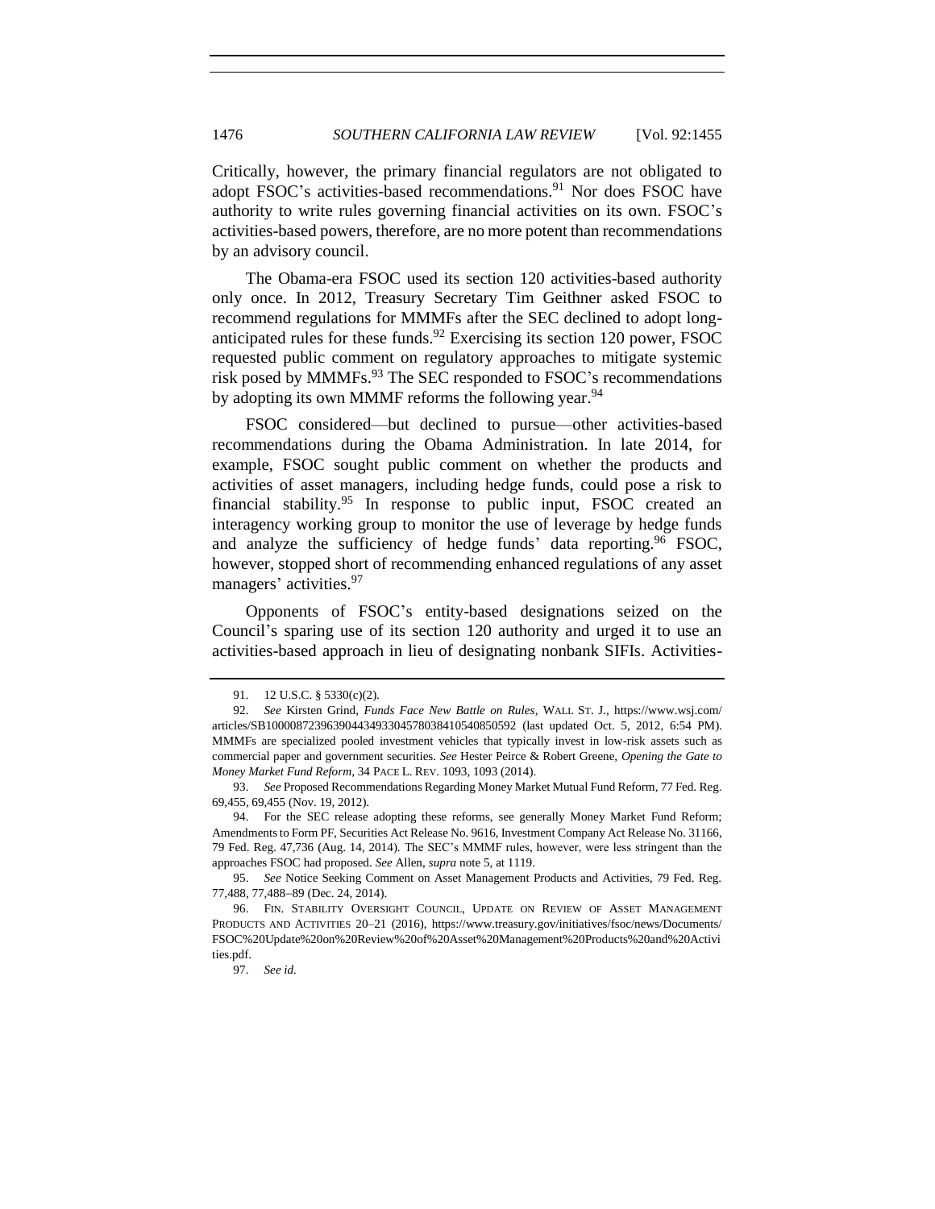Critically, however, the primary financial regulators are not obligated to adopt FSOC's activities-based recommendations.[91] Nor does FSOC have authority to write rules governing financial activities on its own. FSOC's activities-based powers, therefore, are no more potent than recommendations by an advisory council.

The Obama-era FSOC used its section 120 activities-based authority only once. In 2012, Treasury Secretary Tim Geithner asked FSOC to recommend regulations for MMMFs after the SEC declined to adopt long-anticipated rules for these funds.[92] Exercising its section 120 power, FSOC requested public comment on regulatory approaches to mitigate systemic risk posed by MMMFs.[93] The SEC responded to FSOC's recommendations by adopting its own MMMF reforms the following year.[94]

FSOC considered—but declined to pursue—other activities-based recommendations during the Obama Administration. In late 2014, for example, FSOC sought public comment on whether the products and activities of asset managers, including hedge funds, could pose a risk to financial stability.[95] In response to public input, FSOC created an interagency working group to monitor the use of leverage by hedge funds and analyze the sufficiency of hedge funds' data reporting.[96] FSOC, however, stopped short of recommending enhanced regulations of any asset managers' activities.[97]

Opponents of FSOC's entity-based designations seized on the Council's sparing use of its section 120 authority and urged it to use an activities-based approach in lieu of designating nonbank SIFIs. Activities-

---

91. 12 U.S.C. § 5330(c)(2).

92. *See* Kirsten Grind, *Funds Face New Battle on Rules*, WALL ST. J., https://www.wsj.com/articles/SB10000872396390443493304578038410540850592 (last updated Oct. 5, 2012, 6:54 PM). MMMFs are specialized pooled investment vehicles that typically invest in low-risk assets such as commercial paper and government securities. *See* Hester Peirce & Robert Greene, *Opening the Gate to Money Market Fund Reform*, 34 PACE L. REV. 1093, 1093 (2014).

93. *See* Proposed Recommendations Regarding Money Market Mutual Fund Reform, 77 Fed. Reg. 69,455, 69,455 (Nov. 19, 2012).

94. For the SEC release adopting these reforms, see generally Money Market Fund Reform; Amendments to Form PF, Securities Act Release No. 9616, Investment Company Act Release No. 31166, 79 Fed. Reg. 47,736 (Aug. 14, 2014). The SEC's MMMF rules, however, were less stringent than the approaches FSOC had proposed. *See* Allen, *supra* note 5, at 1119.

95. *See* Notice Seeking Comment on Asset Management Products and Activities, 79 Fed. Reg. 77,488, 77,488–89 (Dec. 24, 2014).

96. FIN. STABILITY OVERSIGHT COUNCIL, UPDATE ON REVIEW OF ASSET MANAGEMENT PRODUCTS AND ACTIVITIES 20–21 (2016), https://www.treasury.gov/initiatives/fsoc/news/Documents/FSOC%20Update%20on%20Review%20of%20Asset%20Management%20Products%20and%20Activities.pdf.

97. *See id.*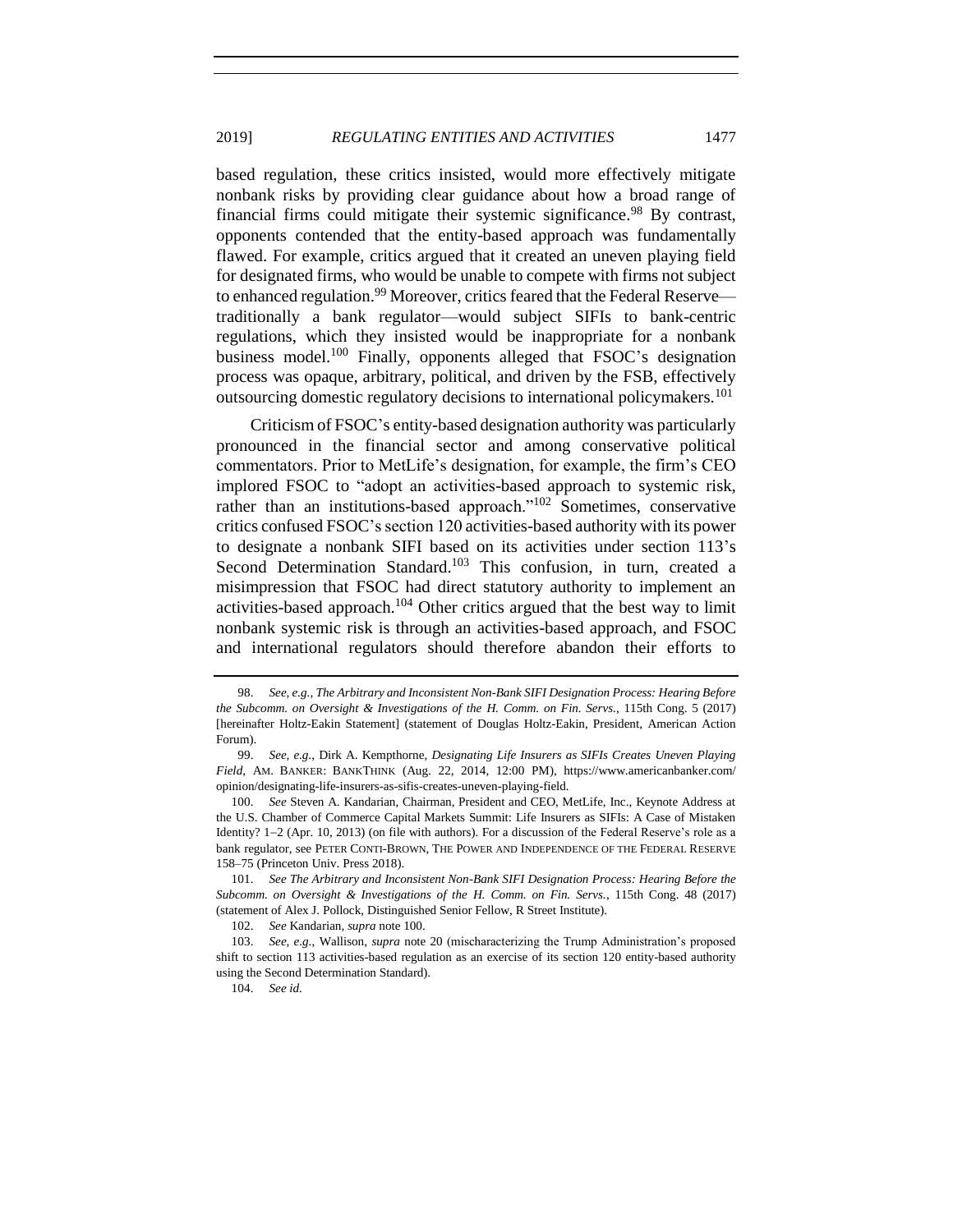based regulation, these critics insisted, would more effectively mitigate nonbank risks by providing clear guidance about how a broad range of financial firms could mitigate their systemic significance.[98] By contrast, opponents contended that the entity-based approach was fundamentally flawed. For example, critics argued that it created an uneven playing field for designated firms, who would be unable to compete with firms not subject to enhanced regulation.[99] Moreover, critics feared that the Federal Reserve—traditionally a bank regulator—would subject SIFIs to bank-centric regulations, which they insisted would be inappropriate for a nonbank business model.[100] Finally, opponents alleged that FSOC's designation process was opaque, arbitrary, political, and driven by the FSB, effectively outsourcing domestic regulatory decisions to international policymakers.[101]

Criticism of FSOC's entity-based designation authority was particularly pronounced in the financial sector and among conservative political commentators. Prior to MetLife's designation, for example, the firm's CEO implored FSOC to "adopt an activities-based approach to systemic risk, rather than an institutions-based approach."[102] Sometimes, conservative critics confused FSOC's section 120 activities-based authority with its power to designate a nonbank SIFI based on its activities under section 113's Second Determination Standard.[103] This confusion, in turn, created a misimpression that FSOC had direct statutory authority to implement an activities-based approach.[104] Other critics argued that the best way to limit nonbank systemic risk is through an activities-based approach, and FSOC and international regulators should therefore abandon their efforts to

98. *See, e.g.*, *The Arbitrary and Inconsistent Non-Bank SIFI Designation Process: Hearing Before the Subcomm. on Oversight & Investigations of the H. Comm. on Fin. Servs.*, 115th Cong. 5 (2017) [hereinafter Holtz-Eakin Statement] (statement of Douglas Holtz-Eakin, President, American Action Forum).

99. *See, e.g.*, Dirk A. Kempthorne, *Designating Life Insurers as SIFIs Creates Uneven Playing Field*, AM. BANKER: BANKTHINK (Aug. 22, 2014, 12:00 PM), https://www.americanbanker.com/opinion/designating-life-insurers-as-sifis-creates-uneven-playing-field.

100. *See* Steven A. Kandarian, Chairman, President and CEO, MetLife, Inc., Keynote Address at the U.S. Chamber of Commerce Capital Markets Summit: Life Insurers as SIFIs: A Case of Mistaken Identity? 1–2 (Apr. 10, 2013) (on file with authors). For a discussion of the Federal Reserve's role as a bank regulator, see PETER CONTI-BROWN, THE POWER AND INDEPENDENCE OF THE FEDERAL RESERVE 158–75 (Princeton Univ. Press 2018).

101. *See The Arbitrary and Inconsistent Non-Bank SIFI Designation Process: Hearing Before the Subcomm. on Oversight & Investigations of the H. Comm. on Fin. Servs.*, 115th Cong. 48 (2017) (statement of Alex J. Pollock, Distinguished Senior Fellow, R Street Institute).

102. *See* Kandarian, *supra* note 100.

103. *See, e.g.*, Wallison, *supra* note 20 (mischaracterizing the Trump Administration's proposed shift to section 113 activities-based regulation as an exercise of its section 120 entity-based authority using the Second Determination Standard).

104. *See id.*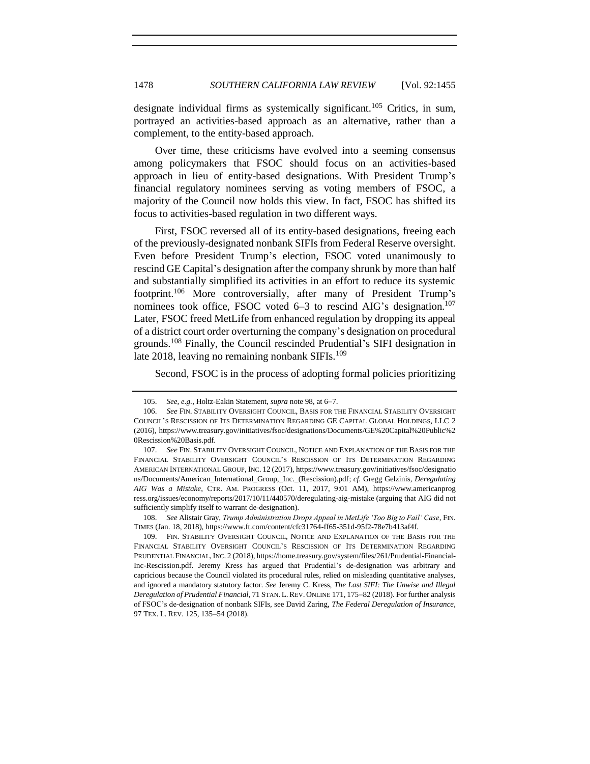designate individual firms as systemically significant.[105] Critics, in sum, portrayed an activities-based approach as an alternative, rather than a complement, to the entity-based approach.

Over time, these criticisms have evolved into a seeming consensus among policymakers that FSOC should focus on an activities-based approach in lieu of entity-based designations. With President Trump's financial regulatory nominees serving as voting members of FSOC, a majority of the Council now holds this view. In fact, FSOC has shifted its focus to activities-based regulation in two different ways.

First, FSOC reversed all of its entity-based designations, freeing each of the previously-designated nonbank SIFIs from Federal Reserve oversight. Even before President Trump's election, FSOC voted unanimously to rescind GE Capital's designation after the company shrunk by more than half and substantially simplified its activities in an effort to reduce its systemic footprint.[106] More controversially, after many of President Trump's nominees took office, FSOC voted 6–3 to rescind AIG's designation.[107] Later, FSOC freed MetLife from enhanced regulation by dropping its appeal of a district court order overturning the company's designation on procedural grounds.[108] Finally, the Council rescinded Prudential's SIFI designation in late 2018, leaving no remaining nonbank SIFIs.[109]

Second, FSOC is in the process of adopting formal policies prioritizing

---

105. *See, e.g.*, Holtz-Eakin Statement, *supra* note 98, at 6–7.

106. *See* FIN. STABILITY OVERSIGHT COUNCIL, BASIS FOR THE FINANCIAL STABILITY OVERSIGHT COUNCIL'S RESCISSION OF ITS DETERMINATION REGARDING GE CAPITAL GLOBAL HOLDINGS, LLC 2 (2016), https://www.treasury.gov/initiatives/fsoc/designations/Documents/GE%20Capital%20Public%20Rescission%20Basis.pdf.

107. *See* FIN. STABILITY OVERSIGHT COUNCIL, NOTICE AND EXPLANATION OF THE BASIS FOR THE FINANCIAL STABILITY OVERSIGHT COUNCIL'S RESCISSION OF ITS DETERMINATION REGARDING AMERICAN INTERNATIONAL GROUP, INC. 12 (2017), https://www.treasury.gov/initiatives/fsoc/designations/Documents/American_International_Group,_Inc._(Rescission).pdf; *cf.* Gregg Gelzinis, *Deregulating AIG Was a Mistake*, CTR. AM. PROGRESS (Oct. 11, 2017, 9:01 AM), https://www.americanprogress.org/issues/economy/reports/2017/10/11/440570/deregulating-aig-mistake (arguing that AIG did not sufficiently simplify itself to warrant de-designation).

108. *See* Alistair Gray, *Trump Administration Drops Appeal in MetLife 'Too Big to Fail' Case*, FIN. TIMES (Jan. 18, 2018), https://www.ft.com/content/cfc31764-ff65-351d-95f2-78e7b413af4f.

109. FIN. STABILITY OVERSIGHT COUNCIL, NOTICE AND EXPLANATION OF THE BASIS FOR THE FINANCIAL STABILITY OVERSIGHT COUNCIL'S RESCISSION OF ITS DETERMINATION REGARDING PRUDENTIAL FINANCIAL, INC. 2 (2018), https://home.treasury.gov/system/files/261/Prudential-Financial-Inc-Rescission.pdf. Jeremy Kress has argued that Prudential's de-designation was arbitrary and capricious because the Council violated its procedural rules, relied on misleading quantitative analyses, and ignored a mandatory statutory factor. *See* Jeremy C. Kress, *The Last SIFI: The Unwise and Illegal Deregulation of Prudential Financial*, 71 STAN. L. REV. ONLINE 171, 175–82 (2018). For further analysis of FSOC's de-designation of nonbank SIFIs, see David Zaring, *The Federal Deregulation of Insurance*, 97 TEX. L. REV. 125, 135–54 (2018).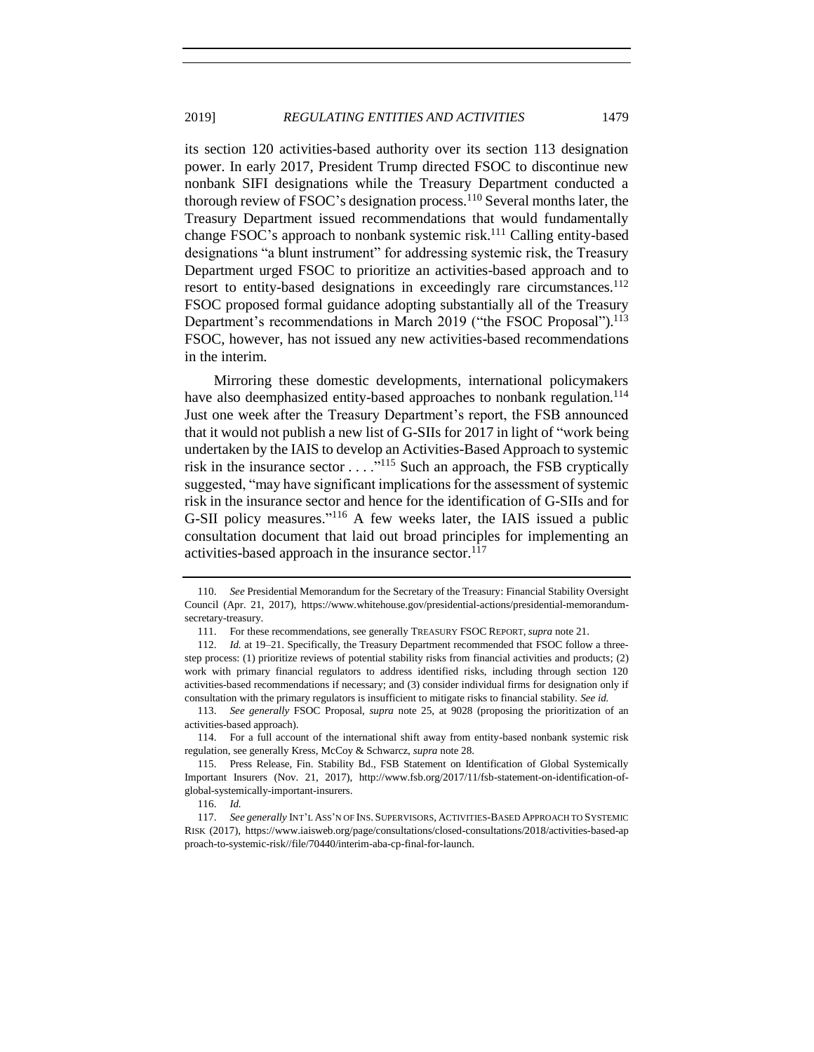its section 120 activities-based authority over its section 113 designation power. In early 2017, President Trump directed FSOC to discontinue new nonbank SIFI designations while the Treasury Department conducted a thorough review of FSOC's designation process.[110] Several months later, the Treasury Department issued recommendations that would fundamentally change FSOC's approach to nonbank systemic risk.[111] Calling entity-based designations "a blunt instrument" for addressing systemic risk, the Treasury Department urged FSOC to prioritize an activities-based approach and to resort to entity-based designations in exceedingly rare circumstances.[112] FSOC proposed formal guidance adopting substantially all of the Treasury Department's recommendations in March 2019 ("the FSOC Proposal").[113] FSOC, however, has not issued any new activities-based recommendations in the interim.

Mirroring these domestic developments, international policymakers have also deemphasized entity-based approaches to nonbank regulation.[114] Just one week after the Treasury Department's report, the FSB announced that it would not publish a new list of G-SIIs for 2017 in light of "work being undertaken by the IAIS to develop an Activities-Based Approach to systemic risk in the insurance sector . . . ."[115] Such an approach, the FSB cryptically suggested, "may have significant implications for the assessment of systemic risk in the insurance sector and hence for the identification of G-SIIs and for G-SII policy measures."[116] A few weeks later, the IAIS issued a public consultation document that laid out broad principles for implementing an activities-based approach in the insurance sector.[117]

---

110. *See* Presidential Memorandum for the Secretary of the Treasury: Financial Stability Oversight Council (Apr. 21, 2017), https://www.whitehouse.gov/presidential-actions/presidential-memorandum-secretary-treasury.

111. For these recommendations, see generally TREASURY FSOC REPORT, *supra* note 21.

112. *Id.* at 19–21. Specifically, the Treasury Department recommended that FSOC follow a three-step process: (1) prioritize reviews of potential stability risks from financial activities and products; (2) work with primary financial regulators to address identified risks, including through section 120 activities-based recommendations if necessary; and (3) consider individual firms for designation only if consultation with the primary regulators is insufficient to mitigate risks to financial stability. *See id.*

113. *See generally* FSOC Proposal, *supra* note 25, at 9028 (proposing the prioritization of an activities-based approach).

114. For a full account of the international shift away from entity-based nonbank systemic risk regulation, see generally Kress, McCoy & Schwarcz, *supra* note 28.

115. Press Release, Fin. Stability Bd., FSB Statement on Identification of Global Systemically Important Insurers (Nov. 21, 2017), http://www.fsb.org/2017/11/fsb-statement-on-identification-of-global-systemically-important-insurers.

116. *Id.*

117. *See generally* INT'L ASS'N OF INS. SUPERVISORS, ACTIVITIES-BASED APPROACH TO SYSTEMIC RISK (2017), https://www.iaisweb.org/page/consultations/closed-consultations/2018/activities-based-approach-to-systemic-risk//file/70440/interim-aba-cp-final-for-launch.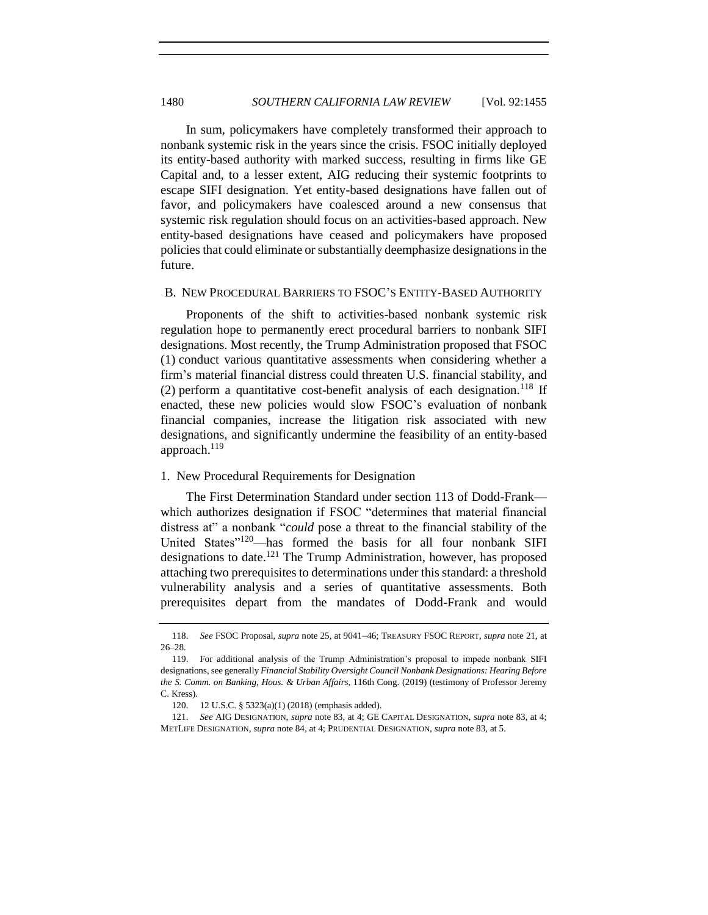In sum, policymakers have completely transformed their approach to nonbank systemic risk in the years since the crisis. FSOC initially deployed its entity-based authority with marked success, resulting in firms like GE Capital and, to a lesser extent, AIG reducing their systemic footprints to escape SIFI designation. Yet entity-based designations have fallen out of favor, and policymakers have coalesced around a new consensus that systemic risk regulation should focus on an activities-based approach. New entity-based designations have ceased and policymakers have proposed policies that could eliminate or substantially deemphasize designations in the future.

### B. New Procedural Barriers to FSOC's Entity-Based Authority

Proponents of the shift to activities-based nonbank systemic risk regulation hope to permanently erect procedural barriers to nonbank SIFI designations. Most recently, the Trump Administration proposed that FSOC (1) conduct various quantitative assessments when considering whether a firm's material financial distress could threaten U.S. financial stability, and (2) perform a quantitative cost-benefit analysis of each designation.[118] If enacted, these new policies would slow FSOC's evaluation of nonbank financial companies, increase the litigation risk associated with new designations, and significantly undermine the feasibility of an entity-based approach.[119]

#### 1. New Procedural Requirements for Designation

The First Determination Standard under section 113 of Dodd-Frank—which authorizes designation if FSOC "determines that material financial distress at" a nonbank "*could* pose a threat to the financial stability of the United States"[120]—has formed the basis for all four nonbank SIFI designations to date.[121] The Trump Administration, however, has proposed attaching two prerequisites to determinations under this standard: a threshold vulnerability analysis and a series of quantitative assessments. Both prerequisites depart from the mandates of Dodd-Frank and would

---

118. *See* FSOC Proposal, *supra* note 25, at 9041–46; Treasury FSOC Report, *supra* note 21, at 26–28.

119. For additional analysis of the Trump Administration's proposal to impede nonbank SIFI designations, see generally *Financial Stability Oversight Council Nonbank Designations: Hearing Before the S. Comm. on Banking, Hous. & Urban Affairs*, 116th Cong. (2019) (testimony of Professor Jeremy C. Kress).

120. 12 U.S.C. § 5323(a)(1) (2018) (emphasis added).

121. *See* AIG Designation, *supra* note 83, at 4; GE Capital Designation, *supra* note 83, at 4; MetLife Designation, *supra* note 84, at 4; Prudential Designation, *supra* note 83, at 5.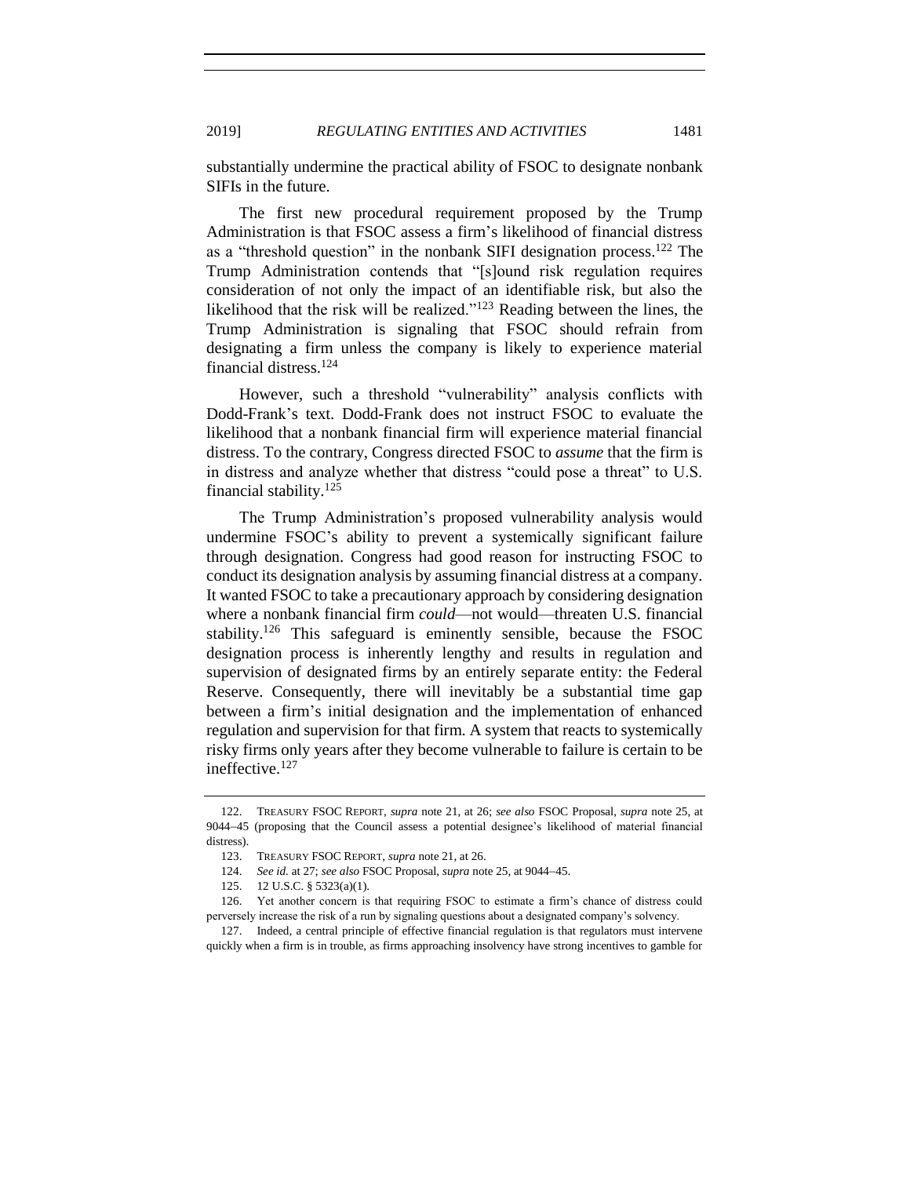substantially undermine the practical ability of FSOC to designate nonbank SIFIs in the future.

The first new procedural requirement proposed by the Trump Administration is that FSOC assess a firm's likelihood of financial distress as a "threshold question" in the nonbank SIFI designation process.[122] The Trump Administration contends that "[s]ound risk regulation requires consideration of not only the impact of an identifiable risk, but also the likelihood that the risk will be realized."[123] Reading between the lines, the Trump Administration is signaling that FSOC should refrain from designating a firm unless the company is likely to experience material financial distress.[124]

However, such a threshold "vulnerability" analysis conflicts with Dodd-Frank's text. Dodd-Frank does not instruct FSOC to evaluate the likelihood that a nonbank financial firm will experience material financial distress. To the contrary, Congress directed FSOC to *assume* that the firm is in distress and analyze whether that distress "could pose a threat" to U.S. financial stability.[125]

The Trump Administration's proposed vulnerability analysis would undermine FSOC's ability to prevent a systemically significant failure through designation. Congress had good reason for instructing FSOC to conduct its designation analysis by assuming financial distress at a company. It wanted FSOC to take a precautionary approach by considering designation where a nonbank financial firm *could*—not would—threaten U.S. financial stability.[126] This safeguard is eminently sensible, because the FSOC designation process is inherently lengthy and results in regulation and supervision of designated firms by an entirely separate entity: the Federal Reserve. Consequently, there will inevitably be a substantial time gap between a firm's initial designation and the implementation of enhanced regulation and supervision for that firm. A system that reacts to systemically risky firms only years after they become vulnerable to failure is certain to be ineffective.[127]

---

122. TREASURY FSOC REPORT, *supra* note 21, at 26; *see also* FSOC Proposal, *supra* note 25, at 9044–45 (proposing that the Council assess a potential designee's likelihood of material financial distress).

123. TREASURY FSOC REPORT, *supra* note 21, at 26.

124. *See id.* at 27; *see also* FSOC Proposal, *supra* note 25, at 9044–45.

125. 12 U.S.C. § 5323(a)(1).

126. Yet another concern is that requiring FSOC to estimate a firm's chance of distress could perversely increase the risk of a run by signaling questions about a designated company's solvency.

127. Indeed, a central principle of effective financial regulation is that regulators must intervene quickly when a firm is in trouble, as firms approaching insolvency have strong incentives to gamble for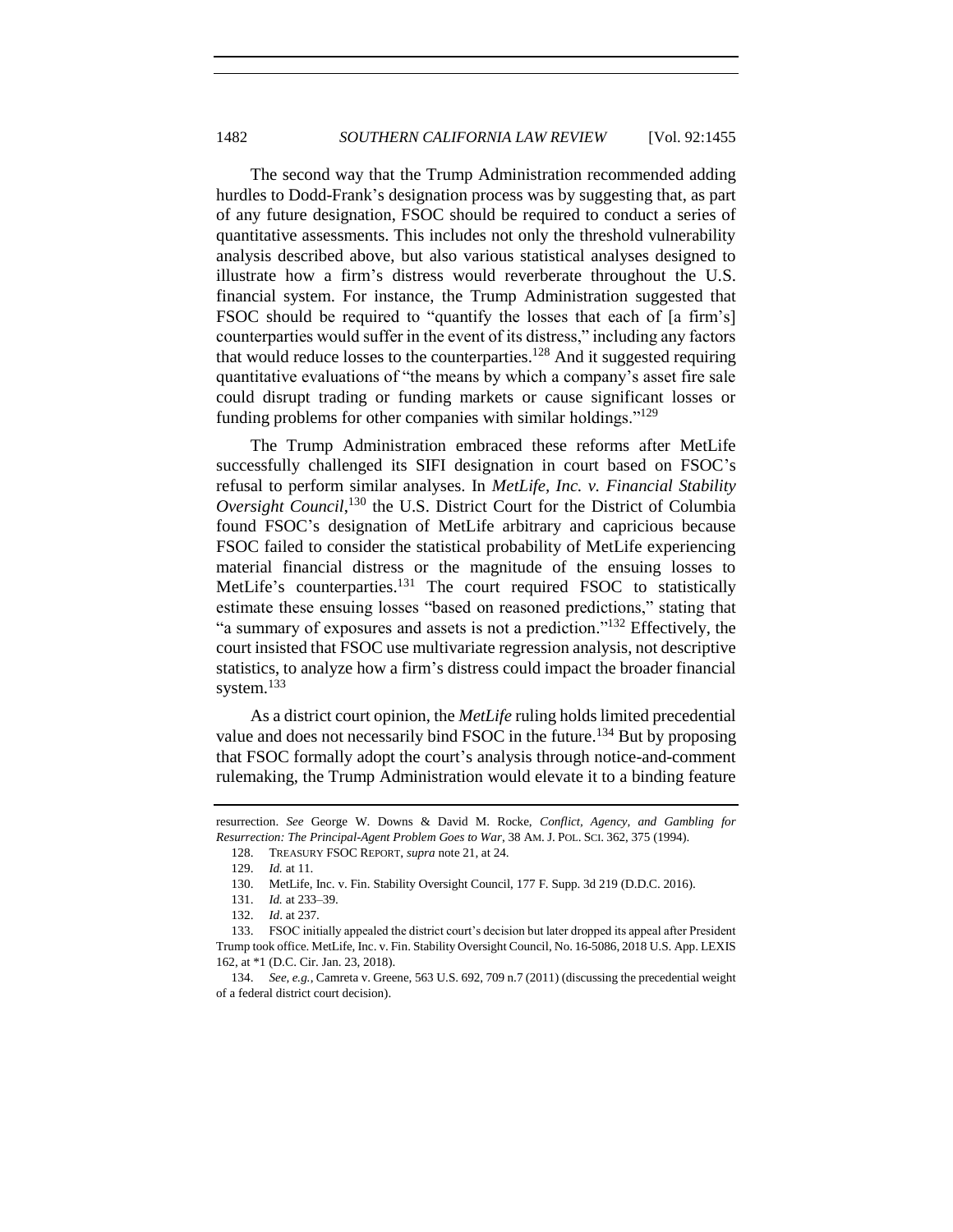The second way that the Trump Administration recommended adding hurdles to Dodd-Frank's designation process was by suggesting that, as part of any future designation, FSOC should be required to conduct a series of quantitative assessments. This includes not only the threshold vulnerability analysis described above, but also various statistical analyses designed to illustrate how a firm's distress would reverberate throughout the U.S. financial system. For instance, the Trump Administration suggested that FSOC should be required to "quantify the losses that each of [a firm's] counterparties would suffer in the event of its distress," including any factors that would reduce losses to the counterparties.[128] And it suggested requiring quantitative evaluations of "the means by which a company's asset fire sale could disrupt trading or funding markets or cause significant losses or funding problems for other companies with similar holdings."[129]

The Trump Administration embraced these reforms after MetLife successfully challenged its SIFI designation in court based on FSOC's refusal to perform similar analyses. In *MetLife, Inc. v. Financial Stability Oversight Council*,[130] the U.S. District Court for the District of Columbia found FSOC's designation of MetLife arbitrary and capricious because FSOC failed to consider the statistical probability of MetLife experiencing material financial distress or the magnitude of the ensuing losses to MetLife's counterparties.[131] The court required FSOC to statistically estimate these ensuing losses "based on reasoned predictions," stating that "a summary of exposures and assets is not a prediction."[132] Effectively, the court insisted that FSOC use multivariate regression analysis, not descriptive statistics, to analyze how a firm's distress could impact the broader financial system.[133]

As a district court opinion, the *MetLife* ruling holds limited precedential value and does not necessarily bind FSOC in the future.[134] But by proposing that FSOC formally adopt the court's analysis through notice-and-comment rulemaking, the Trump Administration would elevate it to a binding feature

---

resurrection. *See* George W. Downs & David M. Rocke, *Conflict, Agency, and Gambling for Resurrection: The Principal-Agent Problem Goes to War*, 38 AM. J. POL. SCI. 362, 375 (1994).

128. TREASURY FSOC REPORT, *supra* note 21, at 24.

129. *Id.* at 11.

130. MetLife, Inc. v. Fin. Stability Oversight Council, 177 F. Supp. 3d 219 (D.D.C. 2016).

131. *Id.* at 233–39.

132. *Id*. at 237.

133. FSOC initially appealed the district court's decision but later dropped its appeal after President Trump took office. MetLife, Inc. v. Fin. Stability Oversight Council, No. 16-5086, 2018 U.S. App. LEXIS 162, at *1 (D.C. Cir. Jan. 23, 2018).

134. *See, e.g.*, Camreta v. Greene, 563 U.S. 692, 709 n.7 (2011) (discussing the precedential weight of a federal district court decision).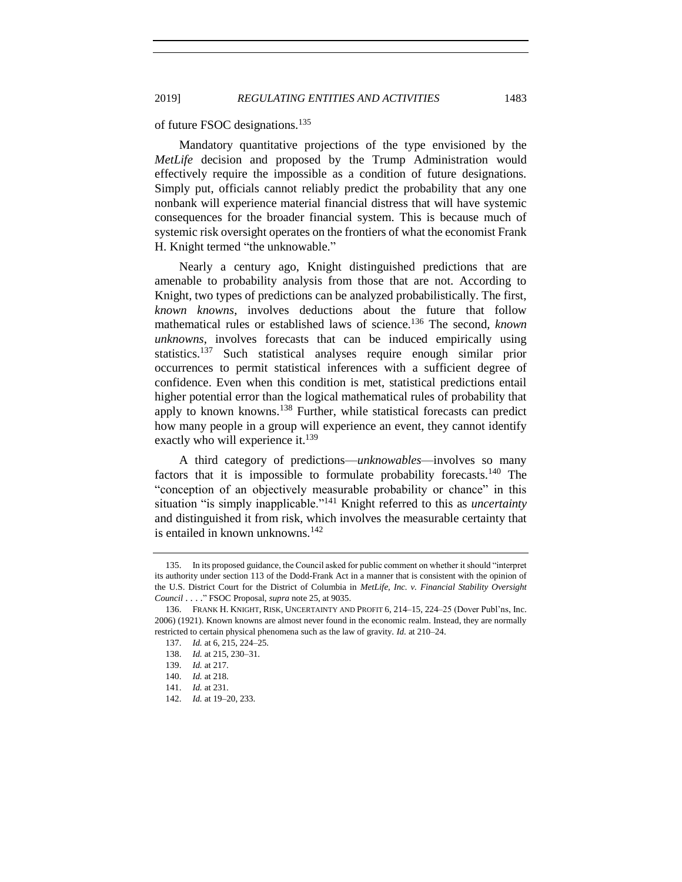of future FSOC designations.[135]

Mandatory quantitative projections of the type envisioned by the *MetLife* decision and proposed by the Trump Administration would effectively require the impossible as a condition of future designations. Simply put, officials cannot reliably predict the probability that any one nonbank will experience material financial distress that will have systemic consequences for the broader financial system. This is because much of systemic risk oversight operates on the frontiers of what the economist Frank H. Knight termed "the unknowable."

Nearly a century ago, Knight distinguished predictions that are amenable to probability analysis from those that are not. According to Knight, two types of predictions can be analyzed probabilistically. The first, *known knowns*, involves deductions about the future that follow mathematical rules or established laws of science.[136] The second, *known unknowns*, involves forecasts that can be induced empirically using statistics.[137] Such statistical analyses require enough similar prior occurrences to permit statistical inferences with a sufficient degree of confidence. Even when this condition is met, statistical predictions entail higher potential error than the logical mathematical rules of probability that apply to known knowns.[138] Further, while statistical forecasts can predict how many people in a group will experience an event, they cannot identify exactly who will experience it.[139]

A third category of predictions—*unknowables*—involves so many factors that it is impossible to formulate probability forecasts.[140] The "conception of an objectively measurable probability or chance" in this situation "is simply inapplicable."[141] Knight referred to this as *uncertainty* and distinguished it from risk, which involves the measurable certainty that is entailed in known unknowns.[142]

---

135. In its proposed guidance, the Council asked for public comment on whether it should "interpret its authority under section 113 of the Dodd-Frank Act in a manner that is consistent with the opinion of the U.S. District Court for the District of Columbia in *MetLife, Inc. v. Financial Stability Oversight Council* . . . ." FSOC Proposal, *supra* note 25, at 9035.

136. FRANK H. KNIGHT, RISK, UNCERTAINTY AND PROFIT 6, 214–15, 224–25 (Dover Publ'ns, Inc. 2006) (1921). Known knowns are almost never found in the economic realm. Instead, they are normally restricted to certain physical phenomena such as the law of gravity. *Id.* at 210–24.

137. *Id.* at 6, 215, 224–25.

138. *Id.* at 215, 230–31.

139. *Id.* at 217.

140. *Id.* at 218.

141. *Id.* at 231.

142. *Id.* at 19–20, 233.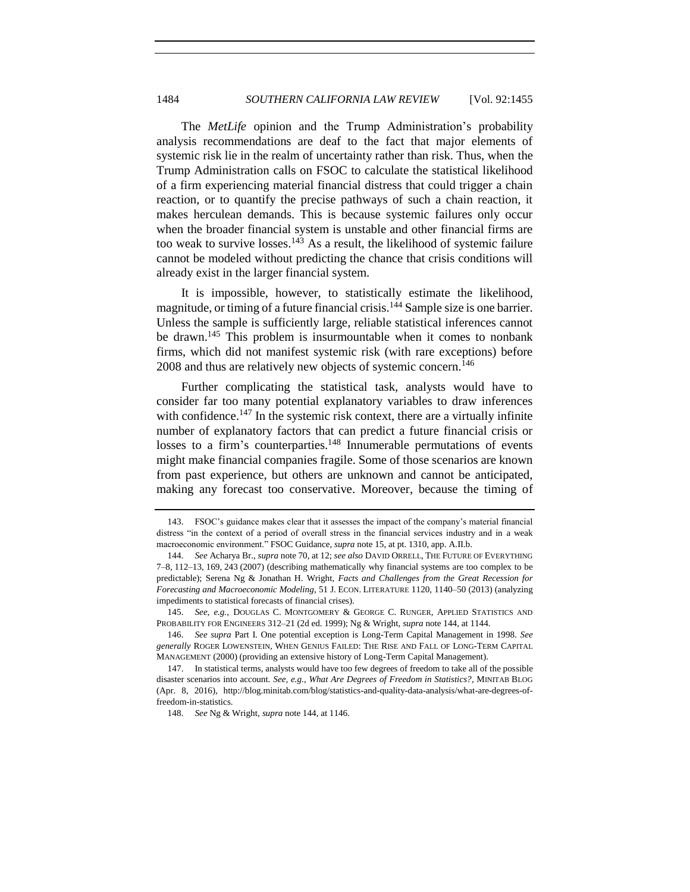The *MetLife* opinion and the Trump Administration's probability analysis recommendations are deaf to the fact that major elements of systemic risk lie in the realm of uncertainty rather than risk. Thus, when the Trump Administration calls on FSOC to calculate the statistical likelihood of a firm experiencing material financial distress that could trigger a chain reaction, or to quantify the precise pathways of such a chain reaction, it makes herculean demands. This is because systemic failures only occur when the broader financial system is unstable and other financial firms are too weak to survive losses.[143] As a result, the likelihood of systemic failure cannot be modeled without predicting the chance that crisis conditions will already exist in the larger financial system.

It is impossible, however, to statistically estimate the likelihood, magnitude, or timing of a future financial crisis.[144] Sample size is one barrier. Unless the sample is sufficiently large, reliable statistical inferences cannot be drawn.[145] This problem is insurmountable when it comes to nonbank firms, which did not manifest systemic risk (with rare exceptions) before 2008 and thus are relatively new objects of systemic concern.[146]

Further complicating the statistical task, analysts would have to consider far too many potential explanatory variables to draw inferences with confidence.[147] In the systemic risk context, there are a virtually infinite number of explanatory factors that can predict a future financial crisis or losses to a firm's counterparties.[148] Innumerable permutations of events might make financial companies fragile. Some of those scenarios are known from past experience, but others are unknown and cannot be anticipated, making any forecast too conservative. Moreover, because the timing of

---

143. FSOC's guidance makes clear that it assesses the impact of the company's material financial distress "in the context of a period of overall stress in the financial services industry and in a weak macroeconomic environment." FSOC Guidance, *supra* note 15, at pt. 1310, app. A.II.b.

144. *See* Acharya Br., *supra* note 70, at 12; *see also* DAVID ORRELL, THE FUTURE OF EVERYTHING 7–8, 112–13, 169, 243 (2007) (describing mathematically why financial systems are too complex to be predictable); Serena Ng & Jonathan H. Wright, *Facts and Challenges from the Great Recession for Forecasting and Macroeconomic Modeling*, 51 J. ECON. LITERATURE 1120, 1140–50 (2013) (analyzing impediments to statistical forecasts of financial crises).

145. *See, e.g.*, DOUGLAS C. MONTGOMERY & GEORGE C. RUNGER, APPLIED STATISTICS AND PROBABILITY FOR ENGINEERS 312–21 (2d ed. 1999); Ng & Wright, *supra* note 144, at 1144.

146. *See supra* Part I. One potential exception is Long-Term Capital Management in 1998. *See generally* ROGER LOWENSTEIN, WHEN GENIUS FAILED: THE RISE AND FALL OF LONG-TERM CAPITAL MANAGEMENT (2000) (providing an extensive history of Long-Term Capital Management).

147. In statistical terms, analysts would have too few degrees of freedom to take all of the possible disaster scenarios into account. *See, e.g.*, *What Are Degrees of Freedom in Statistics?*, MINITAB BLOG (Apr. 8, 2016), http://blog.minitab.com/blog/statistics-and-quality-data-analysis/what-are-degrees-of-freedom-in-statistics.

148. *See* Ng & Wright, *supra* note 144, at 1146.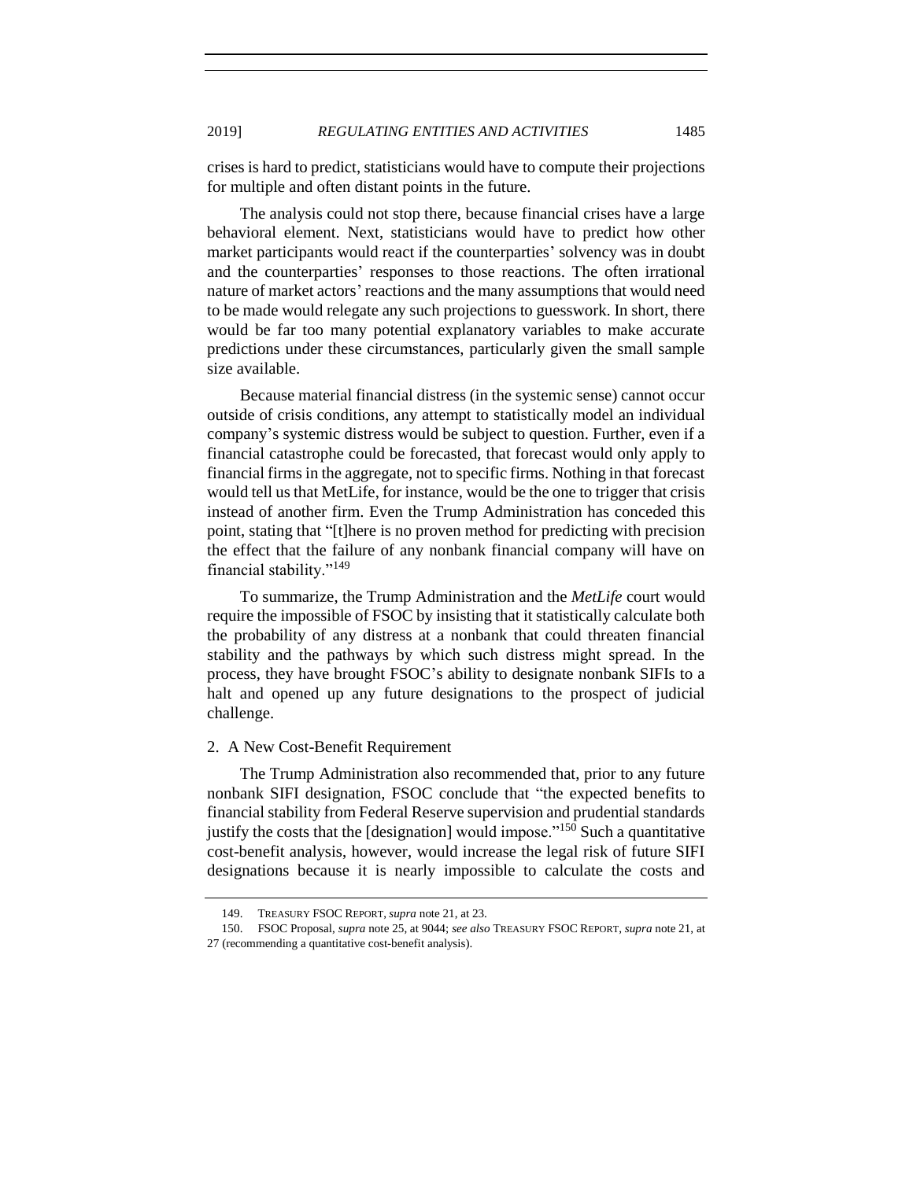crises is hard to predict, statisticians would have to compute their projections for multiple and often distant points in the future.

The analysis could not stop there, because financial crises have a large behavioral element. Next, statisticians would have to predict how other market participants would react if the counterparties' solvency was in doubt and the counterparties' responses to those reactions. The often irrational nature of market actors' reactions and the many assumptions that would need to be made would relegate any such projections to guesswork. In short, there would be far too many potential explanatory variables to make accurate predictions under these circumstances, particularly given the small sample size available.

Because material financial distress (in the systemic sense) cannot occur outside of crisis conditions, any attempt to statistically model an individual company's systemic distress would be subject to question. Further, even if a financial catastrophe could be forecasted, that forecast would only apply to financial firms in the aggregate, not to specific firms. Nothing in that forecast would tell us that MetLife, for instance, would be the one to trigger that crisis instead of another firm. Even the Trump Administration has conceded this point, stating that "[t]here is no proven method for predicting with precision the effect that the failure of any nonbank financial company will have on financial stability."[149]

To summarize, the Trump Administration and the *MetLife* court would require the impossible of FSOC by insisting that it statistically calculate both the probability of any distress at a nonbank that could threaten financial stability and the pathways by which such distress might spread. In the process, they have brought FSOC's ability to designate nonbank SIFIs to a halt and opened up any future designations to the prospect of judicial challenge.

### 2. A New Cost-Benefit Requirement

The Trump Administration also recommended that, prior to any future nonbank SIFI designation, FSOC conclude that "the expected benefits to financial stability from Federal Reserve supervision and prudential standards justify the costs that the [designation] would impose."[150] Such a quantitative cost-benefit analysis, however, would increase the legal risk of future SIFI designations because it is nearly impossible to calculate the costs and

149. TREASURY FSOC REPORT, *supra* note 21, at 23.

150. FSOC Proposal, *supra* note 25, at 9044; *see also* TREASURY FSOC REPORT, *supra* note 21, at 27 (recommending a quantitative cost-benefit analysis).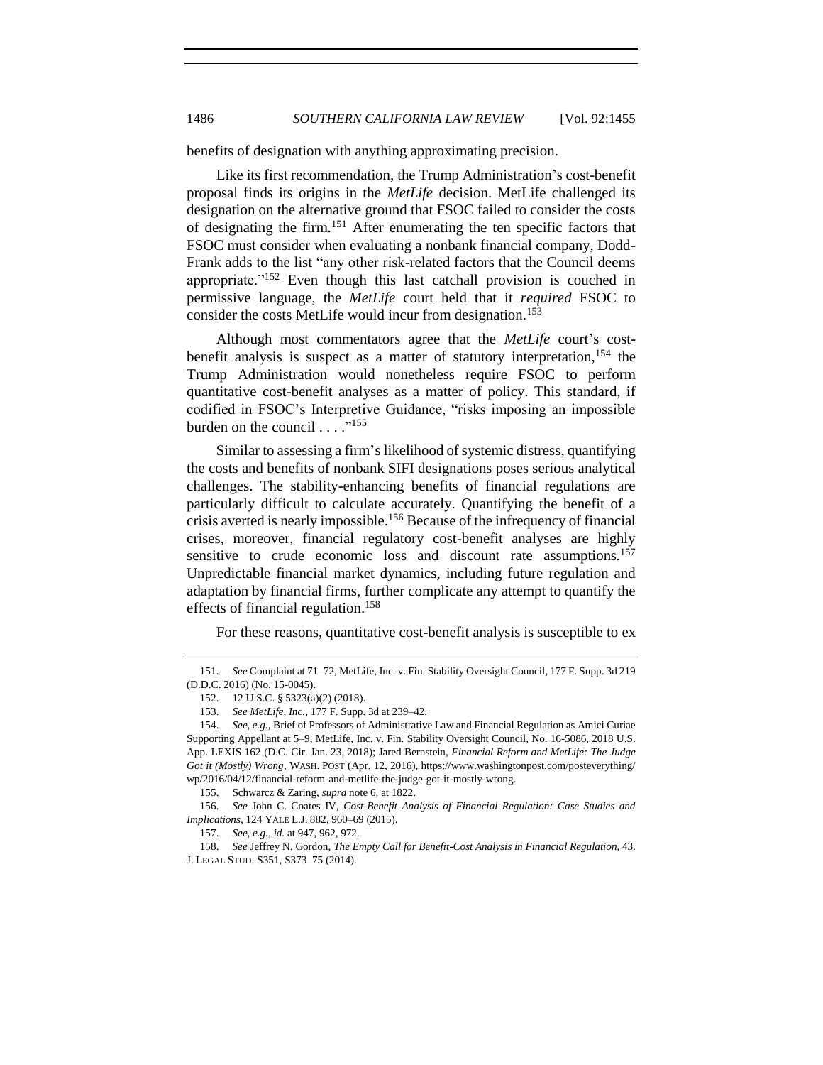benefits of designation with anything approximating precision.

Like its first recommendation, the Trump Administration's cost-benefit proposal finds its origins in the *MetLife* decision. MetLife challenged its designation on the alternative ground that FSOC failed to consider the costs of designating the firm.[151] After enumerating the ten specific factors that FSOC must consider when evaluating a nonbank financial company, Dodd-Frank adds to the list "any other risk-related factors that the Council deems appropriate."[152] Even though this last catchall provision is couched in permissive language, the *MetLife* court held that it *required* FSOC to consider the costs MetLife would incur from designation.[153]

Although most commentators agree that the *MetLife* court's cost-benefit analysis is suspect as a matter of statutory interpretation,[154] the Trump Administration would nonetheless require FSOC to perform quantitative cost-benefit analyses as a matter of policy. This standard, if codified in FSOC's Interpretive Guidance, "risks imposing an impossible burden on the council . . . ."[155]

Similar to assessing a firm's likelihood of systemic distress, quantifying the costs and benefits of nonbank SIFI designations poses serious analytical challenges. The stability-enhancing benefits of financial regulations are particularly difficult to calculate accurately. Quantifying the benefit of a crisis averted is nearly impossible.[156] Because of the infrequency of financial crises, moreover, financial regulatory cost-benefit analyses are highly sensitive to crude economic loss and discount rate assumptions.[157] Unpredictable financial market dynamics, including future regulation and adaptation by financial firms, further complicate any attempt to quantify the effects of financial regulation.[158]

For these reasons, quantitative cost-benefit analysis is susceptible to ex

---

151. *See* Complaint at 71–72, MetLife, Inc. v. Fin. Stability Oversight Council, 177 F. Supp. 3d 219 (D.D.C. 2016) (No. 15-0045).

152. 12 U.S.C. § 5323(a)(2) (2018).

153. *See MetLife, Inc.*, 177 F. Supp. 3d at 239–42.

154. *See, e.g.*, Brief of Professors of Administrative Law and Financial Regulation as Amici Curiae Supporting Appellant at 5–9, MetLife, Inc. v. Fin. Stability Oversight Council, No. 16-5086, 2018 U.S. App. LEXIS 162 (D.C. Cir. Jan. 23, 2018); Jared Bernstein, *Financial Reform and MetLife: The Judge Got it (Mostly) Wrong*, WASH. POST (Apr. 12, 2016), https://www.washingtonpost.com/posteverything/wp/2016/04/12/financial-reform-and-metlife-the-judge-got-it-mostly-wrong.

155. Schwarcz & Zaring, *supra* note 6, at 1822.

156. *See* John C. Coates IV, *Cost-Benefit Analysis of Financial Regulation: Case Studies and Implications*, 124 YALE L.J. 882, 960–69 (2015).

157. *See, e.g.*, *id.* at 947, 962, 972.

158. *See* Jeffrey N. Gordon, *The Empty Call for Benefit-Cost Analysis in Financial Regulation*, 43. J. LEGAL STUD. S351, S373–75 (2014).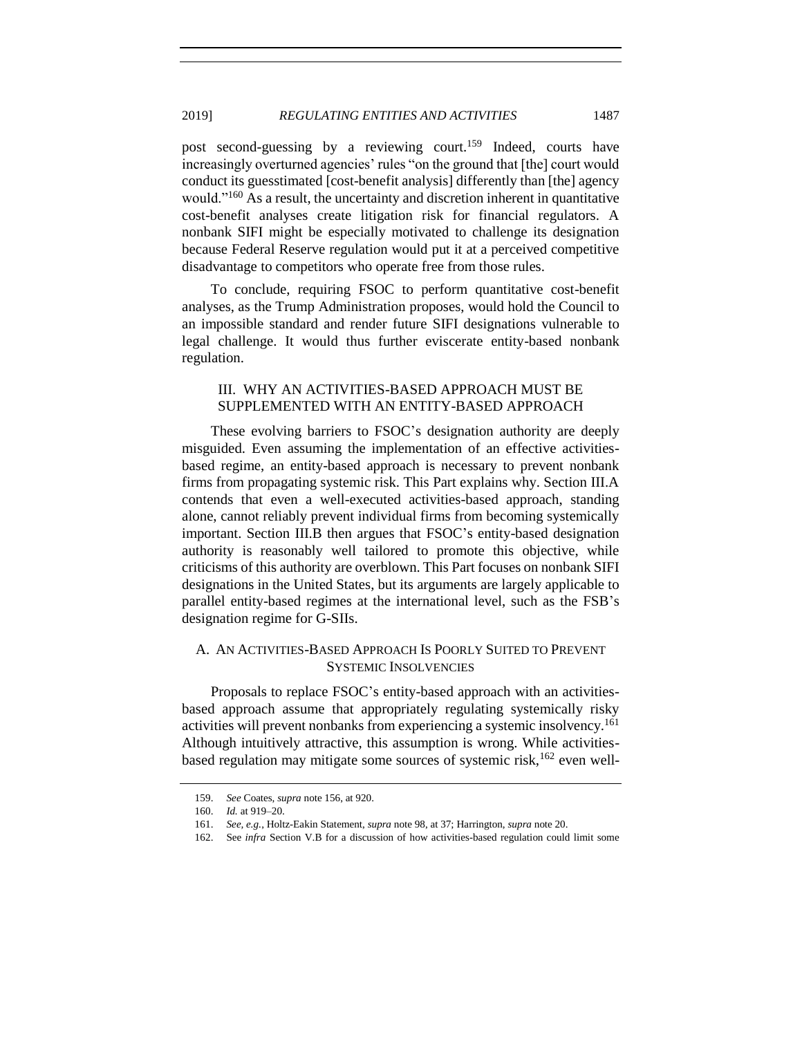post second-guessing by a reviewing court.[159] Indeed, courts have increasingly overturned agencies' rules "on the ground that [the] court would conduct its guesstimated [cost-benefit analysis] differently than [the] agency would."[160] As a result, the uncertainty and discretion inherent in quantitative cost-benefit analyses create litigation risk for financial regulators. A nonbank SIFI might be especially motivated to challenge its designation because Federal Reserve regulation would put it at a perceived competitive disadvantage to competitors who operate free from those rules.

To conclude, requiring FSOC to perform quantitative cost-benefit analyses, as the Trump Administration proposes, would hold the Council to an impossible standard and render future SIFI designations vulnerable to legal challenge. It would thus further eviscerate entity-based nonbank regulation.

## III. WHY AN ACTIVITIES-BASED APPROACH MUST BE SUPPLEMENTED WITH AN ENTITY-BASED APPROACH

These evolving barriers to FSOC's designation authority are deeply misguided. Even assuming the implementation of an effective activities-based regime, an entity-based approach is necessary to prevent nonbank firms from propagating systemic risk. This Part explains why. Section III.A contends that even a well-executed activities-based approach, standing alone, cannot reliably prevent individual firms from becoming systemically important. Section III.B then argues that FSOC's entity-based designation authority is reasonably well tailored to promote this objective, while criticisms of this authority are overblown. This Part focuses on nonbank SIFI designations in the United States, but its arguments are largely applicable to parallel entity-based regimes at the international level, such as the FSB's designation regime for G-SIIs.

### A. An Activities-Based Approach Is Poorly Suited to Prevent Systemic Insolvencies

Proposals to replace FSOC's entity-based approach with an activities-based approach assume that appropriately regulating systemically risky activities will prevent nonbanks from experiencing a systemic insolvency.[161] Although intuitively attractive, this assumption is wrong. While activities-based regulation may mitigate some sources of systemic risk,[162] even well-

---

159. *See* Coates, *supra* note 156, at 920.

160. *Id.* at 919–20.

161. *See, e.g.*, Holtz-Eakin Statement, *supra* note 98, at 37; Harrington, *supra* note 20.

162. See *infra* Section V.B for a discussion of how activities-based regulation could limit some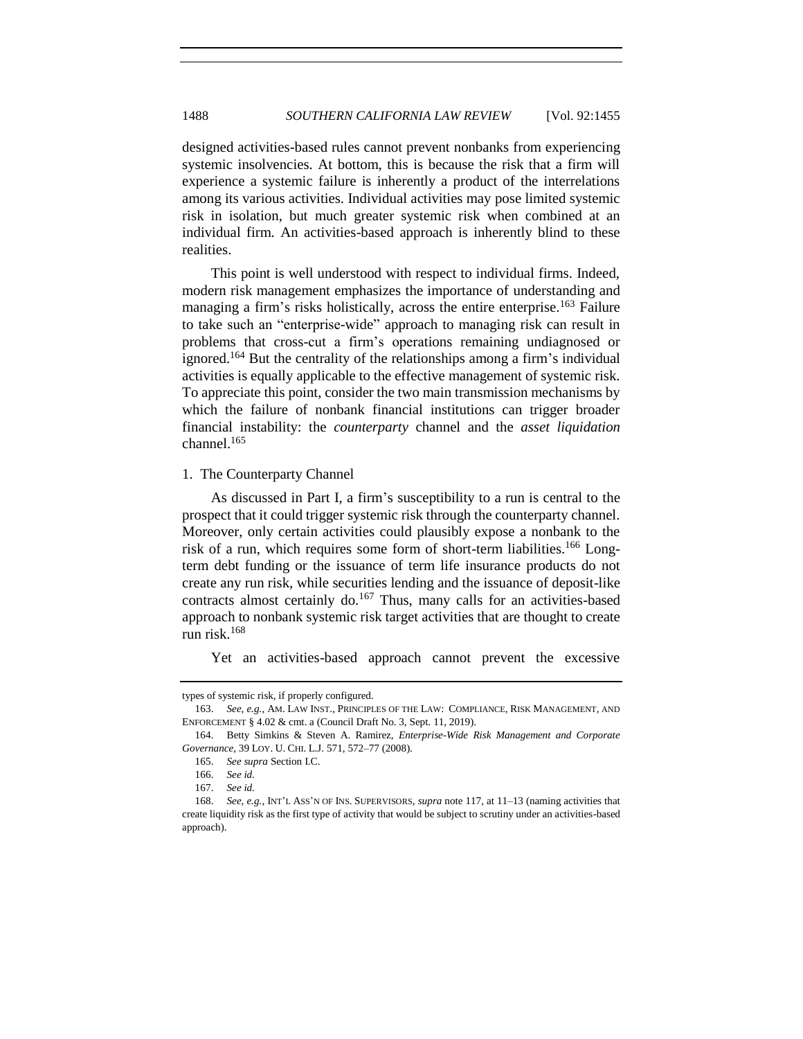designed activities-based rules cannot prevent nonbanks from experiencing systemic insolvencies. At bottom, this is because the risk that a firm will experience a systemic failure is inherently a product of the interrelations among its various activities. Individual activities may pose limited systemic risk in isolation, but much greater systemic risk when combined at an individual firm. An activities-based approach is inherently blind to these realities.

This point is well understood with respect to individual firms. Indeed, modern risk management emphasizes the importance of understanding and managing a firm's risks holistically, across the entire enterprise.[163] Failure to take such an "enterprise-wide" approach to managing risk can result in problems that cross-cut a firm's operations remaining undiagnosed or ignored.[164] But the centrality of the relationships among a firm's individual activities is equally applicable to the effective management of systemic risk. To appreciate this point, consider the two main transmission mechanisms by which the failure of nonbank financial institutions can trigger broader financial instability: the *counterparty* channel and the *asset liquidation* channel.[165]

1. The Counterparty Channel

As discussed in Part I, a firm's susceptibility to a run is central to the prospect that it could trigger systemic risk through the counterparty channel. Moreover, only certain activities could plausibly expose a nonbank to the risk of a run, which requires some form of short-term liabilities.[166] Long-term debt funding or the issuance of term life insurance products do not create any run risk, while securities lending and the issuance of deposit-like contracts almost certainly do.[167] Thus, many calls for an activities-based approach to nonbank systemic risk target activities that are thought to create run risk.[168]

Yet an activities-based approach cannot prevent the excessive

---

types of systemic risk, if properly configured.

163. *See, e.g.*, AM. LAW INST., PRINCIPLES OF THE LAW: COMPLIANCE, RISK MANAGEMENT, AND ENFORCEMENT § 4.02 & cmt. a (Council Draft No. 3, Sept. 11, 2019).

164. Betty Simkins & Steven A. Ramirez, *Enterprise-Wide Risk Management and Corporate Governance*, 39 LOY. U. CHI. L.J. 571, 572–77 (2008).

165. *See supra* Section I.C.

166. *See id.*

167. *See id.*

168. *See, e.g.*, INT'L ASS'N OF INS. SUPERVISORS, *supra* note 117, at 11–13 (naming activities that create liquidity risk as the first type of activity that would be subject to scrutiny under an activities-based approach).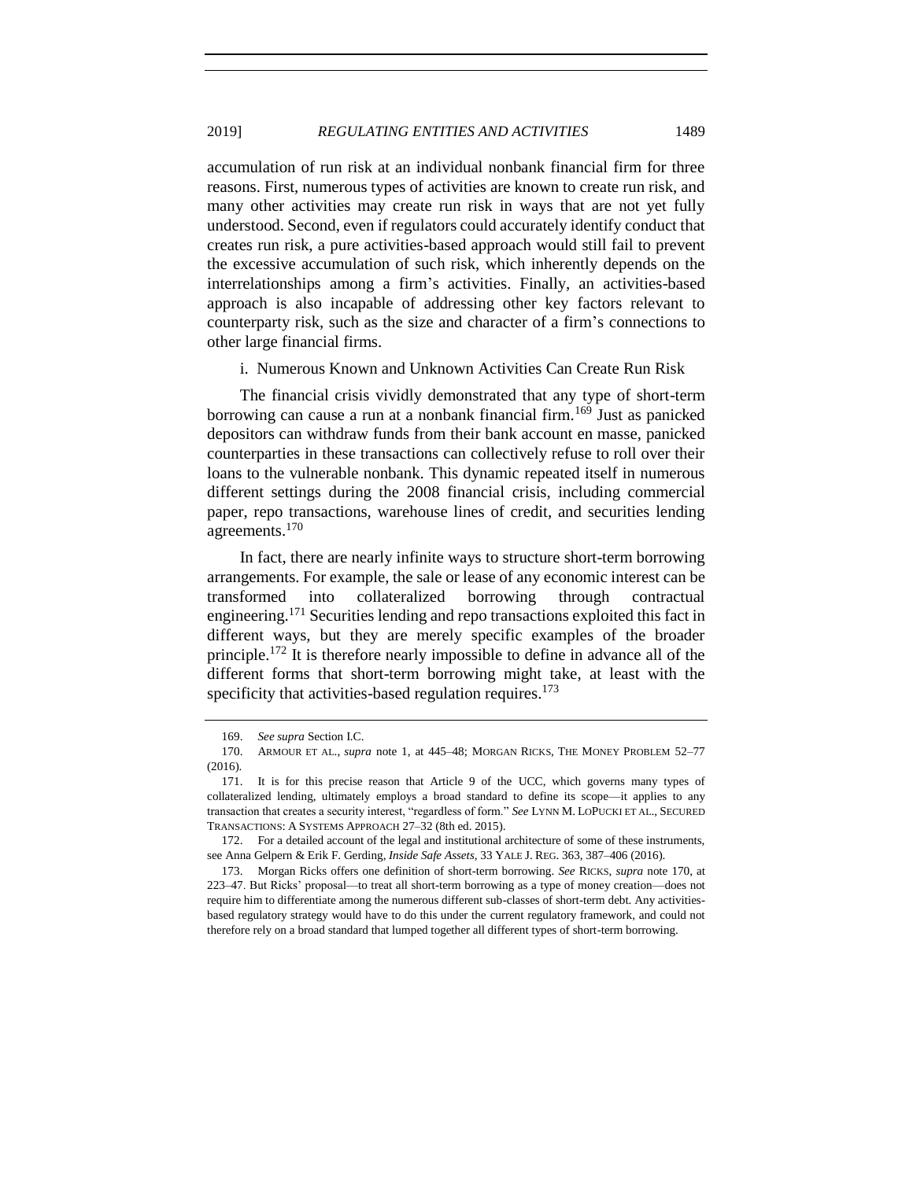accumulation of run risk at an individual nonbank financial firm for three reasons. First, numerous types of activities are known to create run risk, and many other activities may create run risk in ways that are not yet fully understood. Second, even if regulators could accurately identify conduct that creates run risk, a pure activities-based approach would still fail to prevent the excessive accumulation of such risk, which inherently depends on the interrelationships among a firm's activities. Finally, an activities-based approach is also incapable of addressing other key factors relevant to counterparty risk, such as the size and character of a firm's connections to other large financial firms.

i. Numerous Known and Unknown Activities Can Create Run Risk

The financial crisis vividly demonstrated that any type of short-term borrowing can cause a run at a nonbank financial firm.[169] Just as panicked depositors can withdraw funds from their bank account en masse, panicked counterparties in these transactions can collectively refuse to roll over their loans to the vulnerable nonbank. This dynamic repeated itself in numerous different settings during the 2008 financial crisis, including commercial paper, repo transactions, warehouse lines of credit, and securities lending agreements.[170]

In fact, there are nearly infinite ways to structure short-term borrowing arrangements. For example, the sale or lease of any economic interest can be transformed into collateralized borrowing through contractual engineering.[171] Securities lending and repo transactions exploited this fact in different ways, but they are merely specific examples of the broader principle.[172] It is therefore nearly impossible to define in advance all of the different forms that short-term borrowing might take, at least with the specificity that activities-based regulation requires.[173]

---

169. *See supra* Section I.C.

170. ARMOUR ET AL., *supra* note 1, at 445–48; MORGAN RICKS, THE MONEY PROBLEM 52–77 (2016).

171. It is for this precise reason that Article 9 of the UCC, which governs many types of collateralized lending, ultimately employs a broad standard to define its scope—it applies to any transaction that creates a security interest, "regardless of form." *See* LYNN M. LOPUCKI ET AL., SECURED TRANSACTIONS: A SYSTEMS APPROACH 27–32 (8th ed. 2015).

172. For a detailed account of the legal and institutional architecture of some of these instruments, see Anna Gelpern & Erik F. Gerding, *Inside Safe Assets*, 33 YALE J. REG. 363, 387–406 (2016).

173. Morgan Ricks offers one definition of short-term borrowing. *See* RICKS, *supra* note 170, at 223–47. But Ricks' proposal—to treat all short-term borrowing as a type of money creation—does not require him to differentiate among the numerous different sub-classes of short-term debt. Any activities-based regulatory strategy would have to do this under the current regulatory framework, and could not therefore rely on a broad standard that lumped together all different types of short-term borrowing.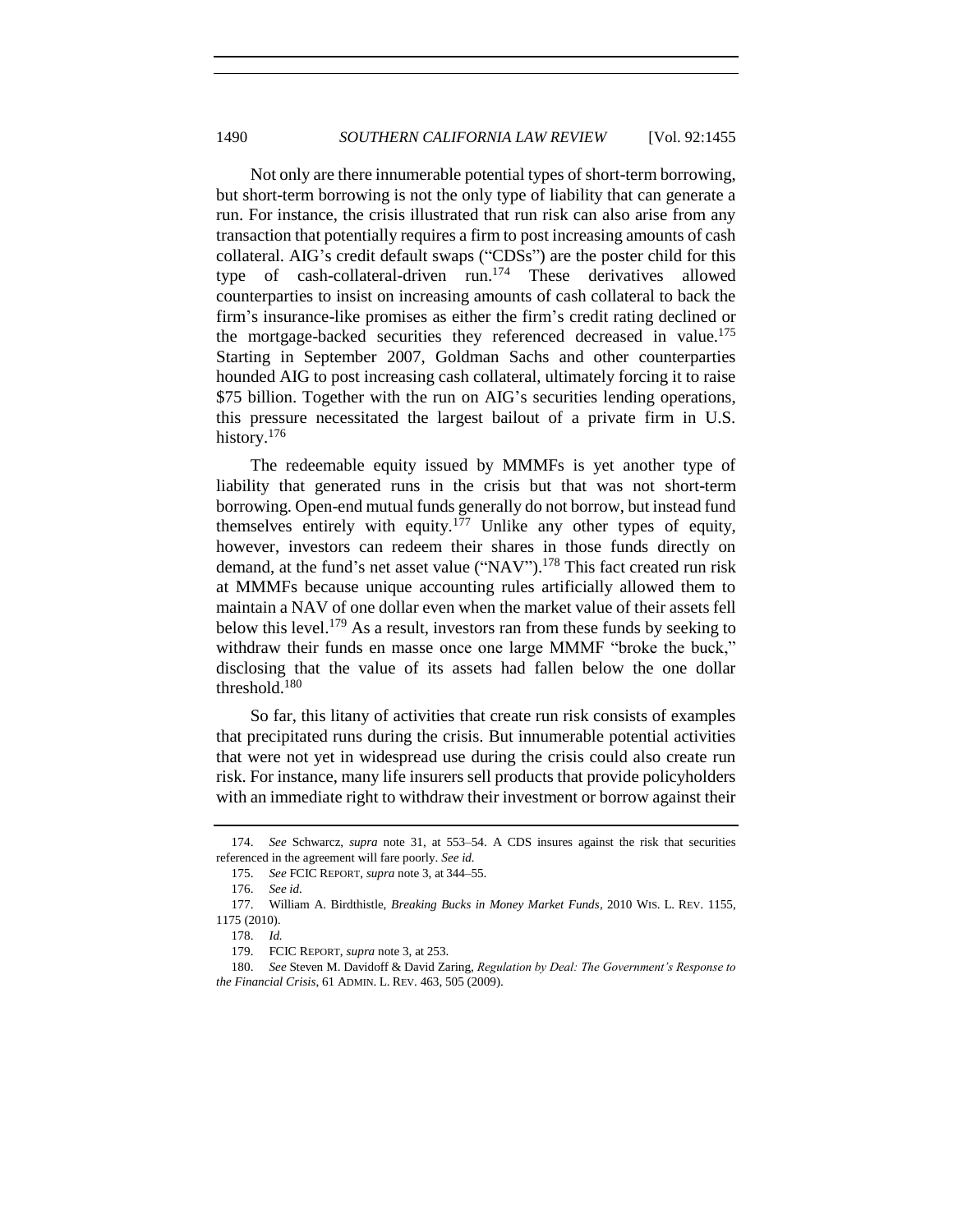Not only are there innumerable potential types of short-term borrowing, but short-term borrowing is not the only type of liability that can generate a run. For instance, the crisis illustrated that run risk can also arise from any transaction that potentially requires a firm to post increasing amounts of cash collateral. AIG's credit default swaps ("CDSs") are the poster child for this type of cash-collateral-driven run.[174] These derivatives allowed counterparties to insist on increasing amounts of cash collateral to back the firm's insurance-like promises as either the firm's credit rating declined or the mortgage-backed securities they referenced decreased in value.[175] Starting in September 2007, Goldman Sachs and other counterparties hounded AIG to post increasing cash collateral, ultimately forcing it to raise $75 billion. Together with the run on AIG's securities lending operations, this pressure necessitated the largest bailout of a private firm in U.S. history.[176]

The redeemable equity issued by MMMFs is yet another type of liability that generated runs in the crisis but that was not short-term borrowing. Open-end mutual funds generally do not borrow, but instead fund themselves entirely with equity.[177] Unlike any other types of equity, however, investors can redeem their shares in those funds directly on demand, at the fund's net asset value ("NAV").[178] This fact created run risk at MMMFs because unique accounting rules artificially allowed them to maintain a NAV of one dollar even when the market value of their assets fell below this level.[179] As a result, investors ran from these funds by seeking to withdraw their funds en masse once one large MMMF "broke the buck," disclosing that the value of its assets had fallen below the one dollar threshold.[180]

So far, this litany of activities that create run risk consists of examples that precipitated runs during the crisis. But innumerable potential activities that were not yet in widespread use during the crisis could also create run risk. For instance, many life insurers sell products that provide policyholders with an immediate right to withdraw their investment or borrow against their

---

174. *See* Schwarcz, *supra* note 31, at 553–54. A CDS insures against the risk that securities referenced in the agreement will fare poorly. *See id.*

175. *See* FCIC REPORT, *supra* note 3, at 344–55.

176. *See id.*

177. William A. Birdthistle, *Breaking Bucks in Money Market Funds*, 2010 WIS. L. REV. 1155, 1175 (2010).

178. *Id.*

179. FCIC REPORT, *supra* note 3, at 253.

180. *See* Steven M. Davidoff & David Zaring, *Regulation by Deal: The Government's Response to the Financial Crisis*, 61 ADMIN. L. REV. 463, 505 (2009).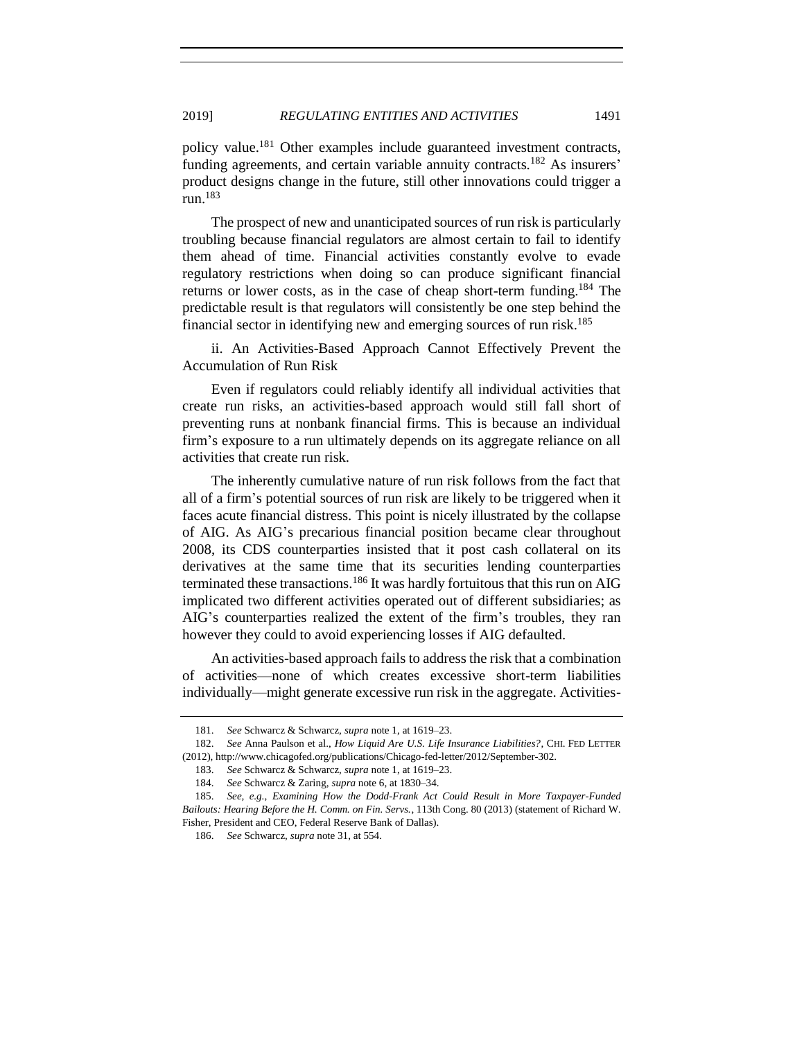policy value.[181] Other examples include guaranteed investment contracts, funding agreements, and certain variable annuity contracts.[182] As insurers' product designs change in the future, still other innovations could trigger a run.[183]

The prospect of new and unanticipated sources of run risk is particularly troubling because financial regulators are almost certain to fail to identify them ahead of time. Financial activities constantly evolve to evade regulatory restrictions when doing so can produce significant financial returns or lower costs, as in the case of cheap short-term funding.[184] The predictable result is that regulators will consistently be one step behind the financial sector in identifying new and emerging sources of run risk.[185]

ii. An Activities-Based Approach Cannot Effectively Prevent the Accumulation of Run Risk

Even if regulators could reliably identify all individual activities that create run risks, an activities-based approach would still fall short of preventing runs at nonbank financial firms. This is because an individual firm's exposure to a run ultimately depends on its aggregate reliance on all activities that create run risk.

The inherently cumulative nature of run risk follows from the fact that all of a firm's potential sources of run risk are likely to be triggered when it faces acute financial distress. This point is nicely illustrated by the collapse of AIG. As AIG's precarious financial position became clear throughout 2008, its CDS counterparties insisted that it post cash collateral on its derivatives at the same time that its securities lending counterparties terminated these transactions.[186] It was hardly fortuitous that this run on AIG implicated two different activities operated out of different subsidiaries; as AIG's counterparties realized the extent of the firm's troubles, they ran however they could to avoid experiencing losses if AIG defaulted.

An activities-based approach fails to address the risk that a combination of activities—none of which creates excessive short-term liabilities individually—might generate excessive run risk in the aggregate. Activities-

---

181. *See* Schwarcz & Schwarcz, *supra* note 1, at 1619–23.

182. *See* Anna Paulson et al., *How Liquid Are U.S. Life Insurance Liabilities?*, CHI. FED LETTER (2012), http://www.chicagofed.org/publications/Chicago-fed-letter/2012/September-302.

183. *See* Schwarcz & Schwarcz, *supra* note 1, at 1619–23.

184. *See* Schwarcz & Zaring, *supra* note 6, at 1830–34.

185. *See, e.g.*, *Examining How the Dodd-Frank Act Could Result in More Taxpayer-Funded Bailouts: Hearing Before the H. Comm. on Fin. Servs.*, 113th Cong. 80 (2013) (statement of Richard W. Fisher, President and CEO, Federal Reserve Bank of Dallas).

186. *See* Schwarcz, *supra* note 31, at 554.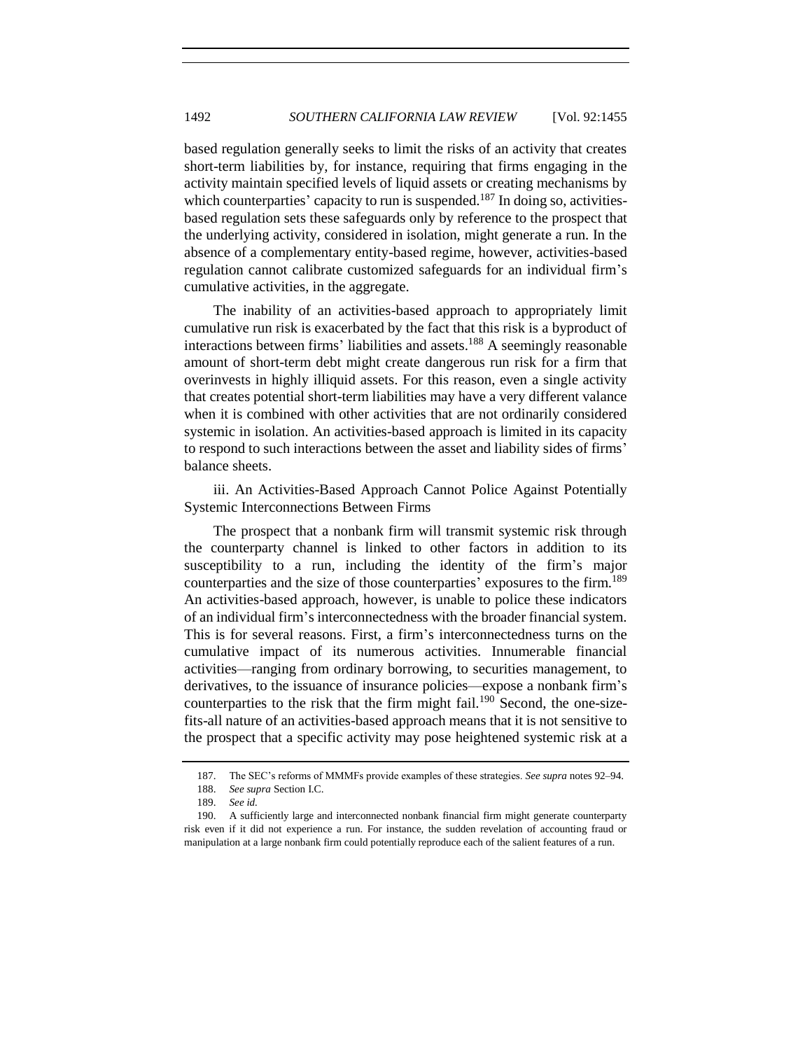based regulation generally seeks to limit the risks of an activity that creates short-term liabilities by, for instance, requiring that firms engaging in the activity maintain specified levels of liquid assets or creating mechanisms by which counterparties' capacity to run is suspended.[187] In doing so, activities-based regulation sets these safeguards only by reference to the prospect that the underlying activity, considered in isolation, might generate a run. In the absence of a complementary entity-based regime, however, activities-based regulation cannot calibrate customized safeguards for an individual firm's cumulative activities, in the aggregate.

The inability of an activities-based approach to appropriately limit cumulative run risk is exacerbated by the fact that this risk is a byproduct of interactions between firms' liabilities and assets.[188] A seemingly reasonable amount of short-term debt might create dangerous run risk for a firm that overinvests in highly illiquid assets. For this reason, even a single activity that creates potential short-term liabilities may have a very different valance when it is combined with other activities that are not ordinarily considered systemic in isolation. An activities-based approach is limited in its capacity to respond to such interactions between the asset and liability sides of firms' balance sheets.

iii. An Activities-Based Approach Cannot Police Against Potentially Systemic Interconnections Between Firms

The prospect that a nonbank firm will transmit systemic risk through the counterparty channel is linked to other factors in addition to its susceptibility to a run, including the identity of the firm's major counterparties and the size of those counterparties' exposures to the firm.[189] An activities-based approach, however, is unable to police these indicators of an individual firm's interconnectedness with the broader financial system. This is for several reasons. First, a firm's interconnectedness turns on the cumulative impact of its numerous activities. Innumerable financial activities—ranging from ordinary borrowing, to securities management, to derivatives, to the issuance of insurance policies—expose a nonbank firm's counterparties to the risk that the firm might fail.[190] Second, the one-size-fits-all nature of an activities-based approach means that it is not sensitive to the prospect that a specific activity may pose heightened systemic risk at a

187. The SEC's reforms of MMFs provide examples of these strategies. *See supra* notes 92–94.

188. *See supra* Section I.C.

189. *See id.*

190. A sufficiently large and interconnected nonbank financial firm might generate counterparty risk even if it did not experience a run. For instance, the sudden revelation of accounting fraud or manipulation at a large nonbank firm could potentially reproduce each of the salient features of a run.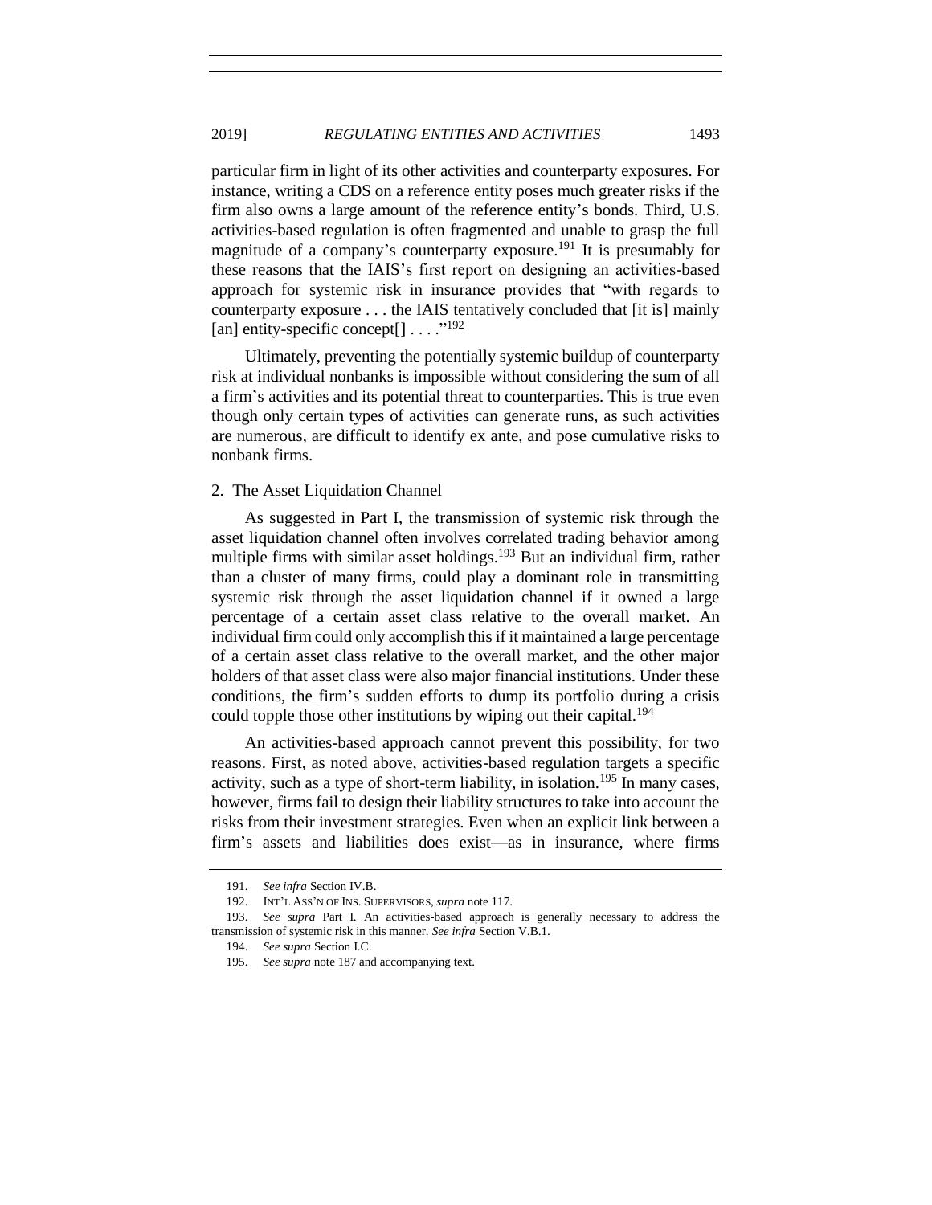particular firm in light of its other activities and counterparty exposures. For instance, writing a CDS on a reference entity poses much greater risks if the firm also owns a large amount of the reference entity's bonds. Third, U.S. activities-based regulation is often fragmented and unable to grasp the full magnitude of a company's counterparty exposure.[191] It is presumably for these reasons that the IAIS's first report on designing an activities-based approach for systemic risk in insurance provides that "with regards to counterparty exposure . . . the IAIS tentatively concluded that [it is] mainly [an] entity-specific concept[] . . . ."[192]

Ultimately, preventing the potentially systemic buildup of counterparty risk at individual nonbanks is impossible without considering the sum of all a firm's activities and its potential threat to counterparties. This is true even though only certain types of activities can generate runs, as such activities are numerous, are difficult to identify ex ante, and pose cumulative risks to nonbank firms.

### 2. The Asset Liquidation Channel

As suggested in Part I, the transmission of systemic risk through the asset liquidation channel often involves correlated trading behavior among multiple firms with similar asset holdings.[193] But an individual firm, rather than a cluster of many firms, could play a dominant role in transmitting systemic risk through the asset liquidation channel if it owned a large percentage of a certain asset class relative to the overall market. An individual firm could only accomplish this if it maintained a large percentage of a certain asset class relative to the overall market, and the other major holders of that asset class were also major financial institutions. Under these conditions, the firm's sudden efforts to dump its portfolio during a crisis could topple those other institutions by wiping out their capital.[194]

An activities-based approach cannot prevent this possibility, for two reasons. First, as noted above, activities-based regulation targets a specific activity, such as a type of short-term liability, in isolation.[195] In many cases, however, firms fail to design their liability structures to take into account the risks from their investment strategies. Even when an explicit link between a firm's assets and liabilities does exist—as in insurance, where firms

---

191. *See infra* Section IV.B.

192. INT'L ASS'N OF INS. SUPERVISORS, *supra* note 117.

193. *See supra* Part I. An activities-based approach is generally necessary to address the transmission of systemic risk in this manner. *See infra* Section V.B.1.

194. *See supra* Section I.C.

195. *See supra* note 187 and accompanying text.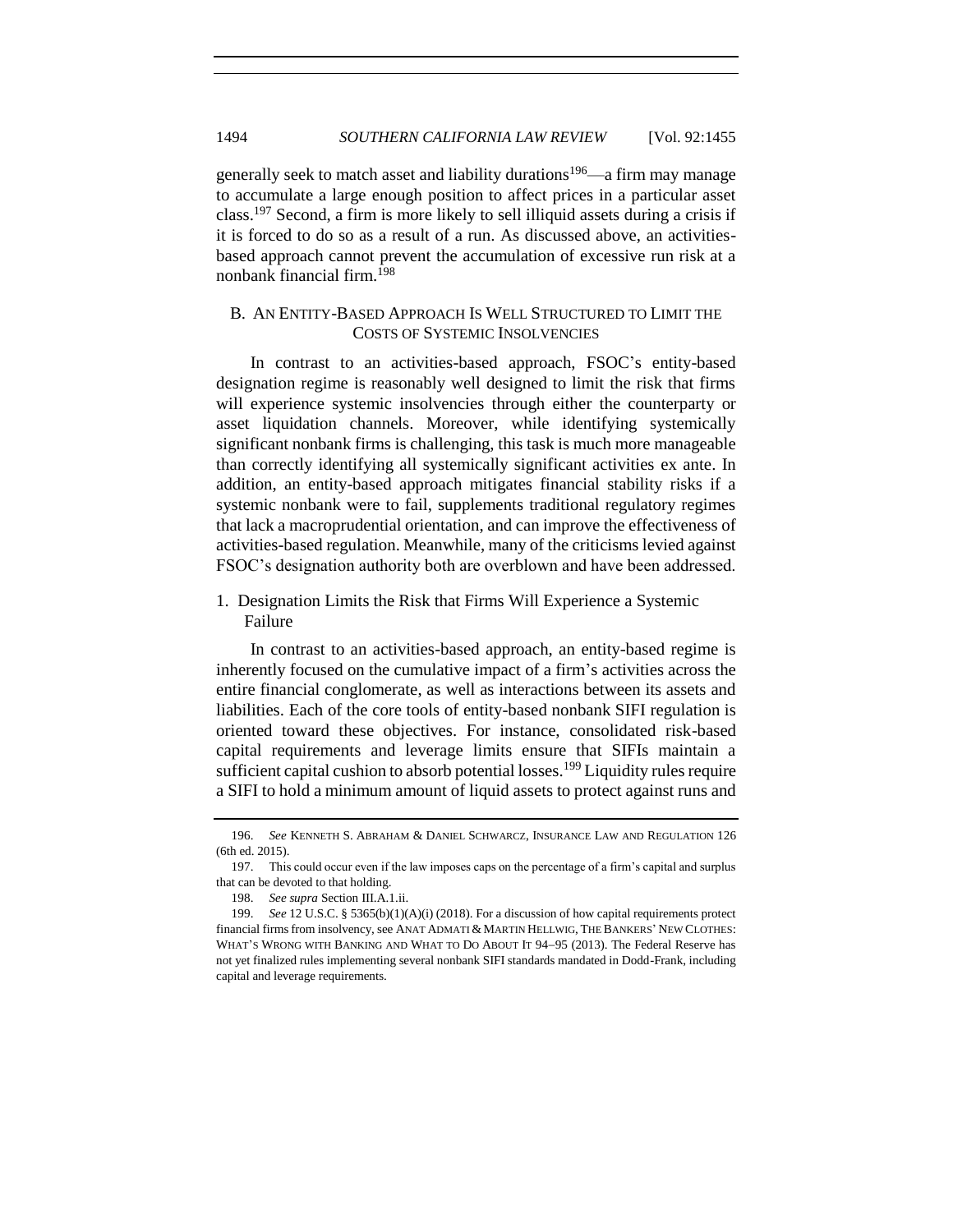generally seek to match asset and liability durations[196]—a firm may manage to accumulate a large enough position to affect prices in a particular asset class.[197] Second, a firm is more likely to sell illiquid assets during a crisis if it is forced to do so as a result of a run. As discussed above, an activities-based approach cannot prevent the accumulation of excessive run risk at a nonbank financial firm.[198]

### B. AN ENTITY-BASED APPROACH IS WELL STRUCTURED TO LIMIT THE COSTS OF SYSTEMIC INSOLVENCIES

In contrast to an activities-based approach, FSOC's entity-based designation regime is reasonably well designed to limit the risk that firms will experience systemic insolvencies through either the counterparty or asset liquidation channels. Moreover, while identifying systemically significant nonbank firms is challenging, this task is much more manageable than correctly identifying all systemically significant activities ex ante. In addition, an entity-based approach mitigates financial stability risks if a systemic nonbank were to fail, supplements traditional regulatory regimes that lack a macroprudential orientation, and can improve the effectiveness of activities-based regulation. Meanwhile, many of the criticisms levied against FSOC's designation authority both are overblown and have been addressed.

#### 1. Designation Limits the Risk that Firms Will Experience a Systemic Failure

In contrast to an activities-based approach, an entity-based regime is inherently focused on the cumulative impact of a firm's activities across the entire financial conglomerate, as well as interactions between its assets and liabilities. Each of the core tools of entity-based nonbank SIFI regulation is oriented toward these objectives. For instance, consolidated risk-based capital requirements and leverage limits ensure that SIFIs maintain a sufficient capital cushion to absorb potential losses.[199] Liquidity rules require a SIFI to hold a minimum amount of liquid assets to protect against runs and

---

196. *See* KENNETH S. ABRAHAM & DANIEL SCHWARCZ, INSURANCE LAW AND REGULATION 126 (6th ed. 2015).

197. This could occur even if the law imposes caps on the percentage of a firm's capital and surplus that can be devoted to that holding.

198. *See supra* Section III.A.1.ii.

199. *See* 12 U.S.C. § 5365(b)(1)(A)(i) (2018). For a discussion of how capital requirements protect financial firms from insolvency, see ANAT ADMATI & MARTIN HELLWIG, THE BANKERS' NEW CLOTHES: WHAT'S WRONG WITH BANKING AND WHAT TO DO ABOUT IT 94–95 (2013). The Federal Reserve has not yet finalized rules implementing several nonbank SIFI standards mandated in Dodd-Frank, including capital and leverage requirements.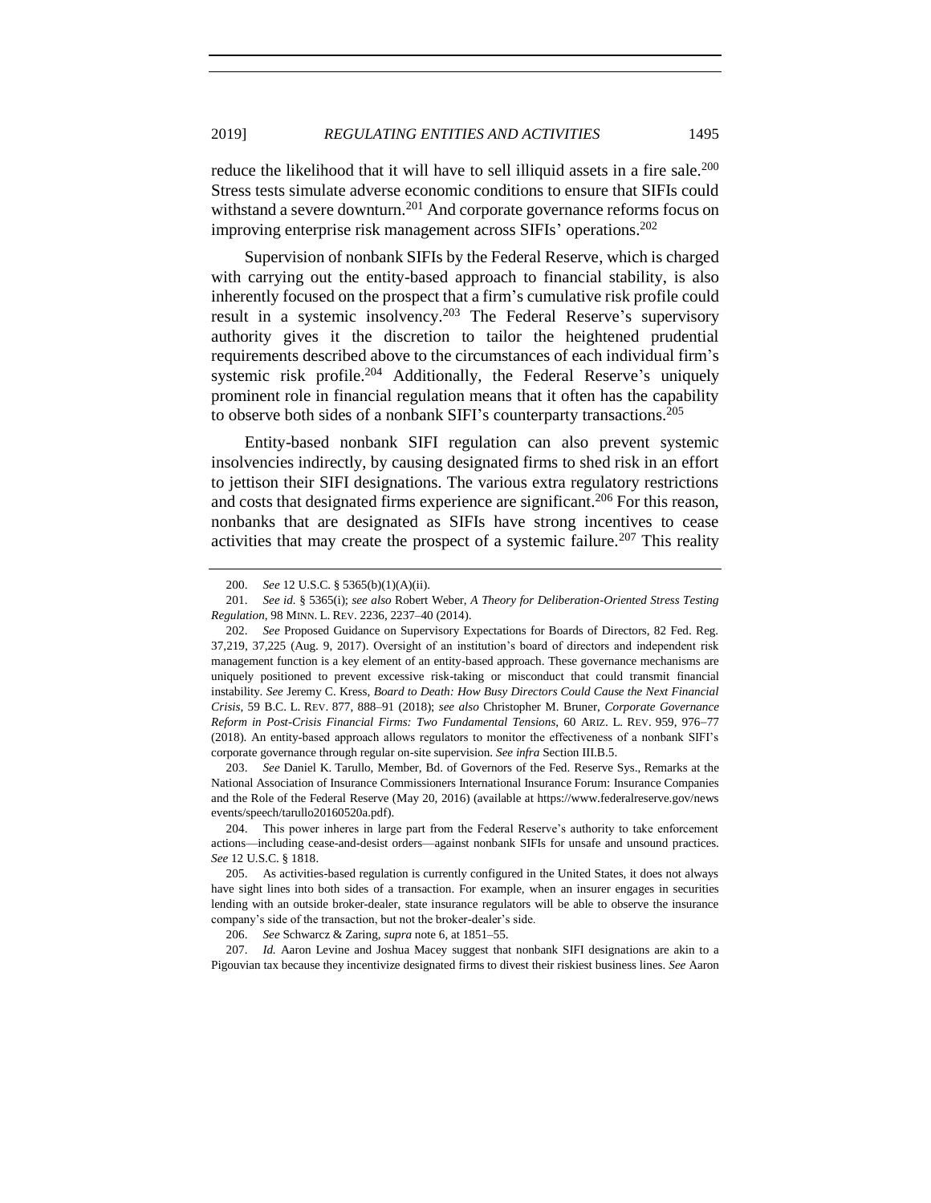reduce the likelihood that it will have to sell illiquid assets in a fire sale.[200] Stress tests simulate adverse economic conditions to ensure that SIFIs could withstand a severe downturn.[201] And corporate governance reforms focus on improving enterprise risk management across SIFIs' operations.[202]

Supervision of nonbank SIFIs by the Federal Reserve, which is charged with carrying out the entity-based approach to financial stability, is also inherently focused on the prospect that a firm's cumulative risk profile could result in a systemic insolvency.[203] The Federal Reserve's supervisory authority gives it the discretion to tailor the heightened prudential requirements described above to the circumstances of each individual firm's systemic risk profile.[204] Additionally, the Federal Reserve's uniquely prominent role in financial regulation means that it often has the capability to observe both sides of a nonbank SIFI's counterparty transactions.[205]

Entity-based nonbank SIFI regulation can also prevent systemic insolvencies indirectly, by causing designated firms to shed risk in an effort to jettison their SIFI designations. The various extra regulatory restrictions and costs that designated firms experience are significant.[206] For this reason, nonbanks that are designated as SIFIs have strong incentives to cease activities that may create the prospect of a systemic failure.[207] This reality

---

200. *See* 12 U.S.C. § 5365(b)(1)(A)(ii).

201. *See id.* § 5365(i); *see also* Robert Weber, *A Theory for Deliberation-Oriented Stress Testing Regulation*, 98 MINN. L. REV. 2236, 2237–40 (2014).

202. *See* Proposed Guidance on Supervisory Expectations for Boards of Directors, 82 Fed. Reg. 37,219, 37,225 (Aug. 9, 2017). Oversight of an institution's board of directors and independent risk management function is a key element of an entity-based approach. These governance mechanisms are uniquely positioned to prevent excessive risk-taking or misconduct that could transmit financial instability. *See* Jeremy C. Kress, *Board to Death: How Busy Directors Could Cause the Next Financial Crisis*, 59 B.C. L. REV. 877, 888–91 (2018); *see also* Christopher M. Bruner, *Corporate Governance Reform in Post-Crisis Financial Firms: Two Fundamental Tensions*, 60 ARIZ. L. REV. 959, 976–77 (2018). An entity-based approach allows regulators to monitor the effectiveness of a nonbank SIFI's corporate governance through regular on-site supervision. *See infra* Section III.B.5.

203. *See* Daniel K. Tarullo, Member, Bd. of Governors of the Fed. Reserve Sys., Remarks at the National Association of Insurance Commissioners International Insurance Forum: Insurance Companies and the Role of the Federal Reserve (May 20, 2016) (available at https://www.federalreserve.gov/newsevents/speech/tarullo20160520a.pdf).

204. This power inheres in large part from the Federal Reserve's authority to take enforcement actions—including cease-and-desist orders—against nonbank SIFIs for unsafe and unsound practices. *See* 12 U.S.C. § 1818.

205. As activities-based regulation is currently configured in the United States, it does not always have sight lines into both sides of a transaction. For example, when an insurer engages in securities lending with an outside broker-dealer, state insurance regulators will be able to observe the insurance company's side of the transaction, but not the broker-dealer's side.

206. *See* Schwarcz & Zaring, *supra* note 6, at 1851–55.

207. *Id.* Aaron Levine and Joshua Macey suggest that nonbank SIFI designations are akin to a Pigouvian tax because they incentivize designated firms to divest their riskiest business lines. *See* Aaron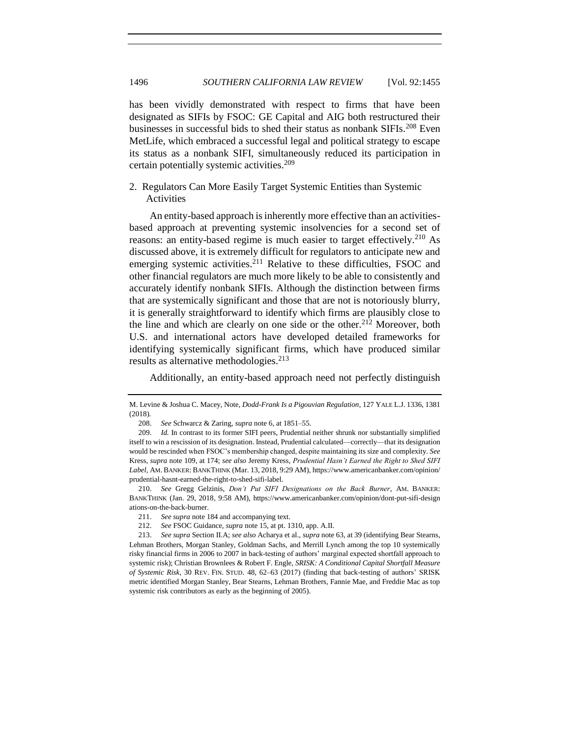has been vividly demonstrated with respect to firms that have been designated as SIFIs by FSOC: GE Capital and AIG both restructured their businesses in successful bids to shed their status as nonbank SIFIs.[208] Even MetLife, which embraced a successful legal and political strategy to escape its status as a nonbank SIFI, simultaneously reduced its participation in certain potentially systemic activities.[209]

### 2. Regulators Can More Easily Target Systemic Entities than Systemic Activities

An entity-based approach is inherently more effective than an activities-based approach at preventing systemic insolvencies for a second set of reasons: an entity-based regime is much easier to target effectively.[210] As discussed above, it is extremely difficult for regulators to anticipate new and emerging systemic activities.[211] Relative to these difficulties, FSOC and other financial regulators are much more likely to be able to consistently and accurately identify nonbank SIFIs. Although the distinction between firms that are systemically significant and those that are not is notoriously blurry, it is generally straightforward to identify which firms are plausibly close to the line and which are clearly on one side or the other.[212] Moreover, both U.S. and international actors have developed detailed frameworks for identifying systemically significant firms, which have produced similar results as alternative methodologies.[213]

Additionally, an entity-based approach need not perfectly distinguish

---

M. Levine & Joshua C. Macey, Note, *Dodd-Frank Is a Pigouvian Regulation*, 127 YALE L.J. 1336, 1381 (2018).

208. *See* Schwarcz & Zaring, *supra* note 6, at 1851–55.

209. *Id.* In contrast to its former SIFI peers, Prudential neither shrunk nor substantially simplified itself to win a rescission of its designation. Instead, Prudential calculated—correctly—that its designation would be rescinded when FSOC's membership changed, despite maintaining its size and complexity. *See* Kress, *supra* note 109, at 174; *see also* Jeremy Kress, *Prudential Hasn't Earned the Right to Shed SIFI Label*, AM. BANKER: BANKTHINK (Mar. 13, 2018, 9:29 AM), https://www.americanbanker.com/opinion/prudential-hasnt-earned-the-right-to-shed-sifi-label.

210. *See* Gregg Gelzinis, *Don't Put SIFI Designations on the Back Burner*, AM. BANKER: BANKTHINK (Jan. 29, 2018, 9:58 AM), https://www.americanbanker.com/opinion/dont-put-sifi-designations-on-the-back-burner.

211. *See supra* note 184 and accompanying text.

212. *See* FSOC Guidance, *supra* note 15, at pt. 1310, app. A.II.

213. *See supra* Section II.A; *see also* Acharya et al., *supra* note 63, at 39 (identifying Bear Stearns, Lehman Brothers, Morgan Stanley, Goldman Sachs, and Merrill Lynch among the top 10 systemically risky financial firms in 2006 to 2007 in back-testing of authors' marginal expected shortfall approach to systemic risk); Christian Brownlees & Robert F. Engle, *SRISK: A Conditional Capital Shortfall Measure of Systemic Risk*, 30 REV. FIN. STUD. 48, 62–63 (2017) (finding that back-testing of authors' SRISK metric identified Morgan Stanley, Bear Stearns, Lehman Brothers, Fannie Mae, and Freddie Mac as top systemic risk contributors as early as the beginning of 2005).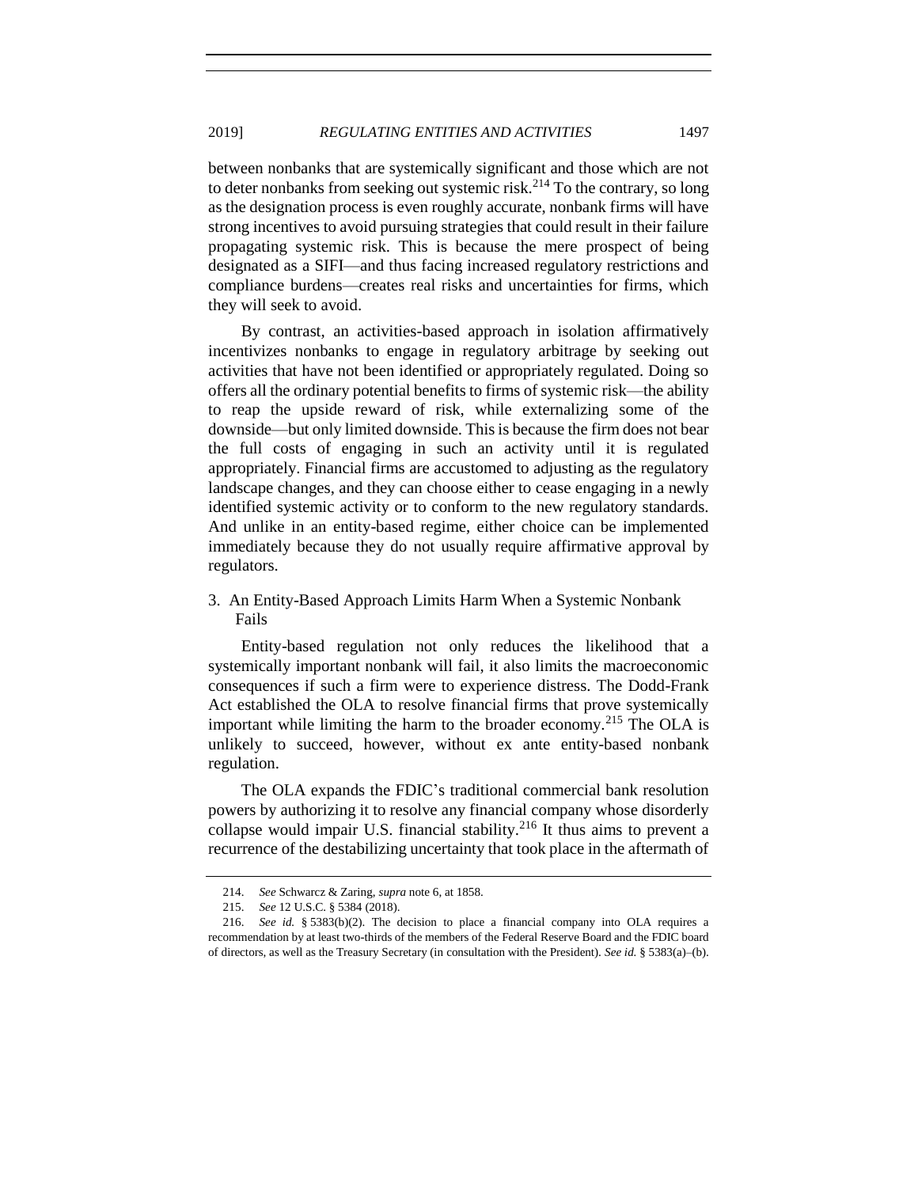between nonbanks that are systemically significant and those which are not to deter nonbanks from seeking out systemic risk.[214] To the contrary, so long as the designation process is even roughly accurate, nonbank firms will have strong incentives to avoid pursuing strategies that could result in their failure propagating systemic risk. This is because the mere prospect of being designated as a SIFI—and thus facing increased regulatory restrictions and compliance burdens—creates real risks and uncertainties for firms, which they will seek to avoid.

By contrast, an activities-based approach in isolation affirmatively incentivizes nonbanks to engage in regulatory arbitrage by seeking out activities that have not been identified or appropriately regulated. Doing so offers all the ordinary potential benefits to firms of systemic risk—the ability to reap the upside reward of risk, while externalizing some of the downside—but only limited downside. This is because the firm does not bear the full costs of engaging in such an activity until it is regulated appropriately. Financial firms are accustomed to adjusting as the regulatory landscape changes, and they can choose either to cease engaging in a newly identified systemic activity or to conform to the new regulatory standards. And unlike in an entity-based regime, either choice can be implemented immediately because they do not usually require affirmative approval by regulators.

### 3. An Entity-Based Approach Limits Harm When a Systemic Nonbank Fails

Entity-based regulation not only reduces the likelihood that a systemically important nonbank will fail, it also limits the macroeconomic consequences if such a firm were to experience distress. The Dodd-Frank Act established the OLA to resolve financial firms that prove systemically important while limiting the harm to the broader economy.[215] The OLA is unlikely to succeed, however, without ex ante entity-based nonbank regulation.

The OLA expands the FDIC's traditional commercial bank resolution powers by authorizing it to resolve any financial company whose disorderly collapse would impair U.S. financial stability.[216] It thus aims to prevent a recurrence of the destabilizing uncertainty that took place in the aftermath of

---

214. *See* Schwarcz & Zaring, *supra* note 6, at 1858.

215. *See* 12 U.S.C. § 5384 (2018).

216. *See id.* § 5383(b)(2). The decision to place a financial company into OLA requires a recommendation by at least two-thirds of the members of the Federal Reserve Board and the FDIC board of directors, as well as the Treasury Secretary (in consultation with the President). *See id.* § 5383(a)–(b).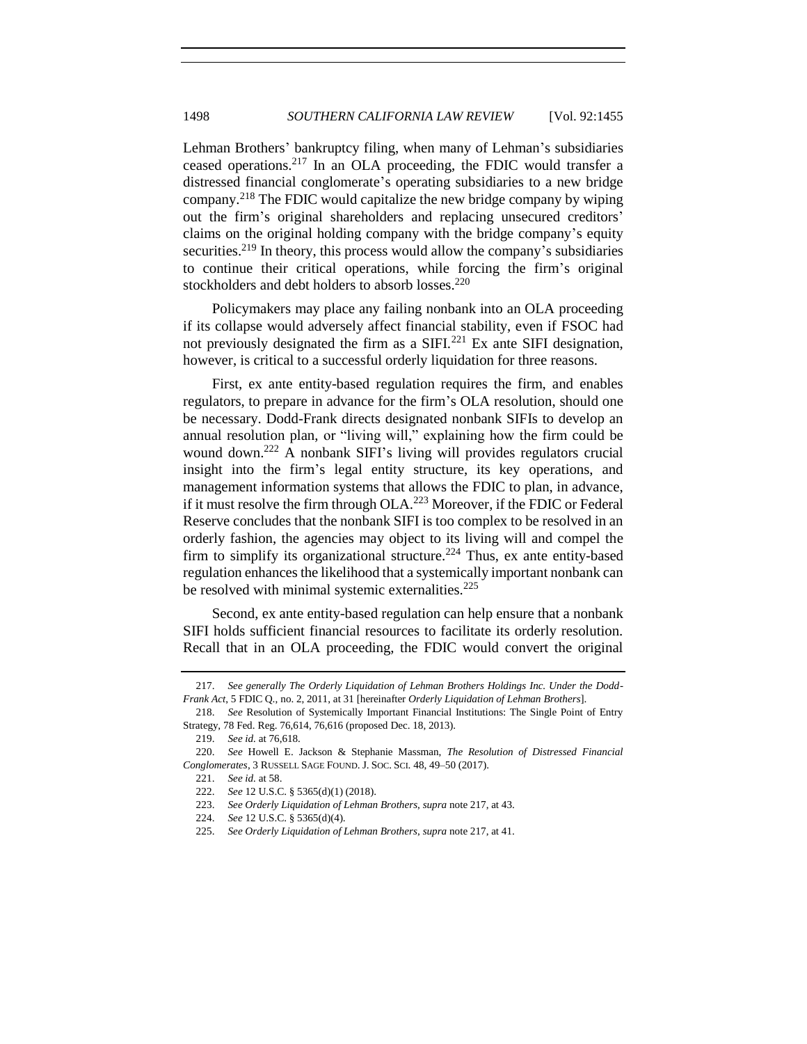Lehman Brothers' bankruptcy filing, when many of Lehman's subsidiaries ceased operations.[217] In an OLA proceeding, the FDIC would transfer a distressed financial conglomerate's operating subsidiaries to a new bridge company.[218] The FDIC would capitalize the new bridge company by wiping out the firm's original shareholders and replacing unsecured creditors' claims on the original holding company with the bridge company's equity securities.[219] In theory, this process would allow the company's subsidiaries to continue their critical operations, while forcing the firm's original stockholders and debt holders to absorb losses.[220]

Policymakers may place any failing nonbank into an OLA proceeding if its collapse would adversely affect financial stability, even if FSOC had not previously designated the firm as a SIFI.[221] Ex ante SIFI designation, however, is critical to a successful orderly liquidation for three reasons.

First, ex ante entity-based regulation requires the firm, and enables regulators, to prepare in advance for the firm's OLA resolution, should one be necessary. Dodd-Frank directs designated nonbank SIFIs to develop an annual resolution plan, or "living will," explaining how the firm could be wound down.[222] A nonbank SIFI's living will provides regulators crucial insight into the firm's legal entity structure, its key operations, and management information systems that allows the FDIC to plan, in advance, if it must resolve the firm through OLA.[223] Moreover, if the FDIC or Federal Reserve concludes that the nonbank SIFI is too complex to be resolved in an orderly fashion, the agencies may object to its living will and compel the firm to simplify its organizational structure.[224] Thus, ex ante entity-based regulation enhances the likelihood that a systemically important nonbank can be resolved with minimal systemic externalities.[225]

Second, ex ante entity-based regulation can help ensure that a nonbank SIFI holds sufficient financial resources to facilitate its orderly resolution. Recall that in an OLA proceeding, the FDIC would convert the original

---

217. *See generally The Orderly Liquidation of Lehman Brothers Holdings Inc. Under the Dodd-Frank Act*, 5 FDIC Q., no. 2, 2011, at 31 [hereinafter *Orderly Liquidation of Lehman Brothers*].

218. *See* Resolution of Systemically Important Financial Institutions: The Single Point of Entry Strategy, 78 Fed. Reg. 76,614, 76,616 (proposed Dec. 18, 2013).

219. *See id.* at 76,618.

220. *See* Howell E. Jackson & Stephanie Massman, *The Resolution of Distressed Financial Conglomerates*, 3 RUSSELL SAGE FOUND. J. SOC. SCI. 48, 49–50 (2017).

221. *See id.* at 58.

222. *See* 12 U.S.C. § 5365(d)(1) (2018).

223. *See Orderly Liquidation of Lehman Brothers*, *supra* note 217, at 43.

224. *See* 12 U.S.C. § 5365(d)(4).

225. *See Orderly Liquidation of Lehman Brothers*, *supra* note 217, at 41.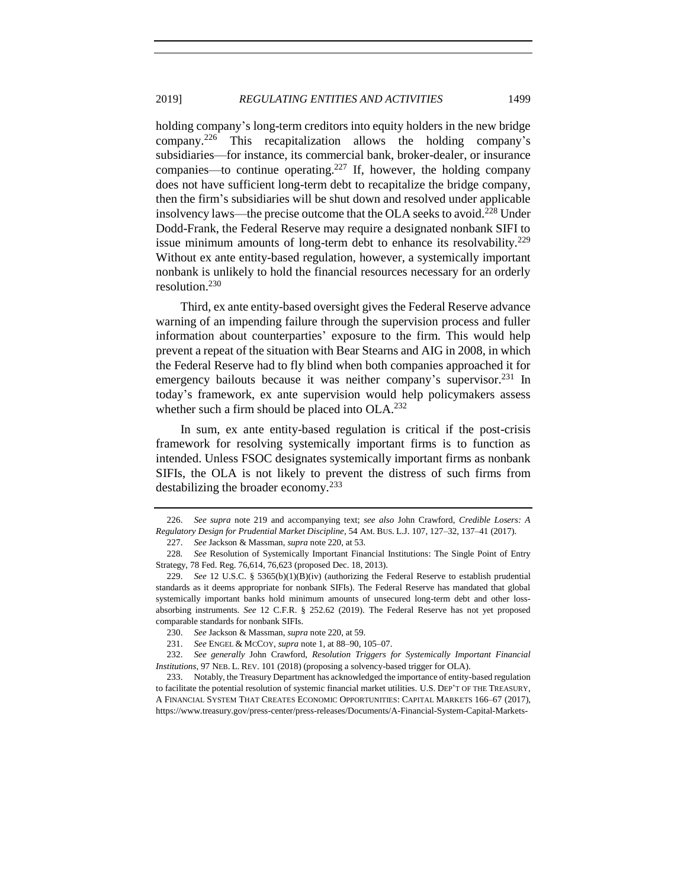holding company's long-term creditors into equity holders in the new bridge company.[226] This recapitalization allows the holding company's subsidiaries—for instance, its commercial bank, broker-dealer, or insurance companies—to continue operating.[227] If, however, the holding company does not have sufficient long-term debt to recapitalize the bridge company, then the firm's subsidiaries will be shut down and resolved under applicable insolvency laws—the precise outcome that the OLA seeks to avoid.[228] Under Dodd-Frank, the Federal Reserve may require a designated nonbank SIFI to issue minimum amounts of long-term debt to enhance its resolvability.[229] Without ex ante entity-based regulation, however, a systemically important nonbank is unlikely to hold the financial resources necessary for an orderly resolution.[230]

Third, ex ante entity-based oversight gives the Federal Reserve advance warning of an impending failure through the supervision process and fuller information about counterparties' exposure to the firm. This would help prevent a repeat of the situation with Bear Stearns and AIG in 2008, in which the Federal Reserve had to fly blind when both companies approached it for emergency bailouts because it was neither company's supervisor.[231] In today's framework, ex ante supervision would help policymakers assess whether such a firm should be placed into OLA.[232]

In sum, ex ante entity-based regulation is critical if the post-crisis framework for resolving systemically important firms is to function as intended. Unless FSOC designates systemically important firms as nonbank SIFIs, the OLA is not likely to prevent the distress of such firms from destabilizing the broader economy.[233]

---

226. *See supra* note 219 and accompanying text; *see also* John Crawford, *Credible Losers: A Regulatory Design for Prudential Market Discipline*, 54 AM. BUS. L.J. 107, 127–32, 137–41 (2017).

227. *See* Jackson & Massman, *supra* note 220, at 53.

228. *See* Resolution of Systemically Important Financial Institutions: The Single Point of Entry Strategy, 78 Fed. Reg. 76,614, 76,623 (proposed Dec. 18, 2013).

229. *See* 12 U.S.C. § 5365(b)(1)(B)(iv) (authorizing the Federal Reserve to establish prudential standards as it deems appropriate for nonbank SIFIs). The Federal Reserve has mandated that global systemically important banks hold minimum amounts of unsecured long-term debt and other loss-absorbing instruments. *See* 12 C.F.R. § 252.62 (2019). The Federal Reserve has not yet proposed comparable standards for nonbank SIFIs.

230. *See* Jackson & Massman, *supra* note 220, at 59.

231. *See* ENGEL & MCCOY, *supra* note 1, at 88–90, 105–07.

232. *See generally* John Crawford, *Resolution Triggers for Systemically Important Financial Institutions*, 97 NEB. L. REV. 101 (2018) (proposing a solvency-based trigger for OLA).

233. Notably, the Treasury Department has acknowledged the importance of entity-based regulation to facilitate the potential resolution of systemic financial market utilities. U.S. DEP'T OF THE TREASURY, A FINANCIAL SYSTEM THAT CREATES ECONOMIC OPPORTUNITIES: CAPITAL MARKETS 166–67 (2017), https://www.treasury.gov/press-center/press-releases/Documents/A-Financial-System-Capital-Markets-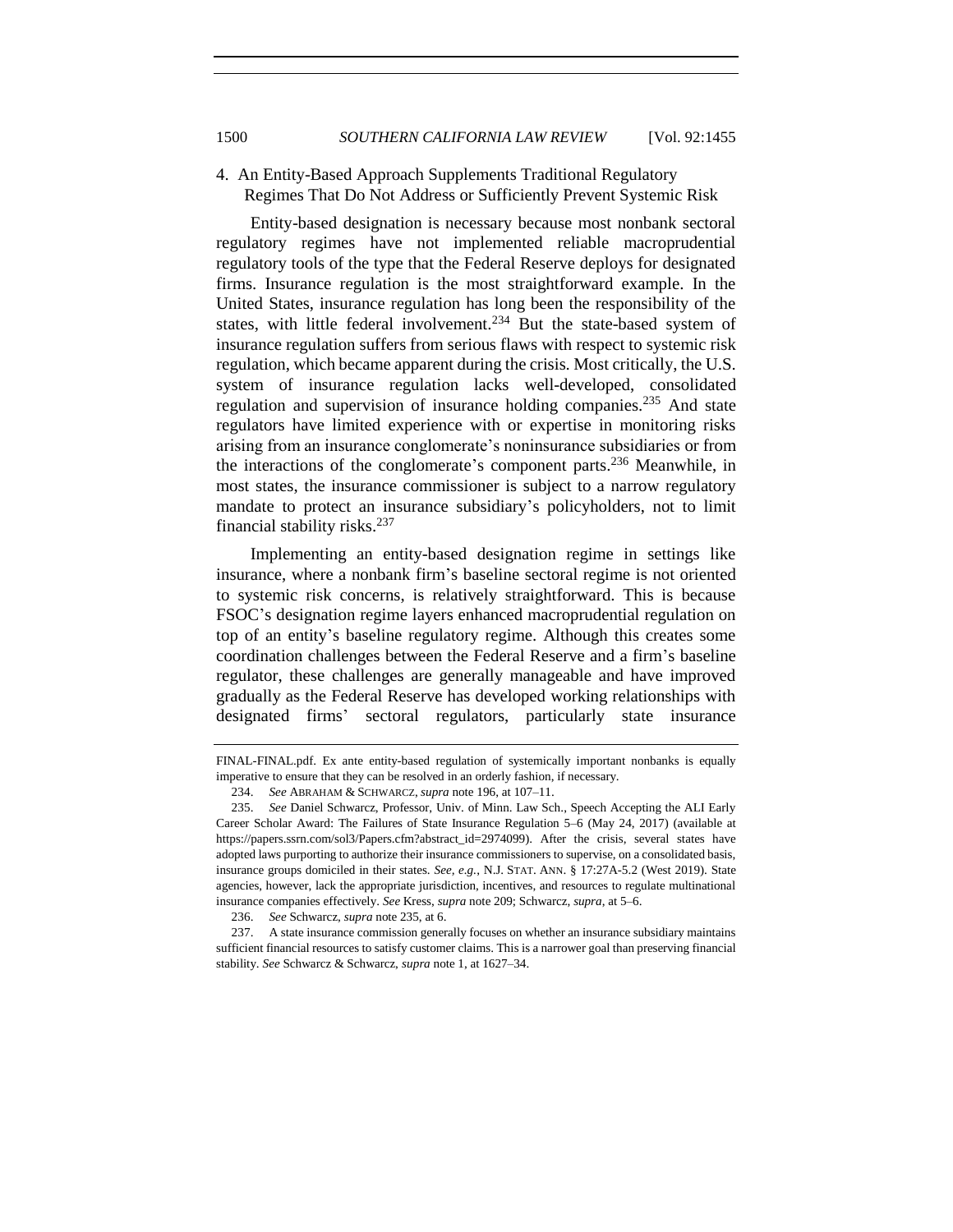### 4. An Entity-Based Approach Supplements Traditional Regulatory Regimes That Do Not Address or Sufficiently Prevent Systemic Risk

Entity-based designation is necessary because most nonbank sectoral regulatory regimes have not implemented reliable macroprudential regulatory tools of the type that the Federal Reserve deploys for designated firms. Insurance regulation is the most straightforward example. In the United States, insurance regulation has long been the responsibility of the states, with little federal involvement.[234] But the state-based system of insurance regulation suffers from serious flaws with respect to systemic risk regulation, which became apparent during the crisis. Most critically, the U.S. system of insurance regulation lacks well-developed, consolidated regulation and supervision of insurance holding companies.[235] And state regulators have limited experience with or expertise in monitoring risks arising from an insurance conglomerate's noninsurance subsidiaries or from the interactions of the conglomerate's component parts.[236] Meanwhile, in most states, the insurance commissioner is subject to a narrow regulatory mandate to protect an insurance subsidiary's policyholders, not to limit financial stability risks.[237]

Implementing an entity-based designation regime in settings like insurance, where a nonbank firm's baseline sectoral regime is not oriented to systemic risk concerns, is relatively straightforward. This is because FSOC's designation regime layers enhanced macroprudential regulation on top of an entity's baseline regulatory regime. Although this creates some coordination challenges between the Federal Reserve and a firm's baseline regulator, these challenges are generally manageable and have improved gradually as the Federal Reserve has developed working relationships with designated firms' sectoral regulators, particularly state insurance

---

FINAL-FINAL.pdf. Ex ante entity-based regulation of systemically important nonbanks is equally imperative to ensure that they can be resolved in an orderly fashion, if necessary.

234. *See* ABRAHAM & SCHWARCZ, *supra* note 196, at 107–11.

235. *See* Daniel Schwarcz, Professor, Univ. of Minn. Law Sch., Speech Accepting the ALI Early Career Scholar Award: The Failures of State Insurance Regulation 5–6 (May 24, 2017) (available at https://papers.ssrn.com/sol3/Papers.cfm?abstract_id=2974099). After the crisis, several states have adopted laws purporting to authorize their insurance commissioners to supervise, on a consolidated basis, insurance groups domiciled in their states. *See, e.g.*, N.J. STAT. ANN. § 17:27A-5.2 (West 2019). State agencies, however, lack the appropriate jurisdiction, incentives, and resources to regulate multinational insurance companies effectively. *See* Kress, *supra* note 209; Schwarcz, *supra*, at 5–6.

236. *See* Schwarcz, *supra* note 235, at 6.

237. A state insurance commission generally focuses on whether an insurance subsidiary maintains sufficient financial resources to satisfy customer claims. This is a narrower goal than preserving financial stability. *See* Schwarcz & Schwarcz, *supra* note 1, at 1627–34.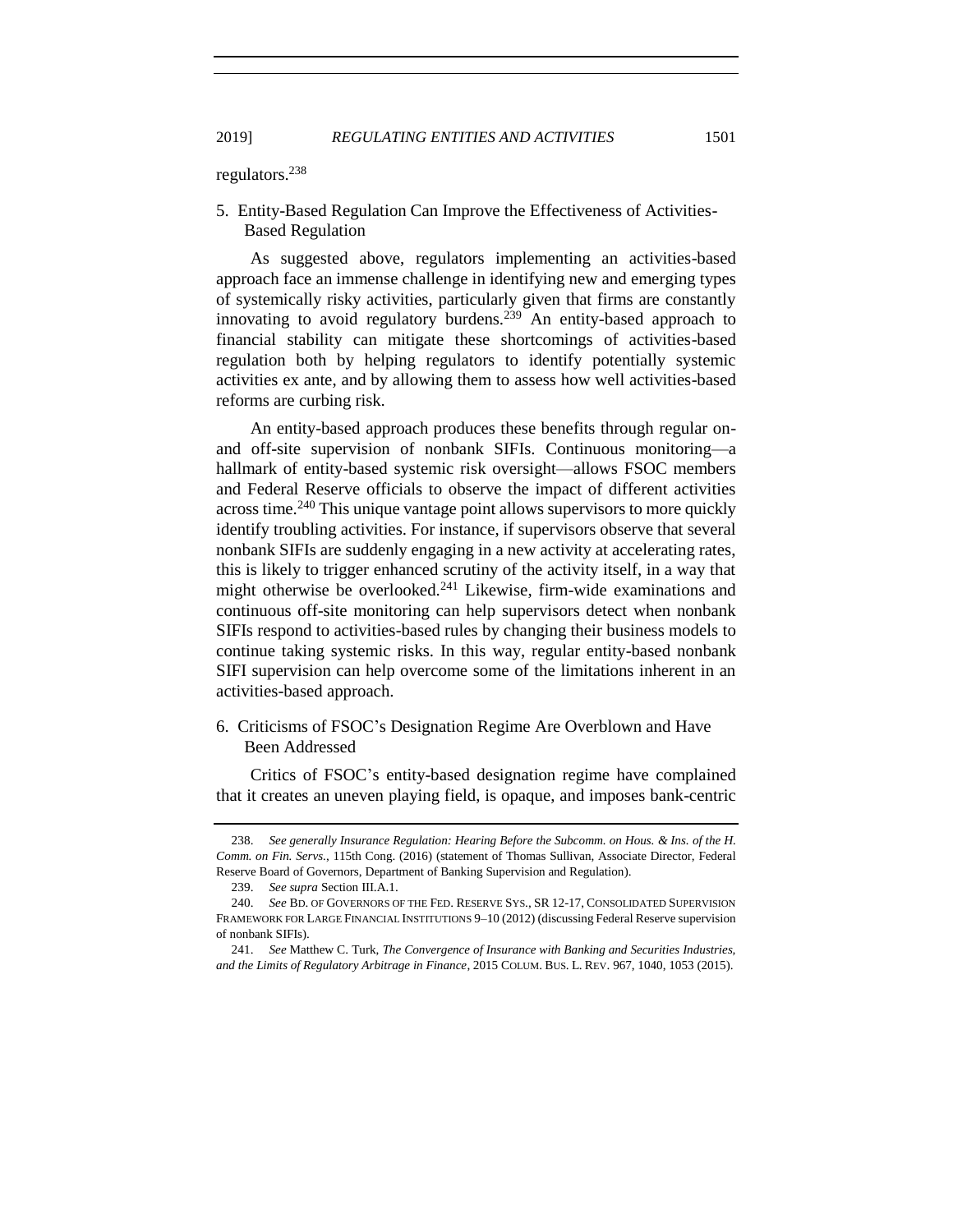regulators.[238]

### 5. Entity-Based Regulation Can Improve the Effectiveness of Activities-Based Regulation

As suggested above, regulators implementing an activities-based approach face an immense challenge in identifying new and emerging types of systemically risky activities, particularly given that firms are constantly innovating to avoid regulatory burdens.[239] An entity-based approach to financial stability can mitigate these shortcomings of activities-based regulation both by helping regulators to identify potentially systemic activities ex ante, and by allowing them to assess how well activities-based reforms are curbing risk.

An entity-based approach produces these benefits through regular on- and off-site supervision of nonbank SIFIs. Continuous monitoring—a hallmark of entity-based systemic risk oversight—allows FSOC members and Federal Reserve officials to observe the impact of different activities across time.[240] This unique vantage point allows supervisors to more quickly identify troubling activities. For instance, if supervisors observe that several nonbank SIFIs are suddenly engaging in a new activity at accelerating rates, this is likely to trigger enhanced scrutiny of the activity itself, in a way that might otherwise be overlooked.[241] Likewise, firm-wide examinations and continuous off-site monitoring can help supervisors detect when nonbank SIFIs respond to activities-based rules by changing their business models to continue taking systemic risks. In this way, regular entity-based nonbank SIFI supervision can help overcome some of the limitations inherent in an activities-based approach.

### 6. Criticisms of FSOC's Designation Regime Are Overblown and Have Been Addressed

Critics of FSOC's entity-based designation regime have complained that it creates an uneven playing field, is opaque, and imposes bank-centric

---

238. *See generally Insurance Regulation: Hearing Before the Subcomm. on Hous. & Ins. of the H. Comm. on Fin. Servs.*, 115th Cong. (2016) (statement of Thomas Sullivan, Associate Director, Federal Reserve Board of Governors, Department of Banking Supervision and Regulation).

239. *See supra* Section III.A.1.

240. *See* BD. OF GOVERNORS OF THE FED. RESERVE SYS., SR 12-17, CONSOLIDATED SUPERVISION FRAMEWORK FOR LARGE FINANCIAL INSTITUTIONS 9–10 (2012) (discussing Federal Reserve supervision of nonbank SIFIs).

241. *See* Matthew C. Turk, *The Convergence of Insurance with Banking and Securities Industries, and the Limits of Regulatory Arbitrage in Finance*, 2015 COLUM. BUS. L. REV. 967, 1040, 1053 (2015).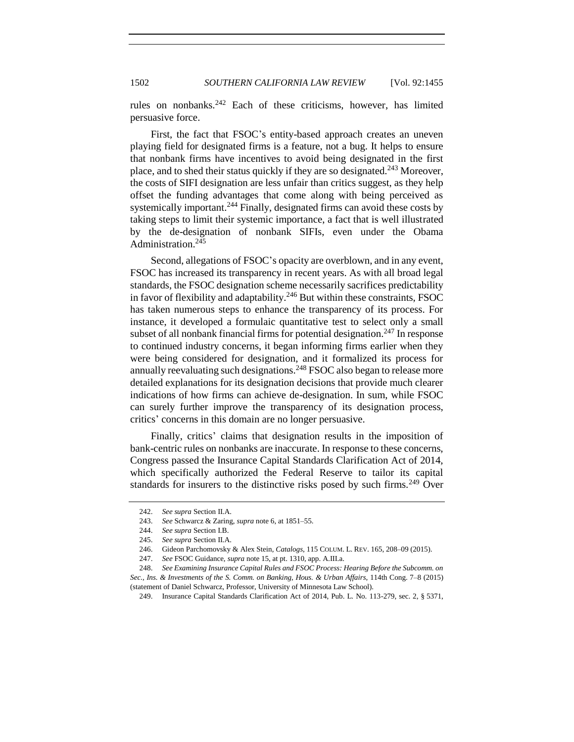rules on nonbanks.[242] Each of these criticisms, however, has limited persuasive force.

First, the fact that FSOC's entity-based approach creates an uneven playing field for designated firms is a feature, not a bug. It helps to ensure that nonbank firms have incentives to avoid being designated in the first place, and to shed their status quickly if they are so designated.[243] Moreover, the costs of SIFI designation are less unfair than critics suggest, as they help offset the funding advantages that come along with being perceived as systemically important.[244] Finally, designated firms can avoid these costs by taking steps to limit their systemic importance, a fact that is well illustrated by the de-designation of nonbank SIFIs, even under the Obama Administration.[245]

Second, allegations of FSOC's opacity are overblown, and in any event, FSOC has increased its transparency in recent years. As with all broad legal standards, the FSOC designation scheme necessarily sacrifices predictability in favor of flexibility and adaptability.[246] But within these constraints, FSOC has taken numerous steps to enhance the transparency of its process. For instance, it developed a formulaic quantitative test to select only a small subset of all nonbank financial firms for potential designation.[247] In response to continued industry concerns, it began informing firms earlier when they were being considered for designation, and it formalized its process for annually reevaluating such designations.[248] FSOC also began to release more detailed explanations for its designation decisions that provide much clearer indications of how firms can achieve de-designation. In sum, while FSOC can surely further improve the transparency of its designation process, critics' concerns in this domain are no longer persuasive.

Finally, critics' claims that designation results in the imposition of bank-centric rules on nonbanks are inaccurate. In response to these concerns, Congress passed the Insurance Capital Standards Clarification Act of 2014, which specifically authorized the Federal Reserve to tailor its capital standards for insurers to the distinctive risks posed by such firms.[249] Over

---

242. *See supra* Section II.A.

243. *See* Schwarcz & Zaring, *supra* note 6, at 1851–55.

244. *See supra* Section I.B.

245. *See supra* Section II.A.

246. Gideon Parchomovsky & Alex Stein, *Catalogs*, 115 COLUM. L. REV. 165, 208–09 (2015).

247. *See* FSOC Guidance, *supra* note 15, at pt. 1310, app. A.III.a.

248. *See Examining Insurance Capital Rules and FSOC Process: Hearing Before the Subcomm. on Sec., Ins. & Investments of the S. Comm. on Banking, Hous. & Urban Affairs*, 114th Cong. 7–8 (2015) (statement of Daniel Schwarcz, Professor, University of Minnesota Law School).

249. Insurance Capital Standards Clarification Act of 2014, Pub. L. No. 113-279, sec. 2, § 5371,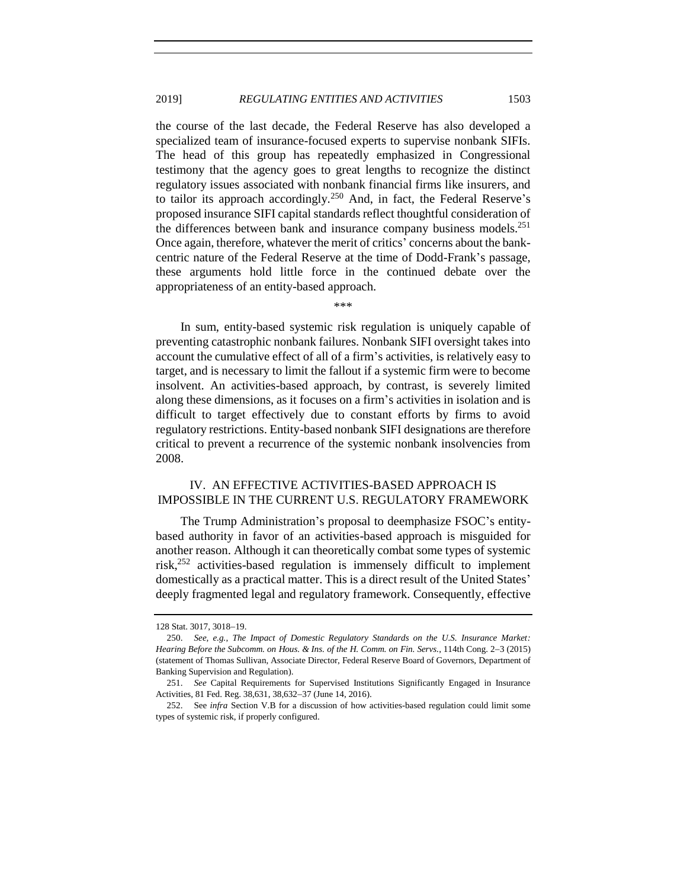the course of the last decade, the Federal Reserve has also developed a specialized team of insurance-focused experts to supervise nonbank SIFIs. The head of this group has repeatedly emphasized in Congressional testimony that the agency goes to great lengths to recognize the distinct regulatory issues associated with nonbank financial firms like insurers, and to tailor its approach accordingly.[250] And, in fact, the Federal Reserve's proposed insurance SIFI capital standards reflect thoughtful consideration of the differences between bank and insurance company business models.[251] Once again, therefore, whatever the merit of critics' concerns about the bank-centric nature of the Federal Reserve at the time of Dodd-Frank's passage, these arguments hold little force in the continued debate over the appropriateness of an entity-based approach.

\*\*\*

In sum, entity-based systemic risk regulation is uniquely capable of preventing catastrophic nonbank failures. Nonbank SIFI oversight takes into account the cumulative effect of all of a firm's activities, is relatively easy to target, and is necessary to limit the fallout if a systemic firm were to become insolvent. An activities-based approach, by contrast, is severely limited along these dimensions, as it focuses on a firm's activities in isolation and is difficult to target effectively due to constant efforts by firms to avoid regulatory restrictions. Entity-based nonbank SIFI designations are therefore critical to prevent a recurrence of the systemic nonbank insolvencies from 2008.

## IV. AN EFFECTIVE ACTIVITIES-BASED APPROACH IS IMPOSSIBLE IN THE CURRENT U.S. REGULATORY FRAMEWORK

The Trump Administration's proposal to deemphasize FSOC's entity-based authority in favor of an activities-based approach is misguided for another reason. Although it can theoretically combat some types of systemic risk,[252] activities-based regulation is immensely difficult to implement domestically as a practical matter. This is a direct result of the United States' deeply fragmented legal and regulatory framework. Consequently, effective

---

128 Stat. 3017, 3018–19.

250. *See, e.g.*, *The Impact of Domestic Regulatory Standards on the U.S. Insurance Market: Hearing Before the Subcomm. on Hous. & Ins. of the H. Comm. on Fin. Servs.*, 114th Cong. 2–3 (2015) (statement of Thomas Sullivan, Associate Director, Federal Reserve Board of Governors, Department of Banking Supervision and Regulation).

251. *See* Capital Requirements for Supervised Institutions Significantly Engaged in Insurance Activities, 81 Fed. Reg. 38,631, 38,632–37 (June 14, 2016).

252. See *infra* Section V.B for a discussion of how activities-based regulation could limit some types of systemic risk, if properly configured.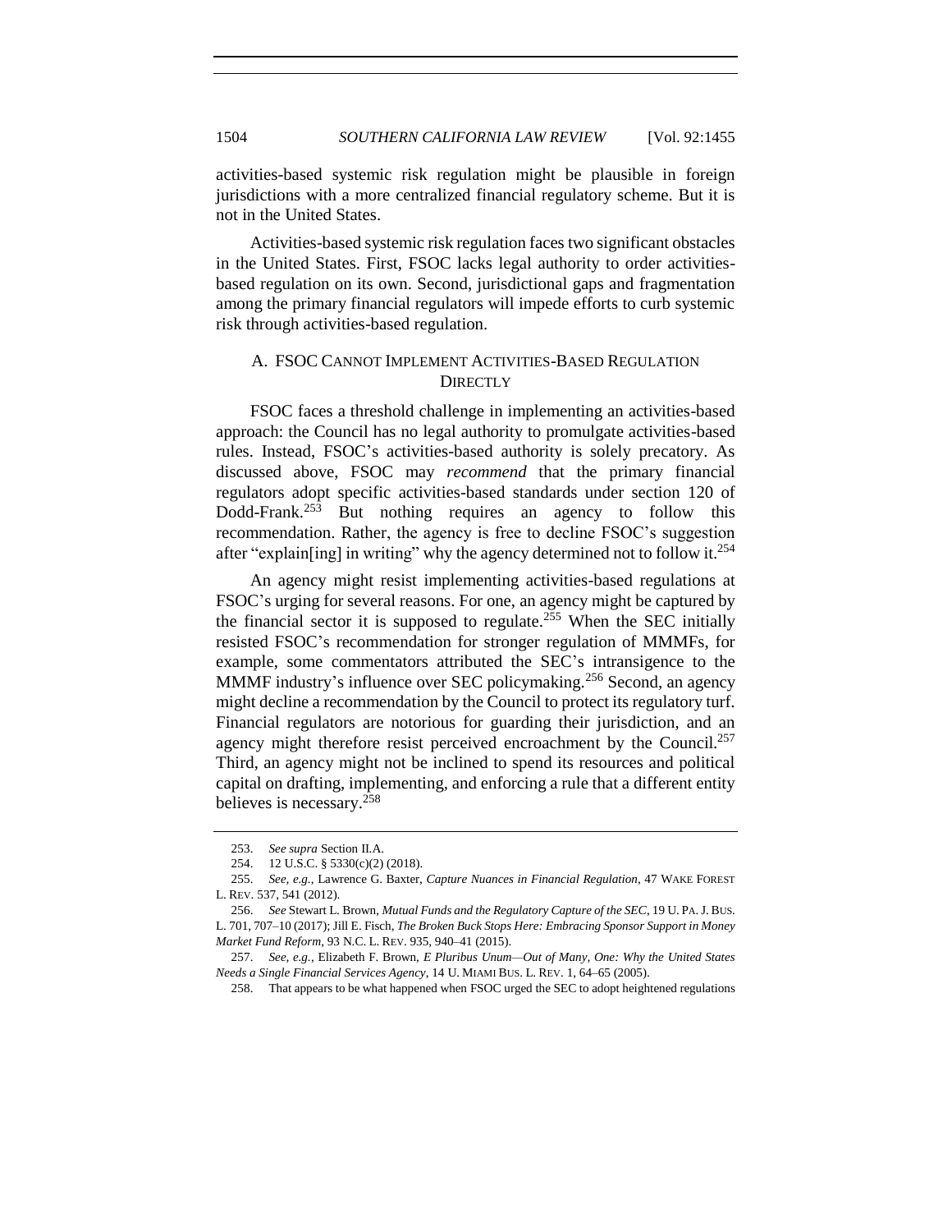activities-based systemic risk regulation might be plausible in foreign jurisdictions with a more centralized financial regulatory scheme. But it is not in the United States.

Activities-based systemic risk regulation faces two significant obstacles in the United States. First, FSOC lacks legal authority to order activities-based regulation on its own. Second, jurisdictional gaps and fragmentation among the primary financial regulators will impede efforts to curb systemic risk through activities-based regulation.

### A. FSOC CANNOT IMPLEMENT ACTIVITIES-BASED REGULATION DIRECTLY

FSOC faces a threshold challenge in implementing an activities-based approach: the Council has no legal authority to promulgate activities-based rules. Instead, FSOC's activities-based authority is solely precatory. As discussed above, FSOC may *recommend* that the primary financial regulators adopt specific activities-based standards under section 120 of Dodd-Frank.[253] But nothing requires an agency to follow this recommendation. Rather, the agency is free to decline FSOC's suggestion after "explain[ing] in writing" why the agency determined not to follow it.[254]

An agency might resist implementing activities-based regulations at FSOC's urging for several reasons. For one, an agency might be captured by the financial sector it is supposed to regulate.[255] When the SEC initially resisted FSOC's recommendation for stronger regulation of MMMFs, for example, some commentators attributed the SEC's intransigence to the MMMF industry's influence over SEC policymaking.[256] Second, an agency might decline a recommendation by the Council to protect its regulatory turf. Financial regulators are notorious for guarding their jurisdiction, and an agency might therefore resist perceived encroachment by the Council.[257] Third, an agency might not be inclined to spend its resources and political capital on drafting, implementing, and enforcing a rule that a different entity believes is necessary.[258]

---

253. *See supra* Section II.A.

254. 12 U.S.C. § 5330(c)(2) (2018).

255. *See, e.g.*, Lawrence G. Baxter, *Capture Nuances in Financial Regulation*, 47 WAKE FOREST L. REV. 537, 541 (2012).

256. *See* Stewart L. Brown, *Mutual Funds and the Regulatory Capture of the SEC*, 19 U. PA. J. BUS. L. 701, 707–10 (2017); Jill E. Fisch, *The Broken Buck Stops Here: Embracing Sponsor Support in Money Market Fund Reform*, 93 N.C. L. REV. 935, 940–41 (2015).

257. *See, e.g.*, Elizabeth F. Brown, *E Pluribus Unum—Out of Many, One: Why the United States Needs a Single Financial Services Agency*, 14 U. MIAMI BUS. L. REV. 1, 64–65 (2005).

258. That appears to be what happened when FSOC urged the SEC to adopt heightened regulations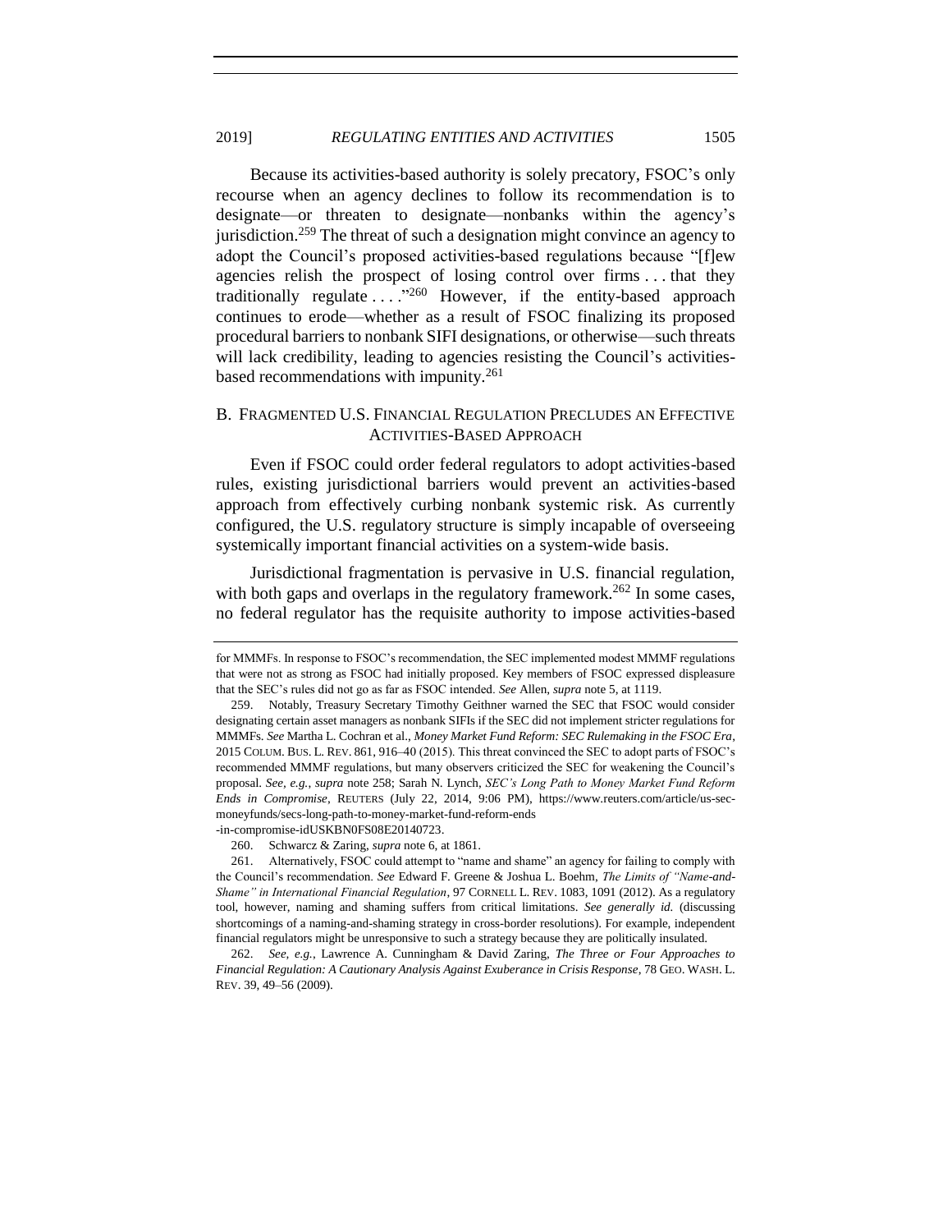Because its activities-based authority is solely precatory, FSOC's only recourse when an agency declines to follow its recommendation is to designate—or threaten to designate—nonbanks within the agency's jurisdiction.[259] The threat of such a designation might convince an agency to adopt the Council's proposed activities-based regulations because "[f]ew agencies relish the prospect of losing control over firms . . . that they traditionally regulate . . . ."[260] However, if the entity-based approach continues to erode—whether as a result of FSOC finalizing its proposed procedural barriers to nonbank SIFI designations, or otherwise—such threats will lack credibility, leading to agencies resisting the Council's activities-based recommendations with impunity.[261]

## B. FRAGMENTED U.S. FINANCIAL REGULATION PRECLUDES AN EFFECTIVE ACTIVITIES-BASED APPROACH

Even if FSOC could order federal regulators to adopt activities-based rules, existing jurisdictional barriers would prevent an activities-based approach from effectively curbing nonbank systemic risk. As currently configured, the U.S. regulatory structure is simply incapable of overseeing systemically important financial activities on a system-wide basis.

Jurisdictional fragmentation is pervasive in U.S. financial regulation, with both gaps and overlaps in the regulatory framework.[262] In some cases, no federal regulator has the requisite authority to impose activities-based

---

for MMMFs. In response to FSOC's recommendation, the SEC implemented modest MMMF regulations that were not as strong as FSOC had initially proposed. Key members of FSOC expressed displeasure that the SEC's rules did not go as far as FSOC intended. *See* Allen, *supra* note 5, at 1119.

259. Notably, Treasury Secretary Timothy Geithner warned the SEC that FSOC would consider designating certain asset managers as nonbank SIFIs if the SEC did not implement stricter regulations for MMMFs. *See* Martha L. Cochran et al., *Money Market Fund Reform: SEC Rulemaking in the FSOC Era*, 2015 COLUM. BUS. L. REV. 861, 916–40 (2015). This threat convinced the SEC to adopt parts of FSOC's recommended MMMF regulations, but many observers criticized the SEC for weakening the Council's proposal. *See, e.g.*, *supra* note 258; Sarah N. Lynch, *SEC's Long Path to Money Market Fund Reform Ends in Compromise*, REUTERS (July 22, 2014, 9:06 PM), https://www.reuters.com/article/us-sec-moneyfunds/secs-long-path-to-money-market-fund-reform-ends-in-compromise-idUSKBN0FS08E20140723.

260. Schwarcz & Zaring, *supra* note 6, at 1861.

261. Alternatively, FSOC could attempt to "name and shame" an agency for failing to comply with the Council's recommendation. *See* Edward F. Greene & Joshua L. Boehm, *The Limits of "Name-and-Shame" in International Financial Regulation*, 97 CORNELL L. REV. 1083, 1091 (2012). As a regulatory tool, however, naming and shaming suffers from critical limitations. *See generally id.* (discussing shortcomings of a naming-and-shaming strategy in cross-border resolutions). For example, independent financial regulators might be unresponsive to such a strategy because they are politically insulated.

262. *See, e.g.*, Lawrence A. Cunningham & David Zaring, *The Three or Four Approaches to Financial Regulation: A Cautionary Analysis Against Exuberance in Crisis Response*, 78 GEO. WASH. L. REV. 39, 49–56 (2009).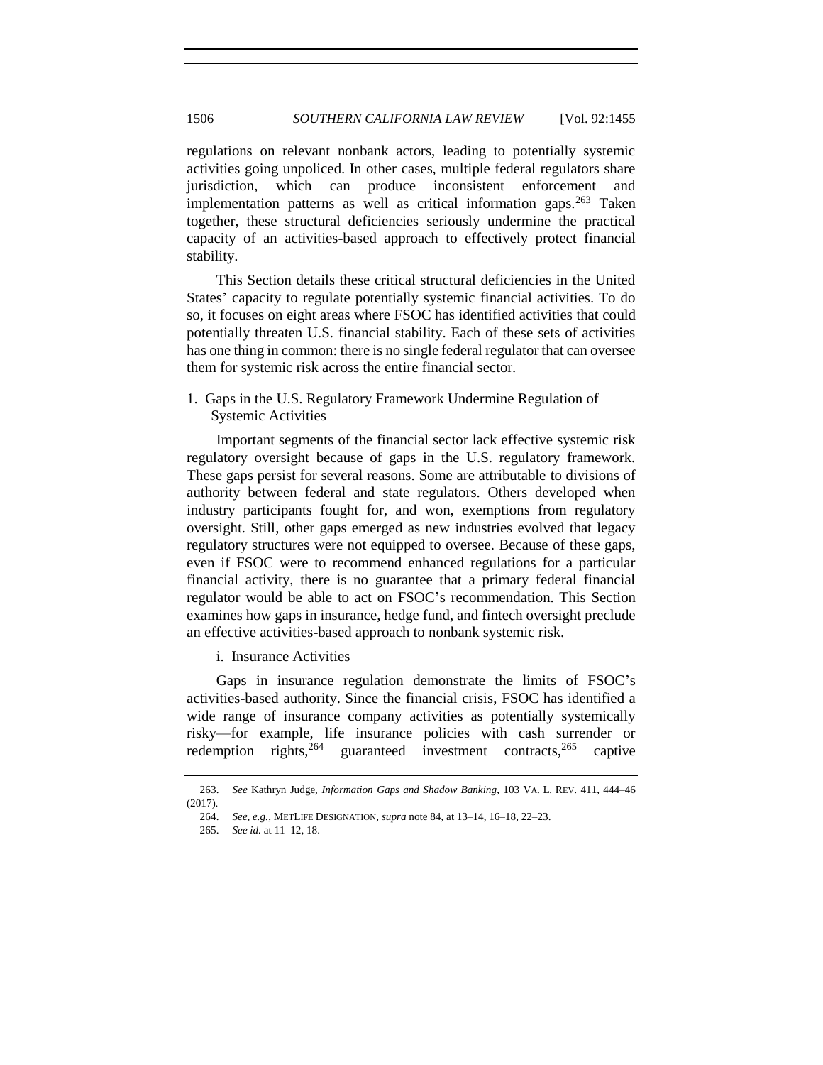regulations on relevant nonbank actors, leading to potentially systemic activities going unpoliced. In other cases, multiple federal regulators share jurisdiction, which can produce inconsistent enforcement and implementation patterns as well as critical information gaps.[263] Taken together, these structural deficiencies seriously undermine the practical capacity of an activities-based approach to effectively protect financial stability.

This Section details these critical structural deficiencies in the United States' capacity to regulate potentially systemic financial activities. To do so, it focuses on eight areas where FSOC has identified activities that could potentially threaten U.S. financial stability. Each of these sets of activities has one thing in common: there is no single federal regulator that can oversee them for systemic risk across the entire financial sector.

### 1. Gaps in the U.S. Regulatory Framework Undermine Regulation of Systemic Activities

Important segments of the financial sector lack effective systemic risk regulatory oversight because of gaps in the U.S. regulatory framework. These gaps persist for several reasons. Some are attributable to divisions of authority between federal and state regulators. Others developed when industry participants fought for, and won, exemptions from regulatory oversight. Still, other gaps emerged as new industries evolved that legacy regulatory structures were not equipped to oversee. Because of these gaps, even if FSOC were to recommend enhanced regulations for a particular financial activity, there is no guarantee that a primary federal financial regulator would be able to act on FSOC's recommendation. This Section examines how gaps in insurance, hedge fund, and fintech oversight preclude an effective activities-based approach to nonbank systemic risk.

#### i. Insurance Activities

Gaps in insurance regulation demonstrate the limits of FSOC's activities-based authority. Since the financial crisis, FSOC has identified a wide range of insurance company activities as potentially systemically risky—for example, life insurance policies with cash surrender or redemption rights,[264] guaranteed investment contracts,[265] captive

---

263. *See* Kathryn Judge, *Information Gaps and Shadow Banking*, 103 VA. L. REV. 411, 444–46 (2017).

264. *See, e.g.*, METLIFE DESIGNATION, *supra* note 84, at 13–14, 16–18, 22–23.

265. *See id.* at 11–12, 18.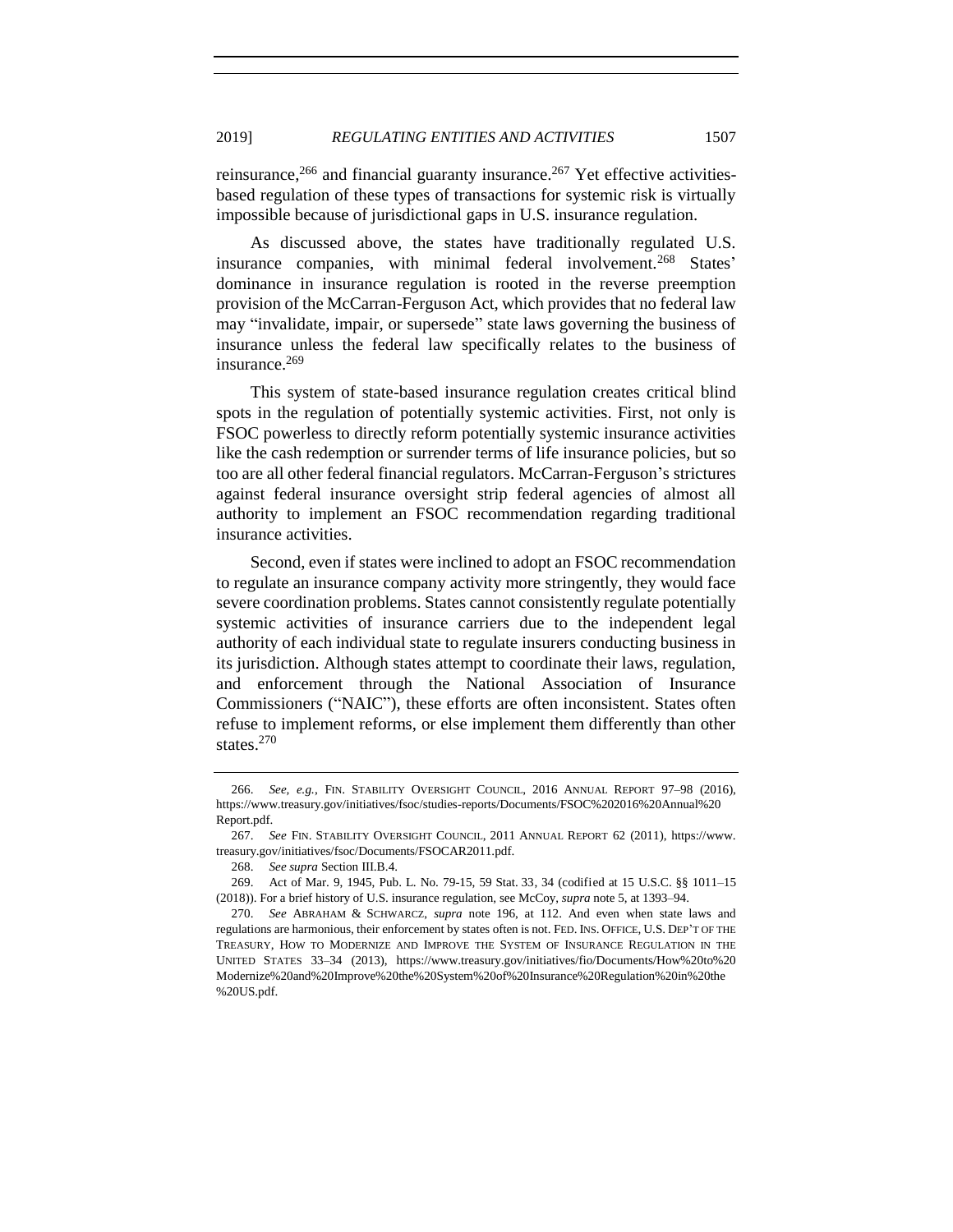reinsurance,[266] and financial guaranty insurance.[267] Yet effective activities-based regulation of these types of transactions for systemic risk is virtually impossible because of jurisdictional gaps in U.S. insurance regulation.

As discussed above, the states have traditionally regulated U.S. insurance companies, with minimal federal involvement.[268] States' dominance in insurance regulation is rooted in the reverse preemption provision of the McCarran-Ferguson Act, which provides that no federal law may "invalidate, impair, or supersede" state laws governing the business of insurance unless the federal law specifically relates to the business of insurance.[269]

This system of state-based insurance regulation creates critical blind spots in the regulation of potentially systemic activities. First, not only is FSOC powerless to directly reform potentially systemic insurance activities like the cash redemption or surrender terms of life insurance policies, but so too are all other federal financial regulators. McCarran-Ferguson's strictures against federal insurance oversight strip federal agencies of almost all authority to implement an FSOC recommendation regarding traditional insurance activities.

Second, even if states were inclined to adopt an FSOC recommendation to regulate an insurance company activity more stringently, they would face severe coordination problems. States cannot consistently regulate potentially systemic activities of insurance carriers due to the independent legal authority of each individual state to regulate insurers conducting business in its jurisdiction. Although states attempt to coordinate their laws, regulation, and enforcement through the National Association of Insurance Commissioners ("NAIC"), these efforts are often inconsistent. States often refuse to implement reforms, or else implement them differently than other states.[270]

---

266. *See, e.g.*, FIN. STABILITY OVERSIGHT COUNCIL, 2016 ANNUAL REPORT 97–98 (2016), https://www.treasury.gov/initiatives/fsoc/studies-reports/Documents/FSOC%202016%20Annual%20Report.pdf.

267. *See* FIN. STABILITY OVERSIGHT COUNCIL, 2011 ANNUAL REPORT 62 (2011), https://www.treasury.gov/initiatives/fsoc/Documents/FSOCAR2011.pdf.

268. *See supra* Section III.B.4.

269. Act of Mar. 9, 1945, Pub. L. No. 79-15, 59 Stat. 33, 34 (codified at 15 U.S.C. §§ 1011–15 (2018)). For a brief history of U.S. insurance regulation, see McCoy, *supra* note 5, at 1393–94.

270. *See* ABRAHAM & SCHWARCZ, *supra* note 196, at 112. And even when state laws and regulations are harmonious, their enforcement by states often is not. FED. INS. OFFICE, U.S. DEP'T OF THE TREASURY, HOW TO MODERNIZE AND IMPROVE THE SYSTEM OF INSURANCE REGULATION IN THE UNITED STATES 33–34 (2013), https://www.treasury.gov/initiatives/fio/Documents/How%20to%20Modernize%20and%20Improve%20the%20System%20of%20Insurance%20Regulation%20in%20the%20US.pdf.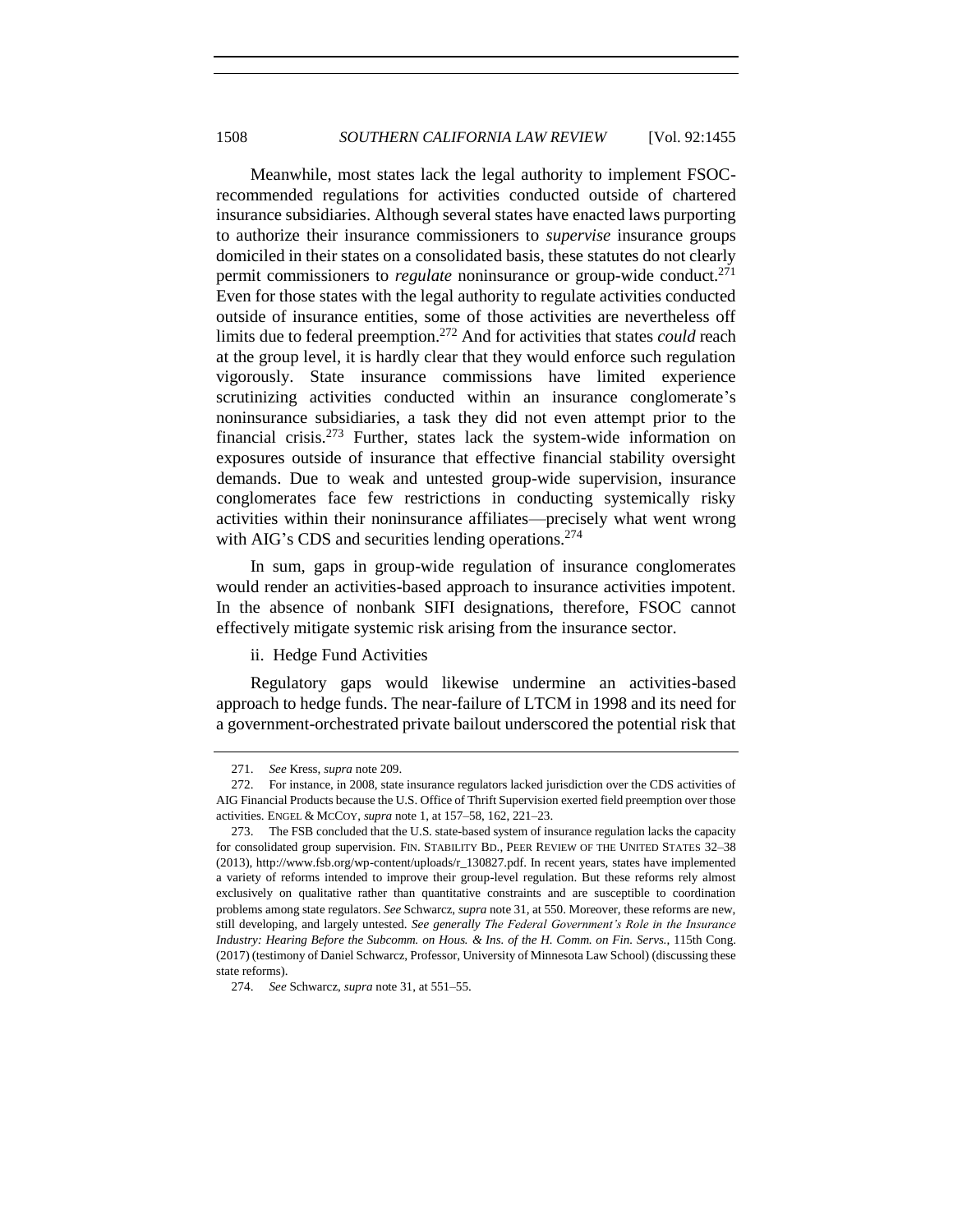Meanwhile, most states lack the legal authority to implement FSOC-recommended regulations for activities conducted outside of chartered insurance subsidiaries. Although several states have enacted laws purporting to authorize their insurance commissioners to *supervise* insurance groups domiciled in their states on a consolidated basis, these statutes do not clearly permit commissioners to *regulate* noninsurance or group-wide conduct.[271] Even for those states with the legal authority to regulate activities conducted outside of insurance entities, some of those activities are nevertheless off limits due to federal preemption.[272] And for activities that states *could* reach at the group level, it is hardly clear that they would enforce such regulation vigorously. State insurance commissions have limited experience scrutinizing activities conducted within an insurance conglomerate's noninsurance subsidiaries, a task they did not even attempt prior to the financial crisis.[273] Further, states lack the system-wide information on exposures outside of insurance that effective financial stability oversight demands. Due to weak and untested group-wide supervision, insurance conglomerates face few restrictions in conducting systemically risky activities within their noninsurance affiliates—precisely what went wrong with AIG's CDS and securities lending operations.[274]

In sum, gaps in group-wide regulation of insurance conglomerates would render an activities-based approach to insurance activities impotent. In the absence of nonbank SIFI designations, therefore, FSOC cannot effectively mitigate systemic risk arising from the insurance sector.

ii. Hedge Fund Activities

Regulatory gaps would likewise undermine an activities-based approach to hedge funds. The near-failure of LTCM in 1998 and its need for a government-orchestrated private bailout underscored the potential risk that

---

271. *See* Kress, *supra* note 209.

272. For instance, in 2008, state insurance regulators lacked jurisdiction over the CDS activities of AIG Financial Products because the U.S. Office of Thrift Supervision exerted field preemption over those activities. ENGEL & MCCOY, *supra* note 1, at 157–58, 162, 221–23.

273. The FSB concluded that the U.S. state-based system of insurance regulation lacks the capacity for consolidated group supervision. FIN. STABILITY BD., PEER REVIEW OF THE UNITED STATES 32–38 (2013), http://www.fsb.org/wp-content/uploads/r_130827.pdf. In recent years, states have implemented a variety of reforms intended to improve their group-level regulation. But these reforms rely almost exclusively on qualitative rather than quantitative constraints and are susceptible to coordination problems among state regulators. *See* Schwarcz, *supra* note 31, at 550. Moreover, these reforms are new, still developing, and largely untested. *See generally The Federal Government's Role in the Insurance Industry: Hearing Before the Subcomm. on Hous. & Ins. of the H. Comm. on Fin. Servs.*, 115th Cong. (2017) (testimony of Daniel Schwarcz, Professor, University of Minnesota Law School) (discussing these state reforms).

274. *See* Schwarcz, *supra* note 31, at 551–55.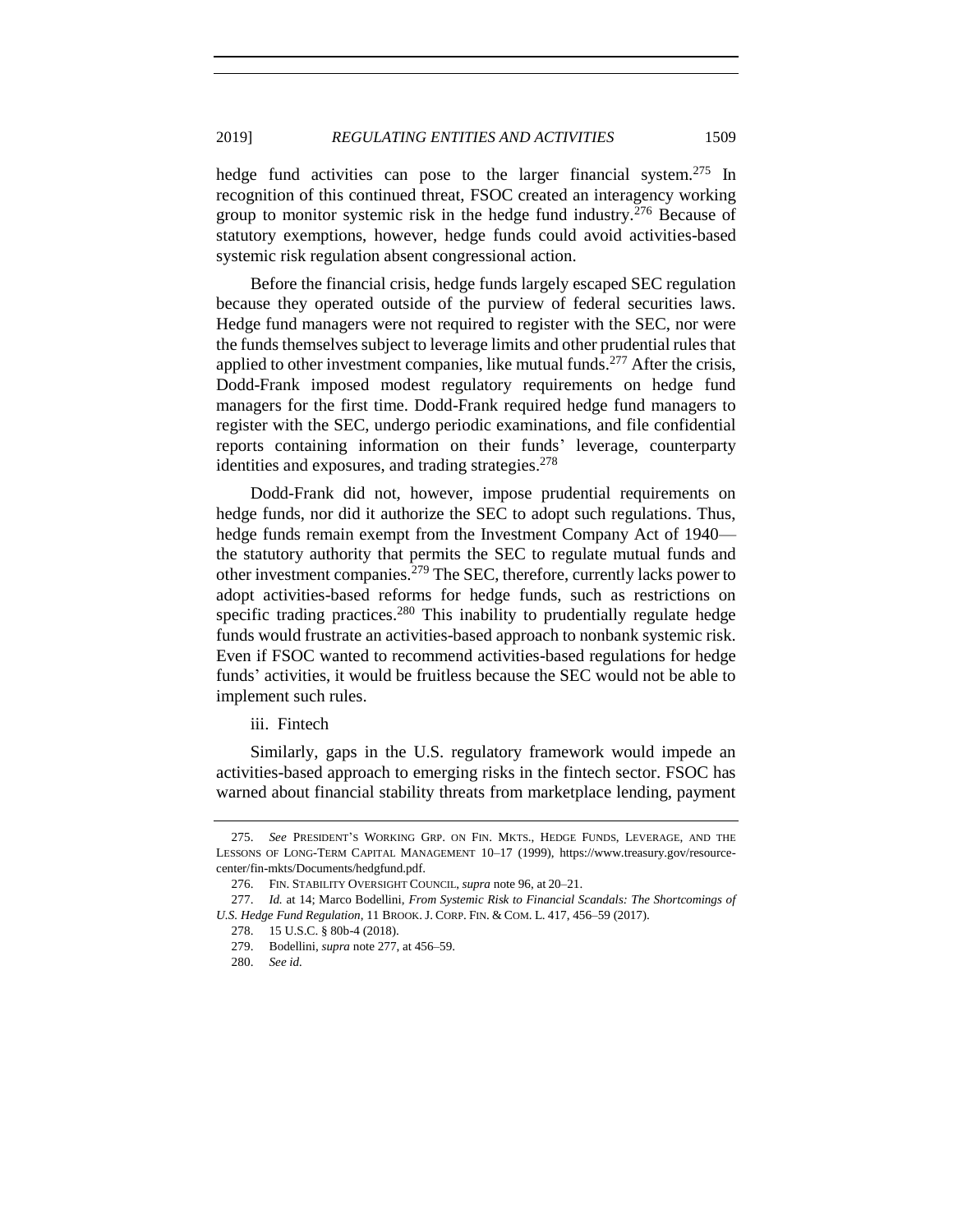hedge fund activities can pose to the larger financial system.[275] In recognition of this continued threat, FSOC created an interagency working group to monitor systemic risk in the hedge fund industry.[276] Because of statutory exemptions, however, hedge funds could avoid activities-based systemic risk regulation absent congressional action.

Before the financial crisis, hedge funds largely escaped SEC regulation because they operated outside of the purview of federal securities laws. Hedge fund managers were not required to register with the SEC, nor were the funds themselves subject to leverage limits and other prudential rules that applied to other investment companies, like mutual funds.[277] After the crisis, Dodd-Frank imposed modest regulatory requirements on hedge fund managers for the first time. Dodd-Frank required hedge fund managers to register with the SEC, undergo periodic examinations, and file confidential reports containing information on their funds' leverage, counterparty identities and exposures, and trading strategies.[278]

Dodd-Frank did not, however, impose prudential requirements on hedge funds, nor did it authorize the SEC to adopt such regulations. Thus, hedge funds remain exempt from the Investment Company Act of 1940—the statutory authority that permits the SEC to regulate mutual funds and other investment companies.[279] The SEC, therefore, currently lacks power to adopt activities-based reforms for hedge funds, such as restrictions on specific trading practices.[280] This inability to prudentially regulate hedge funds would frustrate an activities-based approach to nonbank systemic risk. Even if FSOC wanted to recommend activities-based regulations for hedge funds' activities, it would be fruitless because the SEC would not be able to implement such rules.

iii. Fintech

Similarly, gaps in the U.S. regulatory framework would impede an activities-based approach to emerging risks in the fintech sector. FSOC has warned about financial stability threats from marketplace lending, payment

---

275. *See* PRESIDENT'S WORKING GRP. ON FIN. MKTS., HEDGE FUNDS, LEVERAGE, AND THE LESSONS OF LONG-TERM CAPITAL MANAGEMENT 10–17 (1999), https://www.treasury.gov/resource-center/fin-mkts/Documents/hedgfund.pdf.

276. FIN. STABILITY OVERSIGHT COUNCIL, *supra* note 96, at 20–21.

277. *Id.* at 14; Marco Bodellini, *From Systemic Risk to Financial Scandals: The Shortcomings of U.S. Hedge Fund Regulation*, 11 BROOK. J. CORP. FIN. & COM. L. 417, 456–59 (2017).

278. 15 U.S.C. § 80b-4 (2018).

279. Bodellini, *supra* note 277, at 456–59.

280. *See id.*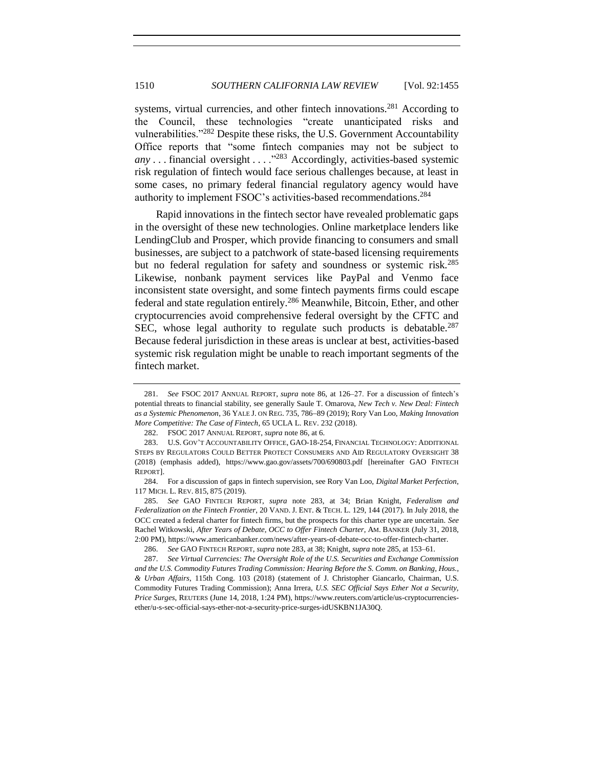systems, virtual currencies, and other fintech innovations.[281] According to the Council, these technologies "create unanticipated risks and vulnerabilities."[282] Despite these risks, the U.S. Government Accountability Office reports that "some fintech companies may not be subject to *any* . . . financial oversight . . . ."[283] Accordingly, activities-based systemic risk regulation of fintech would face serious challenges because, at least in some cases, no primary federal financial regulatory agency would have authority to implement FSOC's activities-based recommendations.[284]

Rapid innovations in the fintech sector have revealed problematic gaps in the oversight of these new technologies. Online marketplace lenders like LendingClub and Prosper, which provide financing to consumers and small businesses, are subject to a patchwork of state-based licensing requirements but no federal regulation for safety and soundness or systemic risk.[285] Likewise, nonbank payment services like PayPal and Venmo face inconsistent state oversight, and some fintech payments firms could escape federal and state regulation entirely.[286] Meanwhile, Bitcoin, Ether, and other cryptocurrencies avoid comprehensive federal oversight by the CFTC and SEC, whose legal authority to regulate such products is debatable.[287] Because federal jurisdiction in these areas is unclear at best, activities-based systemic risk regulation might be unable to reach important segments of the fintech market.

---

281. *See* FSOC 2017 ANNUAL REPORT, *supra* note 86, at 126–27. For a discussion of fintech's potential threats to financial stability, see generally Saule T. Omarova, *New Tech v. New Deal: Fintech as a Systemic Phenomenon*, 36 YALE J. ON REG. 735, 786–89 (2019); Rory Van Loo, *Making Innovation More Competitive: The Case of Fintech*, 65 UCLA L. REV. 232 (2018).

282. FSOC 2017 ANNUAL REPORT, *supra* note 86, at 6.

283. U.S. GOV'T ACCOUNTABILITY OFFICE, GAO-18-254, FINANCIAL TECHNOLOGY: ADDITIONAL STEPS BY REGULATORS COULD BETTER PROTECT CONSUMERS AND AID REGULATORY OVERSIGHT 38 (2018) (emphasis added), https://www.gao.gov/assets/700/690803.pdf [hereinafter GAO FINTECH REPORT].

284. For a discussion of gaps in fintech supervision, see Rory Van Loo, *Digital Market Perfection*, 117 MICH. L. REV. 815, 875 (2019).

285. *See* GAO FINTECH REPORT, *supra* note 283, at 34; Brian Knight, *Federalism and Federalization on the Fintech Frontier*, 20 VAND. J. ENT. & TECH. L. 129, 144 (2017). In July 2018, the OCC created a federal charter for fintech firms, but the prospects for this charter type are uncertain. *See* Rachel Witkowski, *After Years of Debate, OCC to Offer Fintech Charter*, AM. BANKER (July 31, 2018, 2:00 PM), https://www.americanbanker.com/news/after-years-of-debate-occ-to-offer-fintech-charter.

286. *See* GAO FINTECH REPORT, *supra* note 283, at 38; Knight, *supra* note 285, at 153–61.

287. *See Virtual Currencies: The Oversight Role of the U.S. Securities and Exchange Commission and the U.S. Commodity Futures Trading Commission: Hearing Before the S. Comm. on Banking, Hous., & Urban Affairs*, 115th Cong. 103 (2018) (statement of J. Christopher Giancarlo, Chairman, U.S. Commodity Futures Trading Commission); Anna Irrera, *U.S. SEC Official Says Ether Not a Security, Price Surges*, REUTERS (June 14, 2018, 1:24 PM), https://www.reuters.com/article/us-cryptocurrencies-ether/u-s-sec-official-says-ether-not-a-security-price-surges-idUSKBN1JA30Q.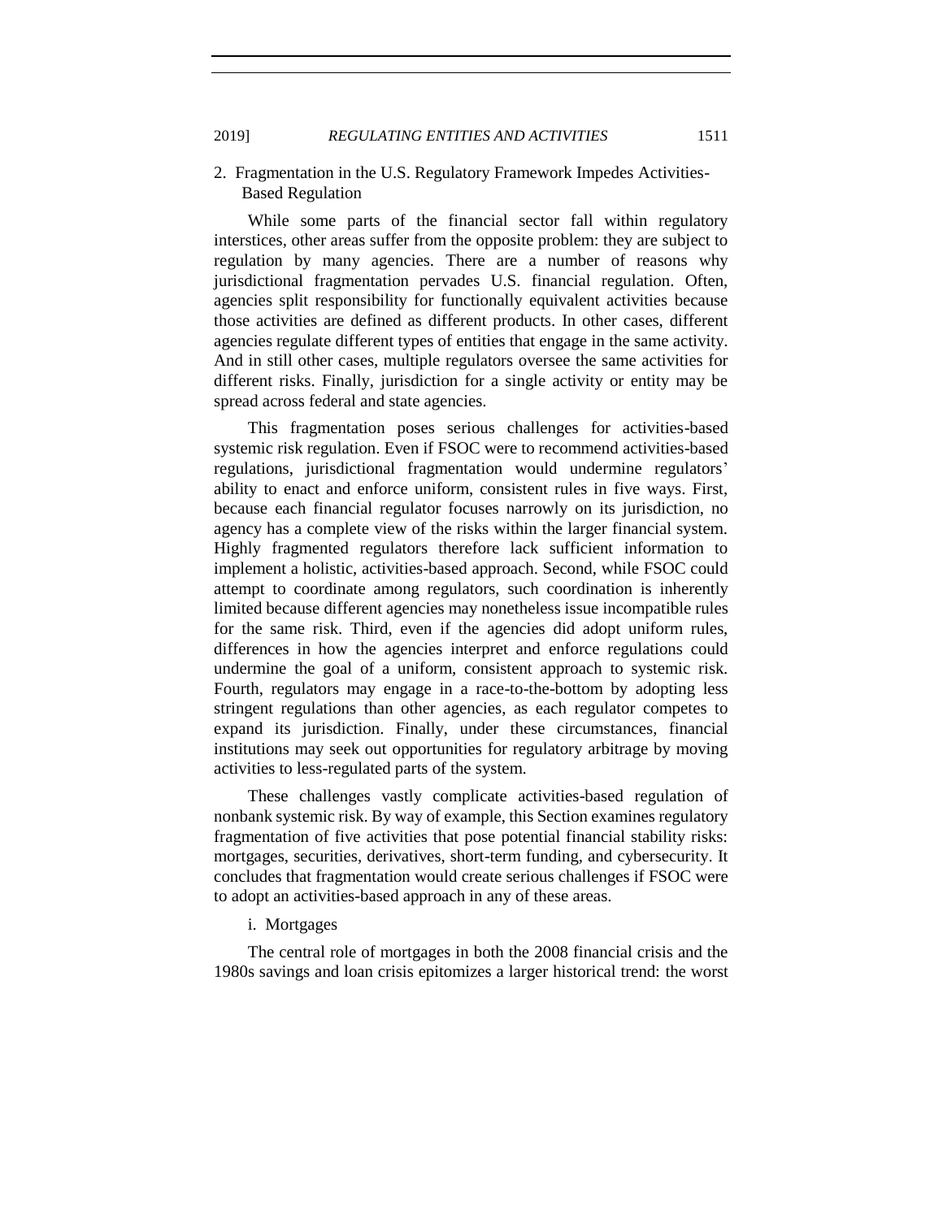### 2. Fragmentation in the U.S. Regulatory Framework Impedes Activities-Based Regulation

While some parts of the financial sector fall within regulatory interstices, other areas suffer from the opposite problem: they are subject to regulation by many agencies. There are a number of reasons why jurisdictional fragmentation pervades U.S. financial regulation. Often, agencies split responsibility for functionally equivalent activities because those activities are defined as different products. In other cases, different agencies regulate different types of entities that engage in the same activity. And in still other cases, multiple regulators oversee the same activities for different risks. Finally, jurisdiction for a single activity or entity may be spread across federal and state agencies.

This fragmentation poses serious challenges for activities-based systemic risk regulation. Even if FSOC were to recommend activities-based regulations, jurisdictional fragmentation would undermine regulators' ability to enact and enforce uniform, consistent rules in five ways. First, because each financial regulator focuses narrowly on its jurisdiction, no agency has a complete view of the risks within the larger financial system. Highly fragmented regulators therefore lack sufficient information to implement a holistic, activities-based approach. Second, while FSOC could attempt to coordinate among regulators, such coordination is inherently limited because different agencies may nonetheless issue incompatible rules for the same risk. Third, even if the agencies did adopt uniform rules, differences in how the agencies interpret and enforce regulations could undermine the goal of a uniform, consistent approach to systemic risk. Fourth, regulators may engage in a race-to-the-bottom by adopting less stringent regulations than other agencies, as each regulator competes to expand its jurisdiction. Finally, under these circumstances, financial institutions may seek out opportunities for regulatory arbitrage by moving activities to less-regulated parts of the system.

These challenges vastly complicate activities-based regulation of nonbank systemic risk. By way of example, this Section examines regulatory fragmentation of five activities that pose potential financial stability risks: mortgages, securities, derivatives, short-term funding, and cybersecurity. It concludes that fragmentation would create serious challenges if FSOC were to adopt an activities-based approach in any of these areas.

#### i. Mortgages

The central role of mortgages in both the 2008 financial crisis and the 1980s savings and loan crisis epitomizes a larger historical trend: the worst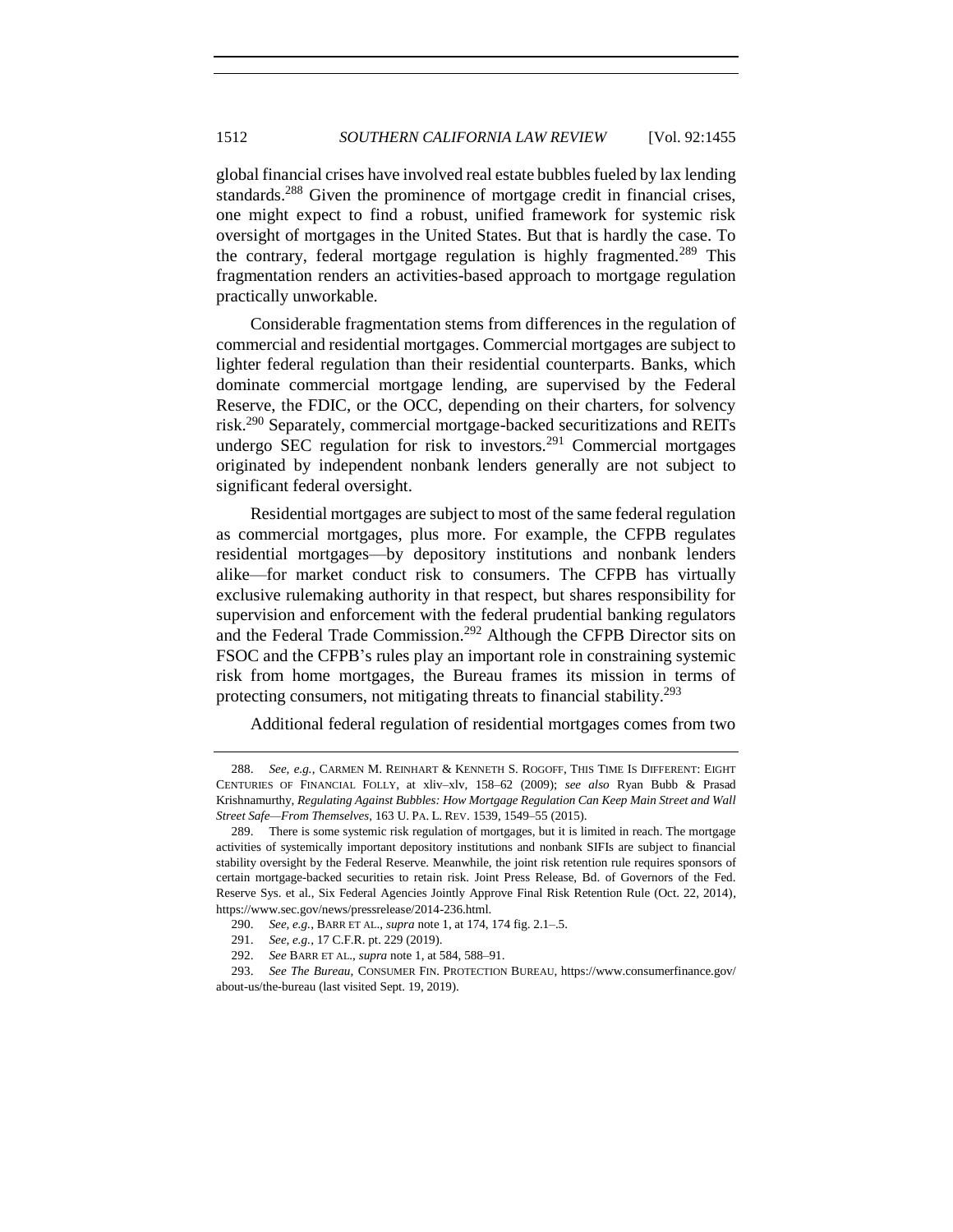global financial crises have involved real estate bubbles fueled by lax lending standards.[288] Given the prominence of mortgage credit in financial crises, one might expect to find a robust, unified framework for systemic risk oversight of mortgages in the United States. But that is hardly the case. To the contrary, federal mortgage regulation is highly fragmented.[289] This fragmentation renders an activities-based approach to mortgage regulation practically unworkable.

Considerable fragmentation stems from differences in the regulation of commercial and residential mortgages. Commercial mortgages are subject to lighter federal regulation than their residential counterparts. Banks, which dominate commercial mortgage lending, are supervised by the Federal Reserve, the FDIC, or the OCC, depending on their charters, for solvency risk.[290] Separately, commercial mortgage-backed securitizations and REITs undergo SEC regulation for risk to investors.[291] Commercial mortgages originated by independent nonbank lenders generally are not subject to significant federal oversight.

Residential mortgages are subject to most of the same federal regulation as commercial mortgages, plus more. For example, the CFPB regulates residential mortgages—by depository institutions and nonbank lenders alike—for market conduct risk to consumers. The CFPB has virtually exclusive rulemaking authority in that respect, but shares responsibility for supervision and enforcement with the federal prudential banking regulators and the Federal Trade Commission.[292] Although the CFPB Director sits on FSOC and the CFPB's rules play an important role in constraining systemic risk from home mortgages, the Bureau frames its mission in terms of protecting consumers, not mitigating threats to financial stability.[293]

Additional federal regulation of residential mortgages comes from two

---

288. *See, e.g.*, CARMEN M. REINHART & KENNETH S. ROGOFF, THIS TIME IS DIFFERENT: EIGHT CENTURIES OF FINANCIAL FOLLY, at xliv–xlv, 158–62 (2009); *see also* Ryan Bubb & Prasad Krishnamurthy, *Regulating Against Bubbles: How Mortgage Regulation Can Keep Main Street and Wall Street Safe—From Themselves*, 163 U. PA. L. REV. 1539, 1549–55 (2015).

289. There is some systemic risk regulation of mortgages, but it is limited in reach. The mortgage activities of systemically important depository institutions and nonbank SIFIs are subject to financial stability oversight by the Federal Reserve. Meanwhile, the joint risk retention rule requires sponsors of certain mortgage-backed securities to retain risk. Joint Press Release, Bd. of Governors of the Fed. Reserve Sys. et al., Six Federal Agencies Jointly Approve Final Risk Retention Rule (Oct. 22, 2014), https://www.sec.gov/news/pressrelease/2014-236.html.

290. *See, e.g.*, BARR ET AL., *supra* note 1, at 174, 174 fig. 2.1–.5.

291. *See, e.g.*, 17 C.F.R. pt. 229 (2019).

292. *See* BARR ET AL., *supra* note 1, at 584, 588–91.

293. *See The Bureau*, CONSUMER FIN. PROTECTION BUREAU, https://www.consumerfinance.gov/about-us/the-bureau (last visited Sept. 19, 2019).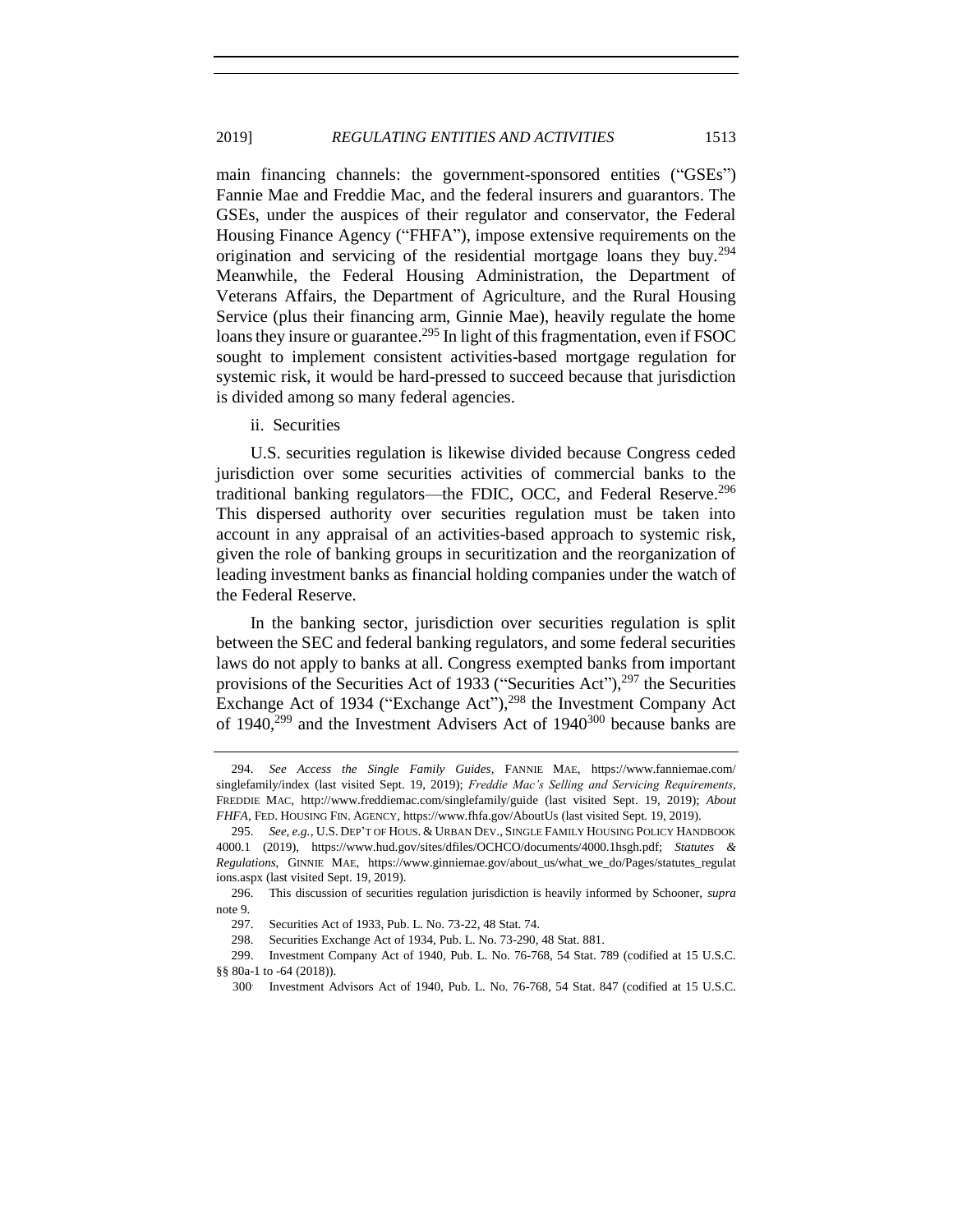main financing channels: the government-sponsored entities ("GSEs") Fannie Mae and Freddie Mac, and the federal insurers and guarantors. The GSEs, under the auspices of their regulator and conservator, the Federal Housing Finance Agency ("FHFA"), impose extensive requirements on the origination and servicing of the residential mortgage loans they buy.[294] Meanwhile, the Federal Housing Administration, the Department of Veterans Affairs, the Department of Agriculture, and the Rural Housing Service (plus their financing arm, Ginnie Mae), heavily regulate the home loans they insure or guarantee.[295] In light of this fragmentation, even if FSOC sought to implement consistent activities-based mortgage regulation for systemic risk, it would be hard-pressed to succeed because that jurisdiction is divided among so many federal agencies.

ii. Securities

U.S. securities regulation is likewise divided because Congress ceded jurisdiction over some securities activities of commercial banks to the traditional banking regulators—the FDIC, OCC, and Federal Reserve.[296] This dispersed authority over securities regulation must be taken into account in any appraisal of an activities-based approach to systemic risk, given the role of banking groups in securitization and the reorganization of leading investment banks as financial holding companies under the watch of the Federal Reserve.

In the banking sector, jurisdiction over securities regulation is split between the SEC and federal banking regulators, and some federal securities laws do not apply to banks at all. Congress exempted banks from important provisions of the Securities Act of 1933 ("Securities Act"),[297] the Securities Exchange Act of 1934 ("Exchange Act"),[298] the Investment Company Act of 1940,[299] and the Investment Advisers Act of 1940[300] because banks are

---

294. *See Access the Single Family Guides*, FANNIE MAE, https://www.fanniemae.com/singlefamily/index (last visited Sept. 19, 2019); *Freddie Mac's Selling and Servicing Requirements*, FREDDIE MAC, http://www.freddiemac.com/singlefamily/guide (last visited Sept. 19, 2019); *About FHFA*, FED. HOUSING FIN. AGENCY, https://www.fhfa.gov/AboutUs (last visited Sept. 19, 2019).

295. *See, e.g.*, U.S. DEP'T OF HOUS. & URBAN DEV., SINGLE FAMILY HOUSING POLICY HANDBOOK 4000.1 (2019), https://www.hud.gov/sites/dfiles/OCHCO/documents/4000.1hsgh.pdf; *Statutes & Regulations*, GINNIE MAE, https://www.ginniemae.gov/about_us/what_we_do/Pages/statutes_regulations.aspx (last visited Sept. 19, 2019).

296. This discussion of securities regulation jurisdiction is heavily informed by Schooner, *supra* note 9.

297. Securities Act of 1933, Pub. L. No. 73-22, 48 Stat. 74.

298. Securities Exchange Act of 1934, Pub. L. No. 73-290, 48 Stat. 881.

299. Investment Company Act of 1940, Pub. L. No. 76-768, 54 Stat. 789 (codified at 15 U.S.C. §§ 80a-1 to -64 (2018)).

300. Investment Advisors Act of 1940, Pub. L. No. 76-768, 54 Stat. 847 (codified at 15 U.S.C.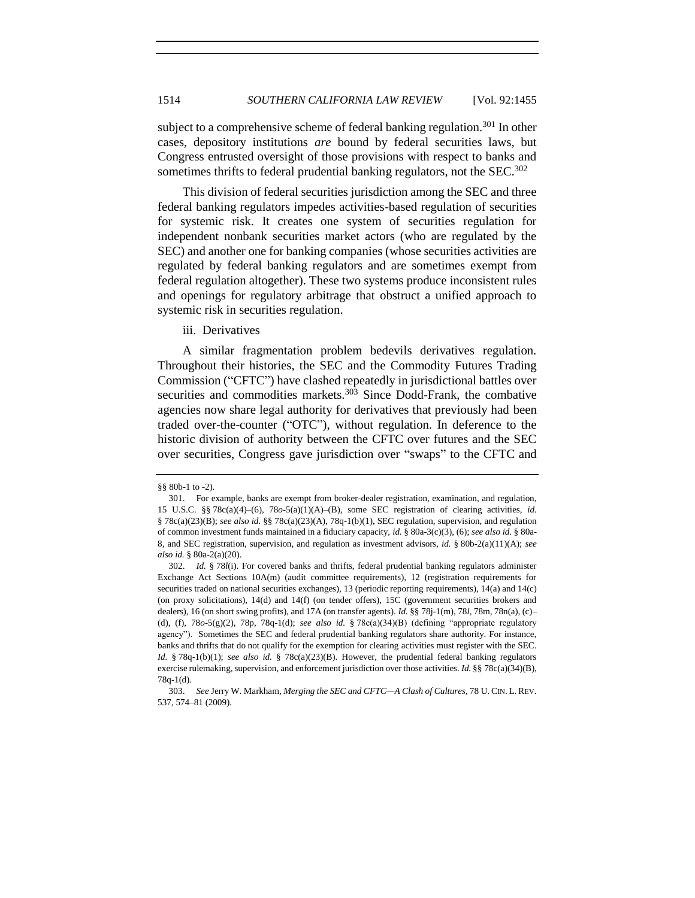subject to a comprehensive scheme of federal banking regulation.[301] In other cases, depository institutions *are* bound by federal securities laws, but Congress entrusted oversight of those provisions with respect to banks and sometimes thrifts to federal prudential banking regulators, not the SEC.[302]

This division of federal securities jurisdiction among the SEC and three federal banking regulators impedes activities-based regulation of securities for systemic risk. It creates one system of securities regulation for independent nonbank securities market actors (who are regulated by the SEC) and another one for banking companies (whose securities activities are regulated by federal banking regulators and are sometimes exempt from federal regulation altogether). These two systems produce inconsistent rules and openings for regulatory arbitrage that obstruct a unified approach to systemic risk in securities regulation.

iii. Derivatives

A similar fragmentation problem bedevils derivatives regulation. Throughout their histories, the SEC and the Commodity Futures Trading Commission ("CFTC") have clashed repeatedly in jurisdictional battles over securities and commodities markets.[303] Since Dodd-Frank, the combative agencies now share legal authority for derivatives that previously had been traded over-the-counter ("OTC"), without regulation. In deference to the historic division of authority between the CFTC over futures and the SEC over securities, Congress gave jurisdiction over "swaps" to the CFTC and

---

§§ 80b-1 to -2).

301. For example, banks are exempt from broker-dealer registration, examination, and regulation, 15 U.S.C. §§ 78c(a)(4)–(6), 78*o*-5(a)(1)(A)–(B), some SEC registration of clearing activities, *id.* § 78c(a)(23)(B); *see also id.* §§ 78c(a)(23)(A), 78q-1(b)(1), SEC regulation, supervision, and regulation of common investment funds maintained in a fiduciary capacity, *id.* § 80a-3(c)(3), (6); *see also id.* § 80a-8, and SEC registration, supervision, and regulation as investment advisors, *id.* § 80b-2(a)(11)(A); *see also id.* § 80a-2(a)(20).

302. *Id.* § 78*l*(i). For covered banks and thrifts, federal prudential banking regulators administer Exchange Act Sections 10A(m) (audit committee requirements), 12 (registration requirements for securities traded on national securities exchanges), 13 (periodic reporting requirements), 14(a) and 14(c) (on proxy solicitations), 14(d) and 14(f) (on tender offers), 15C (government securities brokers and dealers), 16 (on short swing profits), and 17A (on transfer agents). *Id.* §§ 78j-1(m), 78*l*, 78m, 78n(a), (c)–(d), (f), 78*o*-5(g)(2), 78p, 78q-1(d); *see also id.* § 78c(a)(34)(B) (defining "appropriate regulatory agency"). Sometimes the SEC and federal prudential banking regulators share authority. For instance, banks and thrifts that do not qualify for the exemption for clearing activities must register with the SEC. *Id.* § 78q-1(b)(1); *see also id.* § 78c(a)(23)(B). However, the prudential federal banking regulators exercise rulemaking, supervision, and enforcement jurisdiction over those activities. *Id.* §§ 78c(a)(34)(B), 78q-1(d).

303. *See* Jerry W. Markham, *Merging the SEC and CFTC—A Clash of Cultures*, 78 U. CIN. L. REV. 537, 574–81 (2009).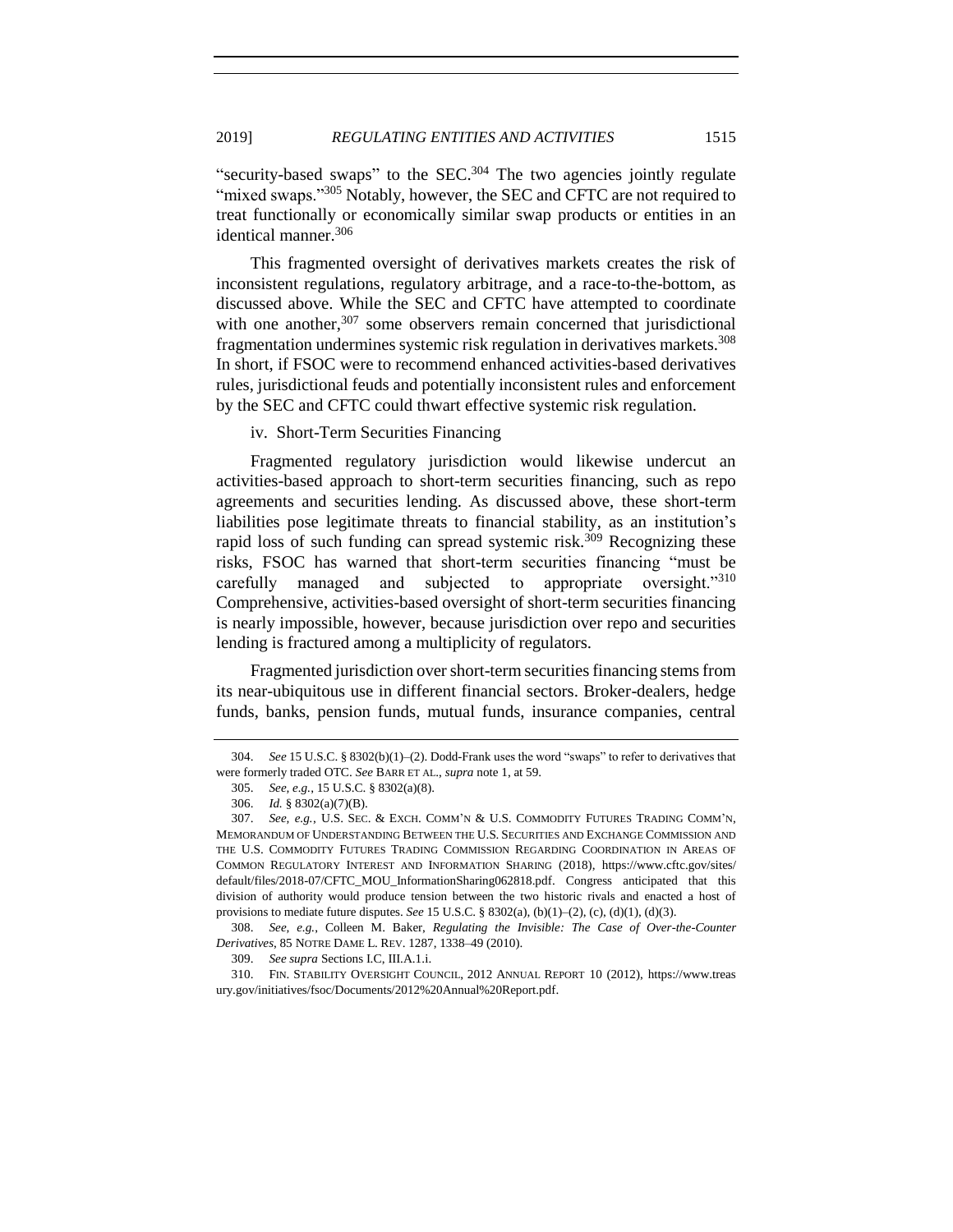"security-based swaps" to the SEC.[304] The two agencies jointly regulate "mixed swaps."[305] Notably, however, the SEC and CFTC are not required to treat functionally or economically similar swap products or entities in an identical manner.[306]

This fragmented oversight of derivatives markets creates the risk of inconsistent regulations, regulatory arbitrage, and a race-to-the-bottom, as discussed above. While the SEC and CFTC have attempted to coordinate with one another,[307] some observers remain concerned that jurisdictional fragmentation undermines systemic risk regulation in derivatives markets.[308] In short, if FSOC were to recommend enhanced activities-based derivatives rules, jurisdictional feuds and potentially inconsistent rules and enforcement by the SEC and CFTC could thwart effective systemic risk regulation.

iv. Short-Term Securities Financing

Fragmented regulatory jurisdiction would likewise undercut an activities-based approach to short-term securities financing, such as repo agreements and securities lending. As discussed above, these short-term liabilities pose legitimate threats to financial stability, as an institution's rapid loss of such funding can spread systemic risk.[309] Recognizing these risks, FSOC has warned that short-term securities financing "must be carefully managed and subjected to appropriate oversight."[310] Comprehensive, activities-based oversight of short-term securities financing is nearly impossible, however, because jurisdiction over repo and securities lending is fractured among a multiplicity of regulators.

Fragmented jurisdiction over short-term securities financing stems from its near-ubiquitous use in different financial sectors. Broker-dealers, hedge funds, banks, pension funds, mutual funds, insurance companies, central

---

304. *See* 15 U.S.C. § 8302(b)(1)–(2). Dodd-Frank uses the word "swaps" to refer to derivatives that were formerly traded OTC. *See* BARR ET AL., *supra* note 1, at 59.

305. *See, e.g.*, 15 U.S.C. § 8302(a)(8).

306. *Id.* § 8302(a)(7)(B).

307. *See, e.g.*, U.S. SEC. & EXCH. COMM'N & U.S. COMMODITY FUTURES TRADING COMM'N, MEMORANDUM OF UNDERSTANDING BETWEEN THE U.S. SECURITIES AND EXCHANGE COMMISSION AND THE U.S. COMMODITY FUTURES TRADING COMMISSION REGARDING COORDINATION IN AREAS OF COMMON REGULATORY INTEREST AND INFORMATION SHARING (2018), https://www.cftc.gov/sites/default/files/2018-07/CFTC_MOU_InformationSharing062818.pdf. Congress anticipated that this division of authority would produce tension between the two historic rivals and enacted a host of provisions to mediate future disputes. *See* 15 U.S.C. § 8302(a), (b)(1)–(2), (c), (d)(1), (d)(3).

308. *See, e.g.*, Colleen M. Baker, *Regulating the Invisible: The Case of Over-the-Counter Derivatives*, 85 NOTRE DAME L. REV. 1287, 1338–49 (2010).

309. *See supra* Sections I.C, III.A.1.i.

310. FIN. STABILITY OVERSIGHT COUNCIL, 2012 ANNUAL REPORT 10 (2012), https://www.treasury.gov/initiatives/fsoc/Documents/2012%20Annual%20Report.pdf.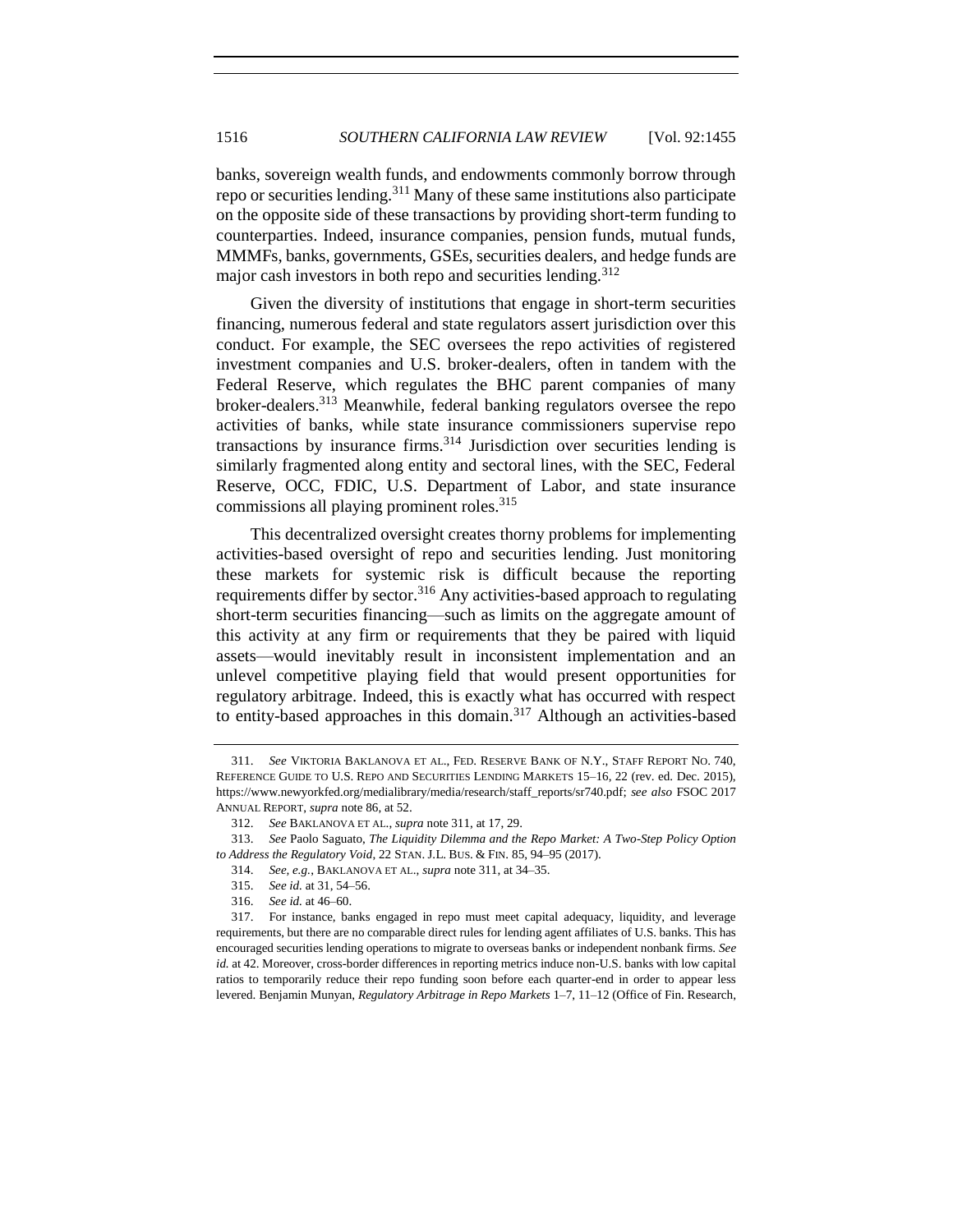banks, sovereign wealth funds, and endowments commonly borrow through repo or securities lending.[311] Many of these same institutions also participate on the opposite side of these transactions by providing short-term funding to counterparties. Indeed, insurance companies, pension funds, mutual funds, MMMFs, banks, governments, GSEs, securities dealers, and hedge funds are major cash investors in both repo and securities lending.[312]

Given the diversity of institutions that engage in short-term securities financing, numerous federal and state regulators assert jurisdiction over this conduct. For example, the SEC oversees the repo activities of registered investment companies and U.S. broker-dealers, often in tandem with the Federal Reserve, which regulates the BHC parent companies of many broker-dealers.[313] Meanwhile, federal banking regulators oversee the repo activities of banks, while state insurance commissioners supervise repo transactions by insurance firms.[314] Jurisdiction over securities lending is similarly fragmented along entity and sectoral lines, with the SEC, Federal Reserve, OCC, FDIC, U.S. Department of Labor, and state insurance commissions all playing prominent roles.[315]

This decentralized oversight creates thorny problems for implementing activities-based oversight of repo and securities lending. Just monitoring these markets for systemic risk is difficult because the reporting requirements differ by sector.[316] Any activities-based approach to regulating short-term securities financing—such as limits on the aggregate amount of this activity at any firm or requirements that they be paired with liquid assets—would inevitably result in inconsistent implementation and an unlevel competitive playing field that would present opportunities for regulatory arbitrage. Indeed, this is exactly what has occurred with respect to entity-based approaches in this domain.[317] Although an activities-based

---

311. *See* VIKTORIA BAKLANOVA ET AL., FED. RESERVE BANK OF N.Y., STAFF REPORT NO. 740, REFERENCE GUIDE TO U.S. REPO AND SECURITIES LENDING MARKETS 15–16, 22 (rev. ed. Dec. 2015), https://www.newyorkfed.org/medialibrary/media/research/staff_reports/sr740.pdf; *see also* FSOC 2017 ANNUAL REPORT, *supra* note 86, at 52.

312. *See* BAKLANOVA ET AL., *supra* note 311, at 17, 29.

313. *See* Paolo Saguato, *The Liquidity Dilemma and the Repo Market: A Two-Step Policy Option to Address the Regulatory Void*, 22 STAN. J.L. BUS. & FIN. 85, 94–95 (2017).

314. *See, e.g.*, BAKLANOVA ET AL., *supra* note 311, at 34–35.

315. *See id.* at 31, 54–56.

316. *See id.* at 46–60.

317. For instance, banks engaged in repo must meet capital adequacy, liquidity, and leverage requirements, but there are no comparable direct rules for lending agent affiliates of U.S. banks. This has encouraged securities lending operations to migrate to overseas banks or independent nonbank firms. *See id.* at 42. Moreover, cross-border differences in reporting metrics induce non-U.S. banks with low capital ratios to temporarily reduce their repo funding soon before each quarter-end in order to appear less levered. Benjamin Munyan, *Regulatory Arbitrage in Repo Markets* 1–7, 11–12 (Office of Fin. Research,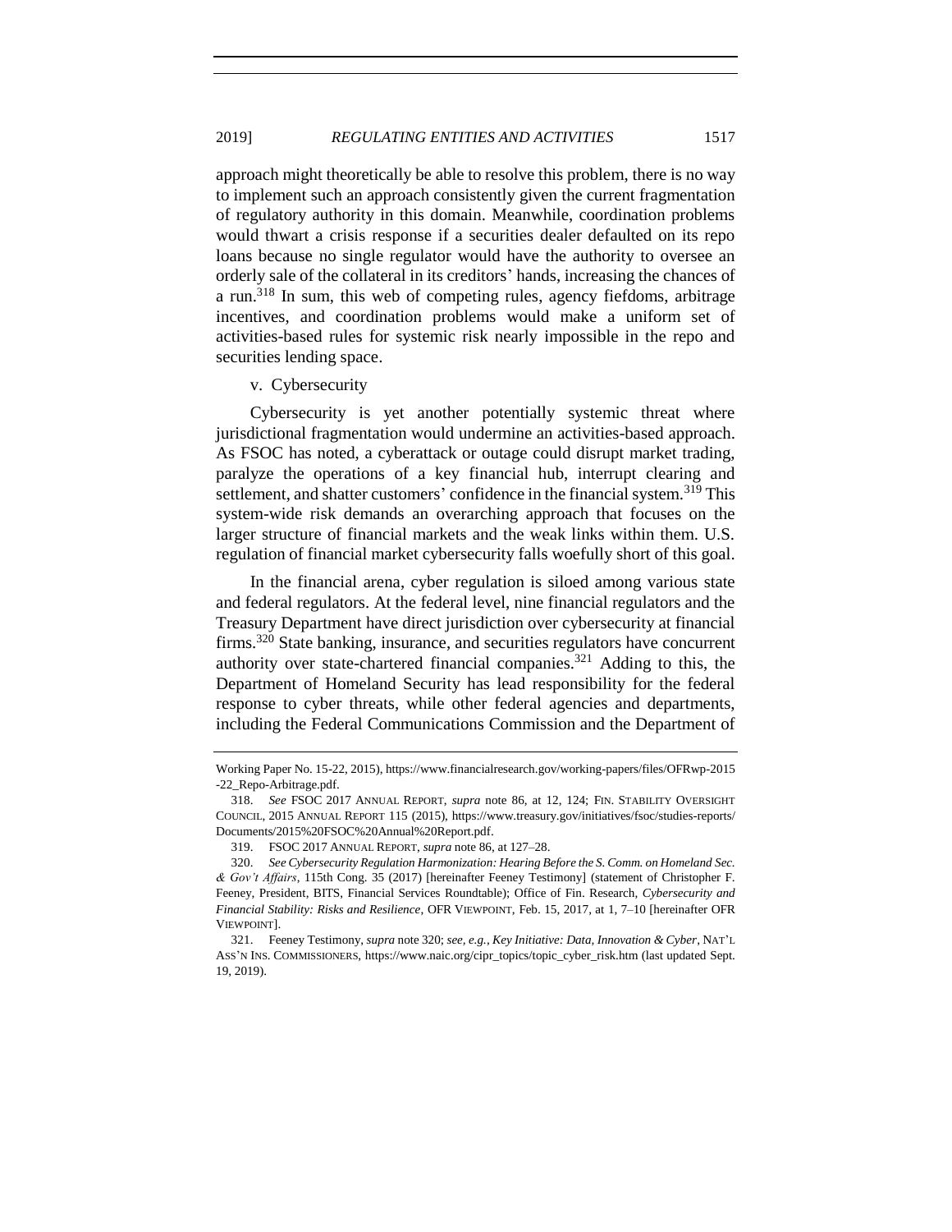approach might theoretically be able to resolve this problem, there is no way to implement such an approach consistently given the current fragmentation of regulatory authority in this domain. Meanwhile, coordination problems would thwart a crisis response if a securities dealer defaulted on its repo loans because no single regulator would have the authority to oversee an orderly sale of the collateral in its creditors' hands, increasing the chances of a run.[318] In sum, this web of competing rules, agency fiefdoms, arbitrage incentives, and coordination problems would make a uniform set of activities-based rules for systemic risk nearly impossible in the repo and securities lending space.

v. Cybersecurity

Cybersecurity is yet another potentially systemic threat where jurisdictional fragmentation would undermine an activities-based approach. As FSOC has noted, a cyberattack or outage could disrupt market trading, paralyze the operations of a key financial hub, interrupt clearing and settlement, and shatter customers' confidence in the financial system.[319] This system-wide risk demands an overarching approach that focuses on the larger structure of financial markets and the weak links within them. U.S. regulation of financial market cybersecurity falls woefully short of this goal.

In the financial arena, cyber regulation is siloed among various state and federal regulators. At the federal level, nine financial regulators and the Treasury Department have direct jurisdiction over cybersecurity at financial firms.[320] State banking, insurance, and securities regulators have concurrent authority over state-chartered financial companies.[321] Adding to this, the Department of Homeland Security has lead responsibility for the federal response to cyber threats, while other federal agencies and departments, including the Federal Communications Commission and the Department of

---

Working Paper No. 15-22, 2015), https://www.financialresearch.gov/working-papers/files/OFRwp-2015-22_Repo-Arbitrage.pdf.

318. *See* FSOC 2017 ANNUAL REPORT, *supra* note 86, at 12, 124; FIN. STABILITY OVERSIGHT COUNCIL, 2015 ANNUAL REPORT 115 (2015), https://www.treasury.gov/initiatives/fsoc/studies-reports/Documents/2015%20FSOC%20Annual%20Report.pdf.

319. FSOC 2017 ANNUAL REPORT, *supra* note 86, at 127–28.

320. *See Cybersecurity Regulation Harmonization: Hearing Before the S. Comm. on Homeland Sec. & Gov't Affairs*, 115th Cong. 35 (2017) [hereinafter Feeney Testimony] (statement of Christopher F. Feeney, President, BITS, Financial Services Roundtable); Office of Fin. Research, *Cybersecurity and Financial Stability: Risks and Resilience*, OFR VIEWPOINT, Feb. 15, 2017, at 1, 7–10 [hereinafter OFR VIEWPOINT].

321. Feeney Testimony, *supra* note 320; *see, e.g.*, *Key Initiative: Data, Innovation & Cyber*, NAT'L ASS'N INS. COMMISSIONERS, https://www.naic.org/cipr_topics/topic_cyber_risk.htm (last updated Sept. 19, 2019).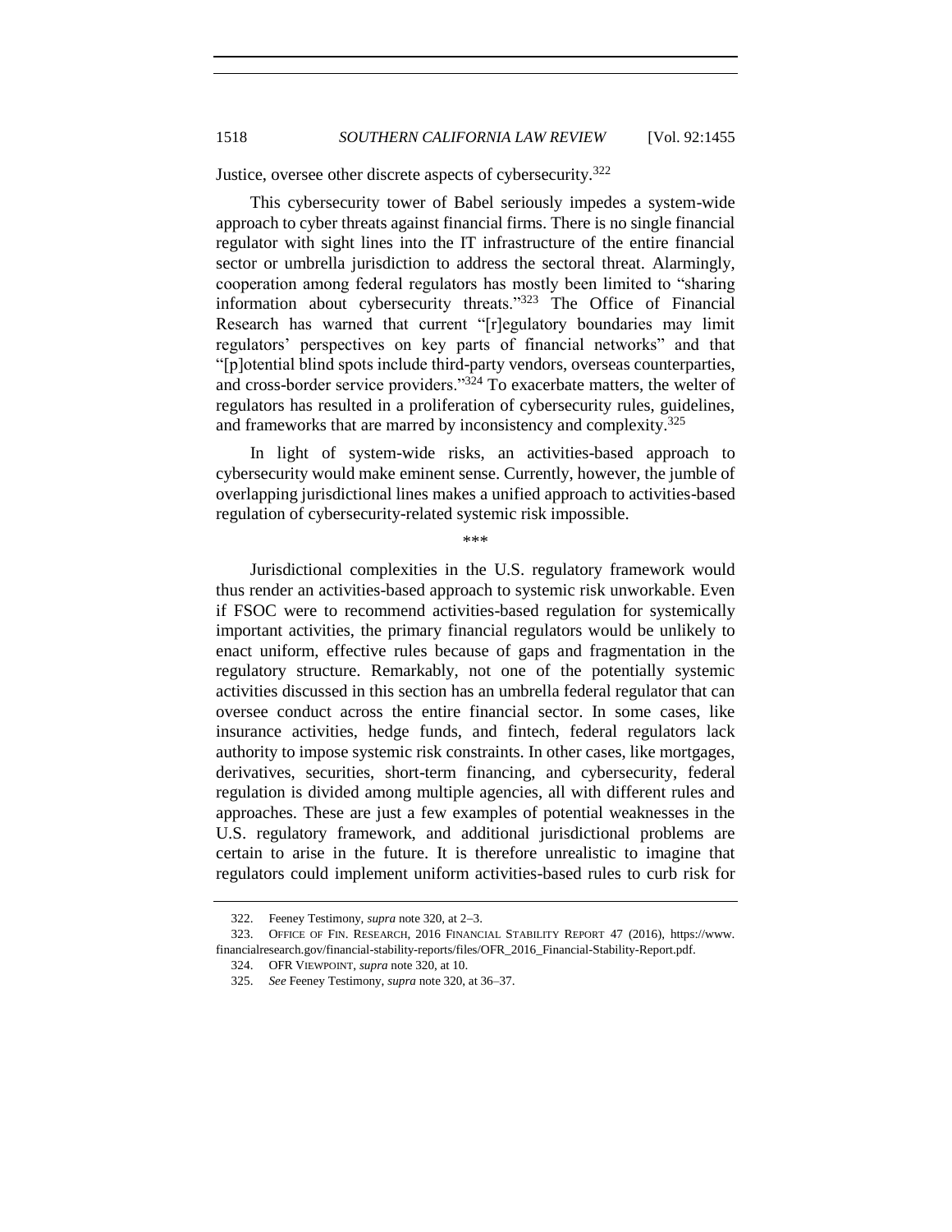Justice, oversee other discrete aspects of cybersecurity.[322]

This cybersecurity tower of Babel seriously impedes a system-wide approach to cyber threats against financial firms. There is no single financial regulator with sight lines into the IT infrastructure of the entire financial sector or umbrella jurisdiction to address the sectoral threat. Alarmingly, cooperation among federal regulators has mostly been limited to "sharing information about cybersecurity threats."[323] The Office of Financial Research has warned that current "[r]egulatory boundaries may limit regulators' perspectives on key parts of financial networks" and that "[p]otential blind spots include third-party vendors, overseas counterparties, and cross-border service providers."[324] To exacerbate matters, the welter of regulators has resulted in a proliferation of cybersecurity rules, guidelines, and frameworks that are marred by inconsistency and complexity.[325]

In light of system-wide risks, an activities-based approach to cybersecurity would make eminent sense. Currently, however, the jumble of overlapping jurisdictional lines makes a unified approach to activities-based regulation of cybersecurity-related systemic risk impossible.

\*\*\*

Jurisdictional complexities in the U.S. regulatory framework would thus render an activities-based approach to systemic risk unworkable. Even if FSOC were to recommend activities-based regulation for systemically important activities, the primary financial regulators would be unlikely to enact uniform, effective rules because of gaps and fragmentation in the regulatory structure. Remarkably, not one of the potentially systemic activities discussed in this section has an umbrella federal regulator that can oversee conduct across the entire financial sector. In some cases, like insurance activities, hedge funds, and fintech, federal regulators lack authority to impose systemic risk constraints. In other cases, like mortgages, derivatives, securities, short-term financing, and cybersecurity, federal regulation is divided among multiple agencies, all with different rules and approaches. These are just a few examples of potential weaknesses in the U.S. regulatory framework, and additional jurisdictional problems are certain to arise in the future. It is therefore unrealistic to imagine that regulators could implement uniform activities-based rules to curb risk for

322. Feeney Testimony, *supra* note 320, at 2–3.

323. OFFICE OF FIN. RESEARCH, 2016 FINANCIAL STABILITY REPORT 47 (2016), https://www.financialresearch.gov/financial-stability-reports/files/OFR_2016_Financial-Stability-Report.pdf.

324. OFR VIEWPOINT, *supra* note 320, at 10.

325. *See* Feeney Testimony, *supra* note 320, at 36–37.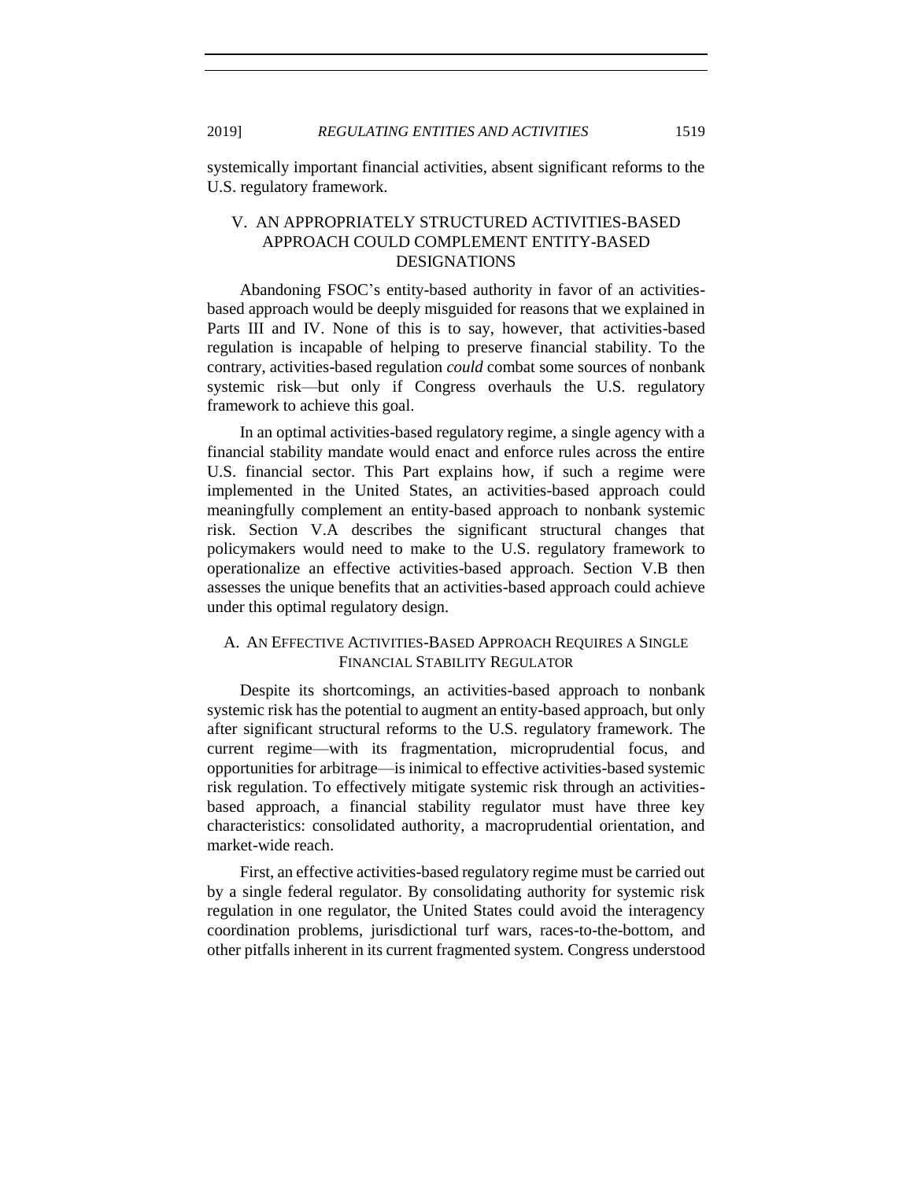systemically important financial activities, absent significant reforms to the U.S. regulatory framework.

## V. AN APPROPRIATELY STRUCTURED ACTIVITIES-BASED APPROACH COULD COMPLEMENT ENTITY-BASED DESIGNATIONS

Abandoning FSOC's entity-based authority in favor of an activities-based approach would be deeply misguided for reasons that we explained in Parts III and IV. None of this is to say, however, that activities-based regulation is incapable of helping to preserve financial stability. To the contrary, activities-based regulation *could* combat some sources of nonbank systemic risk—but only if Congress overhauls the U.S. regulatory framework to achieve this goal.

In an optimal activities-based regulatory regime, a single agency with a financial stability mandate would enact and enforce rules across the entire U.S. financial sector. This Part explains how, if such a regime were implemented in the United States, an activities-based approach could meaningfully complement an entity-based approach to nonbank systemic risk. Section V.A describes the significant structural changes that policymakers would need to make to the U.S. regulatory framework to operationalize an effective activities-based approach. Section V.B then assesses the unique benefits that an activities-based approach could achieve under this optimal regulatory design.

### A. AN EFFECTIVE ACTIVITIES-BASED APPROACH REQUIRES A SINGLE FINANCIAL STABILITY REGULATOR

Despite its shortcomings, an activities-based approach to nonbank systemic risk has the potential to augment an entity-based approach, but only after significant structural reforms to the U.S. regulatory framework. The current regime—with its fragmentation, microprudential focus, and opportunities for arbitrage—is inimical to effective activities-based systemic risk regulation. To effectively mitigate systemic risk through an activities-based approach, a financial stability regulator must have three key characteristics: consolidated authority, a macroprudential orientation, and market-wide reach.

First, an effective activities-based regulatory regime must be carried out by a single federal regulator. By consolidating authority for systemic risk regulation in one regulator, the United States could avoid the interagency coordination problems, jurisdictional turf wars, races-to-the-bottom, and other pitfalls inherent in its current fragmented system. Congress understood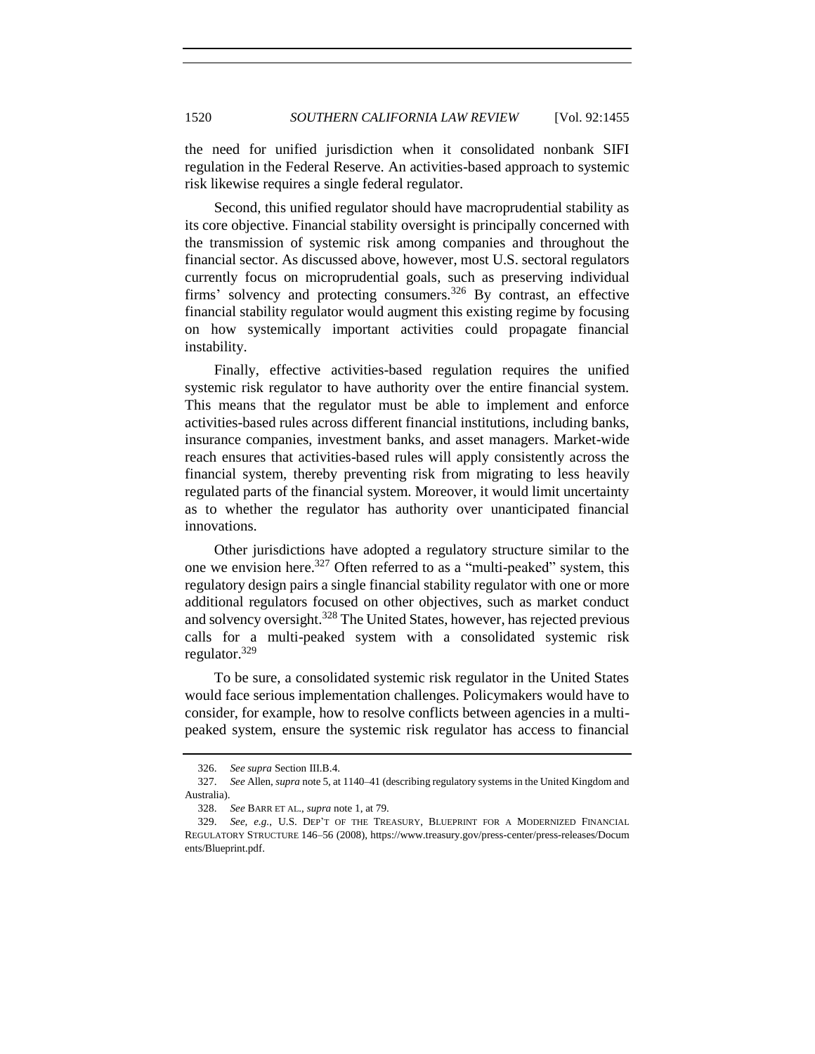the need for unified jurisdiction when it consolidated nonbank SIFI regulation in the Federal Reserve. An activities-based approach to systemic risk likewise requires a single federal regulator.

Second, this unified regulator should have macroprudential stability as its core objective. Financial stability oversight is principally concerned with the transmission of systemic risk among companies and throughout the financial sector. As discussed above, however, most U.S. sectoral regulators currently focus on microprudential goals, such as preserving individual firms' solvency and protecting consumers.[326] By contrast, an effective financial stability regulator would augment this existing regime by focusing on how systemically important activities could propagate financial instability.

Finally, effective activities-based regulation requires the unified systemic risk regulator to have authority over the entire financial system. This means that the regulator must be able to implement and enforce activities-based rules across different financial institutions, including banks, insurance companies, investment banks, and asset managers. Market-wide reach ensures that activities-based rules will apply consistently across the financial system, thereby preventing risk from migrating to less heavily regulated parts of the financial system. Moreover, it would limit uncertainty as to whether the regulator has authority over unanticipated financial innovations.

Other jurisdictions have adopted a regulatory structure similar to the one we envision here.[327] Often referred to as a "multi-peaked" system, this regulatory design pairs a single financial stability regulator with one or more additional regulators focused on other objectives, such as market conduct and solvency oversight.[328] The United States, however, has rejected previous calls for a multi-peaked system with a consolidated systemic risk regulator.[329]

To be sure, a consolidated systemic risk regulator in the United States would face serious implementation challenges. Policymakers would have to consider, for example, how to resolve conflicts between agencies in a multi-peaked system, ensure the systemic risk regulator has access to financial

---

326. *See supra* Section III.B.4.

327. *See* Allen, *supra* note 5, at 1140–41 (describing regulatory systems in the United Kingdom and Australia).

328. *See* BARR ET AL., *supra* note 1, at 79.

329. *See, e.g.*, U.S. DEP'T OF THE TREASURY, BLUEPRINT FOR A MODERNIZED FINANCIAL REGULATORY STRUCTURE 146–56 (2008), https://www.treasury.gov/press-center/press-releases/Documents/Blueprint.pdf.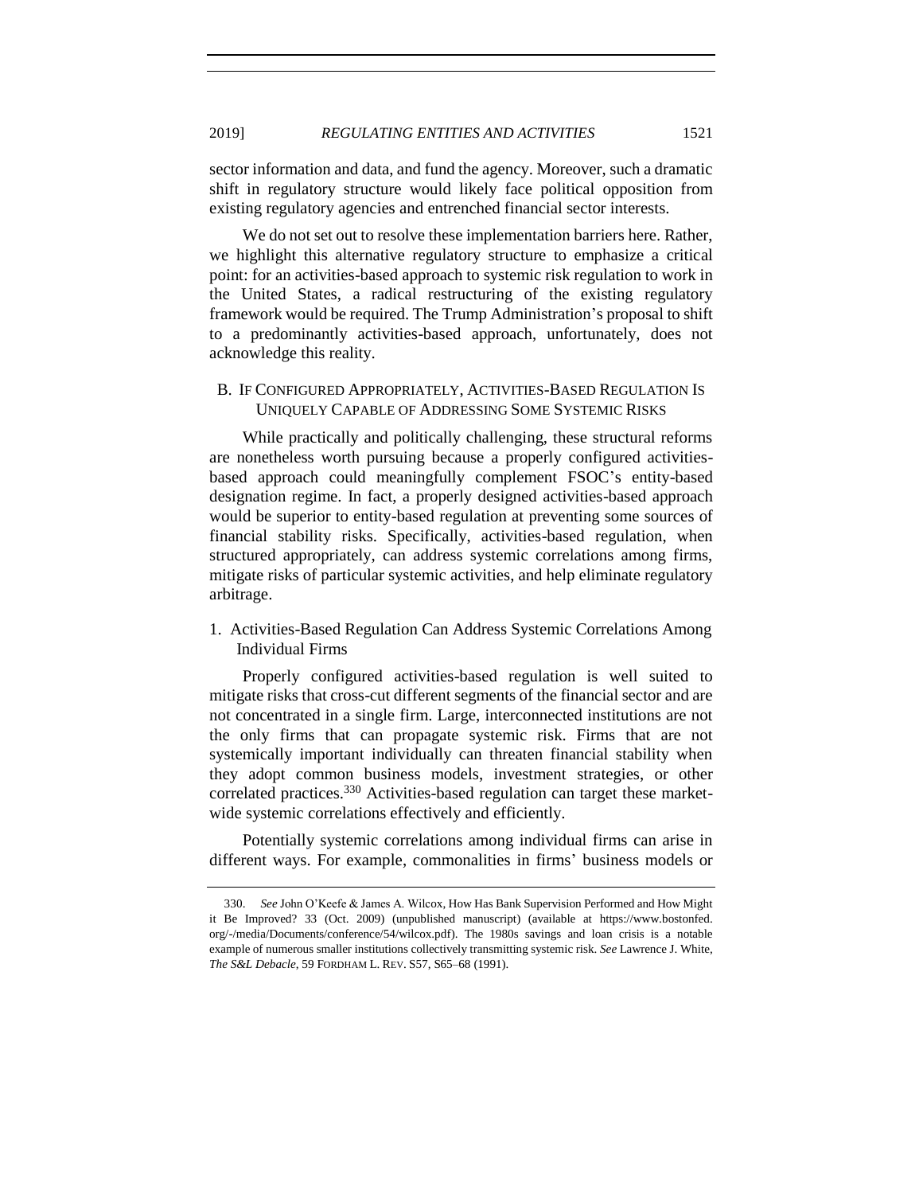sector information and data, and fund the agency. Moreover, such a dramatic shift in regulatory structure would likely face political opposition from existing regulatory agencies and entrenched financial sector interests.

We do not set out to resolve these implementation barriers here. Rather, we highlight this alternative regulatory structure to emphasize a critical point: for an activities-based approach to systemic risk regulation to work in the United States, a radical restructuring of the existing regulatory framework would be required. The Trump Administration's proposal to shift to a predominantly activities-based approach, unfortunately, does not acknowledge this reality.

### B. If Configured Appropriately, Activities-Based Regulation Is Uniquely Capable of Addressing Some Systemic Risks

While practically and politically challenging, these structural reforms are nonetheless worth pursuing because a properly configured activities-based approach could meaningfully complement FSOC's entity-based designation regime. In fact, a properly designed activities-based approach would be superior to entity-based regulation at preventing some sources of financial stability risks. Specifically, activities-based regulation, when structured appropriately, can address systemic correlations among firms, mitigate risks of particular systemic activities, and help eliminate regulatory arbitrage.

#### 1. Activities-Based Regulation Can Address Systemic Correlations Among Individual Firms

Properly configured activities-based regulation is well suited to mitigate risks that cross-cut different segments of the financial sector and are not concentrated in a single firm. Large, interconnected institutions are not the only firms that can propagate systemic risk. Firms that are not systemically important individually can threaten financial stability when they adopt common business models, investment strategies, or other correlated practices.[330] Activities-based regulation can target these market-wide systemic correlations effectively and efficiently.

Potentially systemic correlations among individual firms can arise in different ways. For example, commonalities in firms' business models or

---

330. *See* John O'Keefe & James A. Wilcox, How Has Bank Supervision Performed and How Might it Be Improved? 33 (Oct. 2009) (unpublished manuscript) (available at https://www.bostonfed.org/-/media/Documents/conference/54/wilcox.pdf). The 1980s savings and loan crisis is a notable example of numerous smaller institutions collectively transmitting systemic risk. *See* Lawrence J. White, *The S&L Debacle*, 59 FORDHAM L. REV. S57, S65–68 (1991).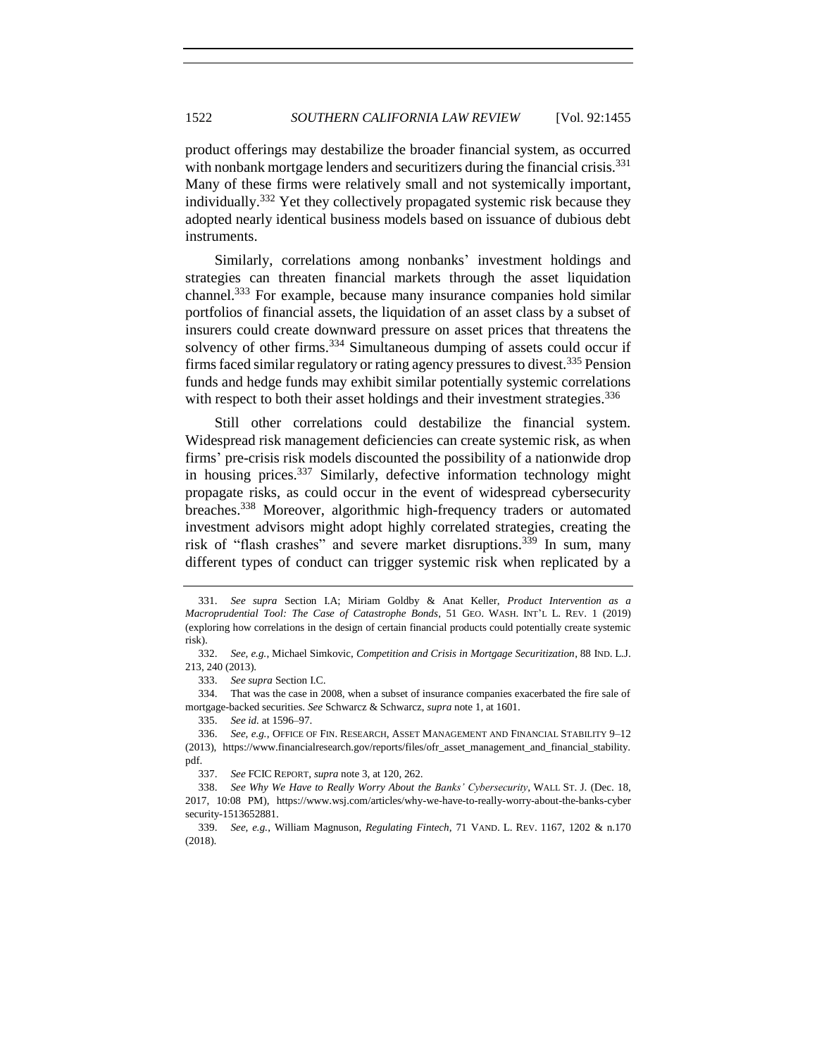product offerings may destabilize the broader financial system, as occurred with nonbank mortgage lenders and securitizers during the financial crisis.[331] Many of these firms were relatively small and not systemically important, individually.[332] Yet they collectively propagated systemic risk because they adopted nearly identical business models based on issuance of dubious debt instruments.

Similarly, correlations among nonbanks' investment holdings and strategies can threaten financial markets through the asset liquidation channel.[333] For example, because many insurance companies hold similar portfolios of financial assets, the liquidation of an asset class by a subset of insurers could create downward pressure on asset prices that threatens the solvency of other firms.[334] Simultaneous dumping of assets could occur if firms faced similar regulatory or rating agency pressures to divest.[335] Pension funds and hedge funds may exhibit similar potentially systemic correlations with respect to both their asset holdings and their investment strategies.[336]

Still other correlations could destabilize the financial system. Widespread risk management deficiencies can create systemic risk, as when firms' pre-crisis risk models discounted the possibility of a nationwide drop in housing prices.[337] Similarly, defective information technology might propagate risks, as could occur in the event of widespread cybersecurity breaches.[338] Moreover, algorithmic high-frequency traders or automated investment advisors might adopt highly correlated strategies, creating the risk of "flash crashes" and severe market disruptions.[339] In sum, many different types of conduct can trigger systemic risk when replicated by a

---

331. *See supra* Section I.A; Miriam Goldby & Anat Keller, *Product Intervention as a Macroprudential Tool: The Case of Catastrophe Bonds*, 51 GEO. WASH. INT'L L. REV. 1 (2019) (exploring how correlations in the design of certain financial products could potentially create systemic risk).

332. *See, e.g.*, Michael Simkovic, *Competition and Crisis in Mortgage Securitization*, 88 IND. L.J. 213, 240 (2013).

333. *See supra* Section I.C.

334. That was the case in 2008, when a subset of insurance companies exacerbated the fire sale of mortgage-backed securities. *See* Schwarcz & Schwarcz, *supra* note 1, at 1601.

335. *See id.* at 1596–97.

336. *See, e.g.*, OFFICE OF FIN. RESEARCH, ASSET MANAGEMENT AND FINANCIAL STABILITY 9–12 (2013), https://www.financialresearch.gov/reports/files/ofr_asset_management_and_financial_stability.pdf.

337. *See* FCIC REPORT, *supra* note 3, at 120, 262.

338. *See Why We Have to Really Worry About the Banks' Cybersecurity*, WALL ST. J. (Dec. 18, 2017, 10:08 PM), https://www.wsj.com/articles/why-we-have-to-really-worry-about-the-banks-cybersecurity-1513652881.

339. *See, e.g.*, William Magnuson, *Regulating Fintech*, 71 VAND. L. REV. 1167, 1202 & n.170 (2018).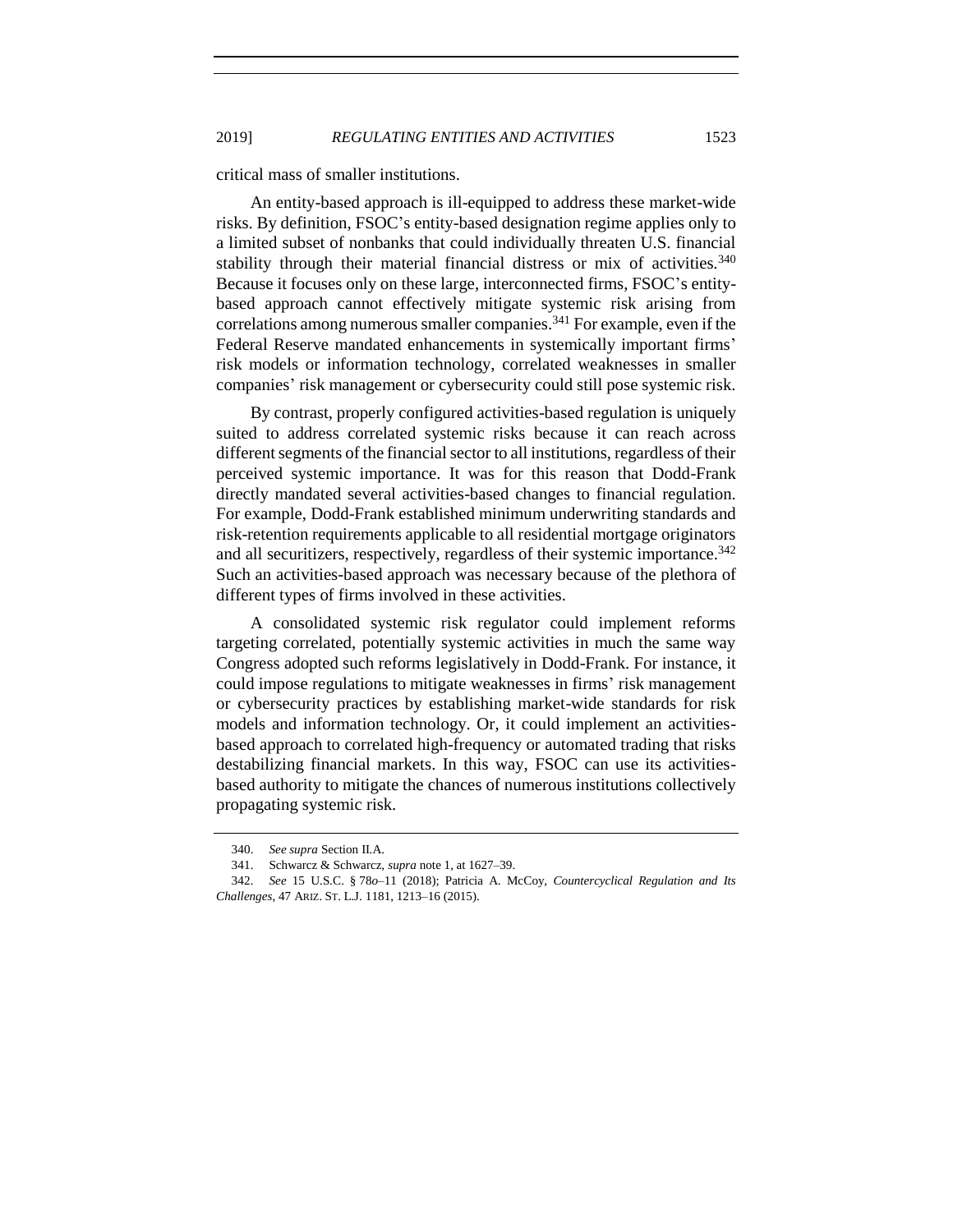critical mass of smaller institutions.

An entity-based approach is ill-equipped to address these market-wide risks. By definition, FSOC's entity-based designation regime applies only to a limited subset of nonbanks that could individually threaten U.S. financial stability through their material financial distress or mix of activities.[340] Because it focuses only on these large, interconnected firms, FSOC's entity-based approach cannot effectively mitigate systemic risk arising from correlations among numerous smaller companies.[341] For example, even if the Federal Reserve mandated enhancements in systemically important firms' risk models or information technology, correlated weaknesses in smaller companies' risk management or cybersecurity could still pose systemic risk.

By contrast, properly configured activities-based regulation is uniquely suited to address correlated systemic risks because it can reach across different segments of the financial sector to all institutions, regardless of their perceived systemic importance. It was for this reason that Dodd-Frank directly mandated several activities-based changes to financial regulation. For example, Dodd-Frank established minimum underwriting standards and risk-retention requirements applicable to all residential mortgage originators and all securitizers, respectively, regardless of their systemic importance.[342] Such an activities-based approach was necessary because of the plethora of different types of firms involved in these activities.

A consolidated systemic risk regulator could implement reforms targeting correlated, potentially systemic activities in much the same way Congress adopted such reforms legislatively in Dodd-Frank. For instance, it could impose regulations to mitigate weaknesses in firms' risk management or cybersecurity practices by establishing market-wide standards for risk models and information technology. Or, it could implement an activities-based approach to correlated high-frequency or automated trading that risks destabilizing financial markets. In this way, FSOC can use its activities-based authority to mitigate the chances of numerous institutions collectively propagating systemic risk.

---

340. *See supra* Section II.A.

341. Schwarcz & Schwarcz, *supra* note 1, at 1627–39.

342. *See* 15 U.S.C. § 78*o*–11 (2018); Patricia A. McCoy, *Countercyclical Regulation and Its Challenges*, 47 ARIZ. ST. L.J. 1181, 1213–16 (2015).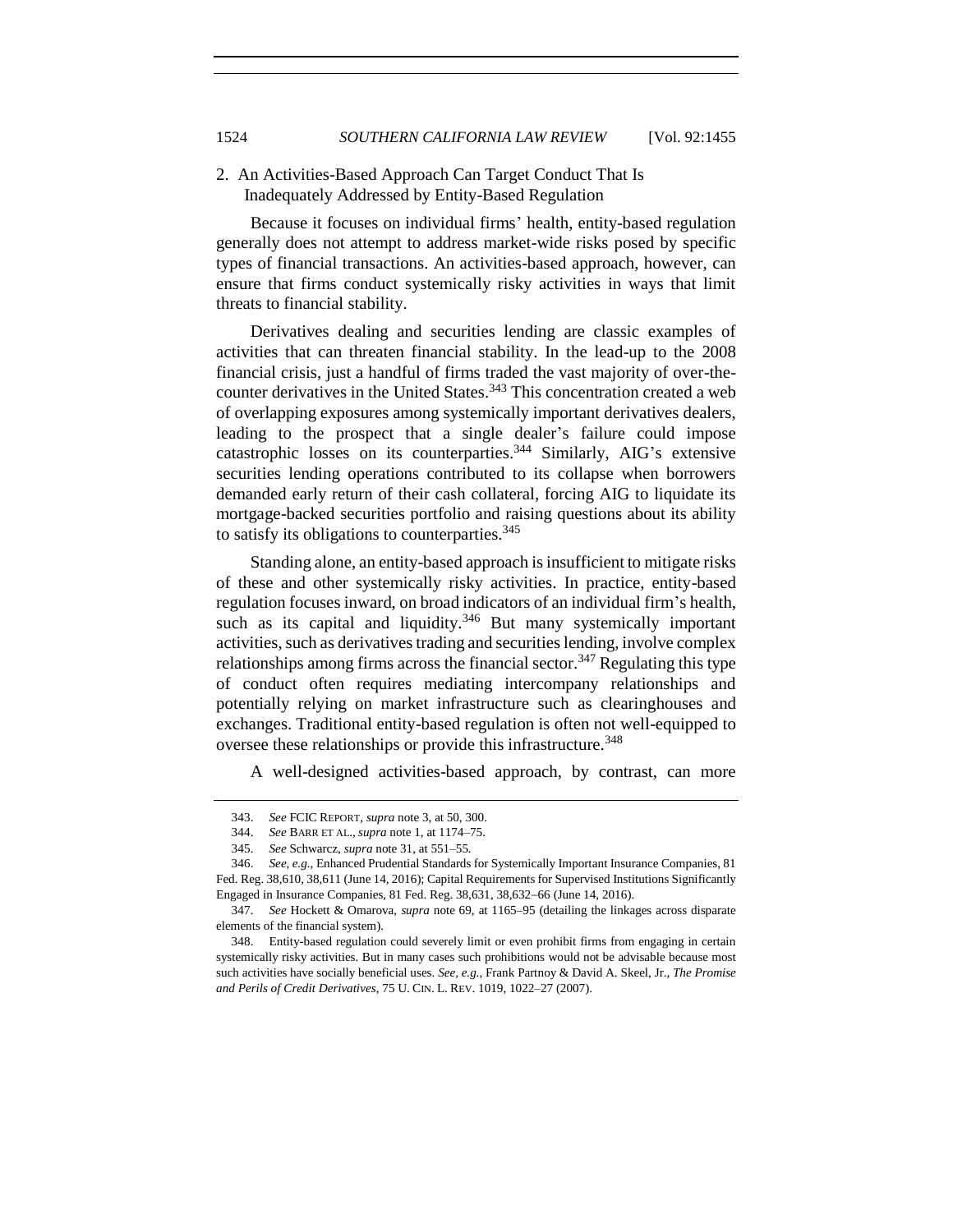### 2. An Activities-Based Approach Can Target Conduct That Is Inadequately Addressed by Entity-Based Regulation

Because it focuses on individual firms' health, entity-based regulation generally does not attempt to address market-wide risks posed by specific types of financial transactions. An activities-based approach, however, can ensure that firms conduct systemically risky activities in ways that limit threats to financial stability.

Derivatives dealing and securities lending are classic examples of activities that can threaten financial stability. In the lead-up to the 2008 financial crisis, just a handful of firms traded the vast majority of over-the-counter derivatives in the United States.[343] This concentration created a web of overlapping exposures among systemically important derivatives dealers, leading to the prospect that a single dealer's failure could impose catastrophic losses on its counterparties.[344] Similarly, AIG's extensive securities lending operations contributed to its collapse when borrowers demanded early return of their cash collateral, forcing AIG to liquidate its mortgage-backed securities portfolio and raising questions about its ability to satisfy its obligations to counterparties.[345]

Standing alone, an entity-based approach is insufficient to mitigate risks of these and other systemically risky activities. In practice, entity-based regulation focuses inward, on broad indicators of an individual firm's health, such as its capital and liquidity.[346] But many systemically important activities, such as derivatives trading and securities lending, involve complex relationships among firms across the financial sector.[347] Regulating this type of conduct often requires mediating intercompany relationships and potentially relying on market infrastructure such as clearinghouses and exchanges. Traditional entity-based regulation is often not well-equipped to oversee these relationships or provide this infrastructure.[348]

A well-designed activities-based approach, by contrast, can more

---

343. *See* FCIC REPORT, *supra* note 3, at 50, 300.

344. *See* BARR ET AL., *supra* note 1, at 1174–75.

345. *See* Schwarcz, *supra* note 31, at 551–55.

346. *See, e.g.*, Enhanced Prudential Standards for Systemically Important Insurance Companies, 81 Fed. Reg. 38,610, 38,611 (June 14, 2016); Capital Requirements for Supervised Institutions Significantly Engaged in Insurance Companies, 81 Fed. Reg. 38,631, 38,632–66 (June 14, 2016).

347. *See* Hockett & Omarova, *supra* note 69, at 1165–95 (detailing the linkages across disparate elements of the financial system).

348. Entity-based regulation could severely limit or even prohibit firms from engaging in certain systemically risky activities. But in many cases such prohibitions would not be advisable because most such activities have socially beneficial uses. *See, e.g.*, Frank Partnoy & David A. Skeel, Jr., *The Promise and Perils of Credit Derivatives*, 75 U. CIN. L. REV. 1019, 1022–27 (2007).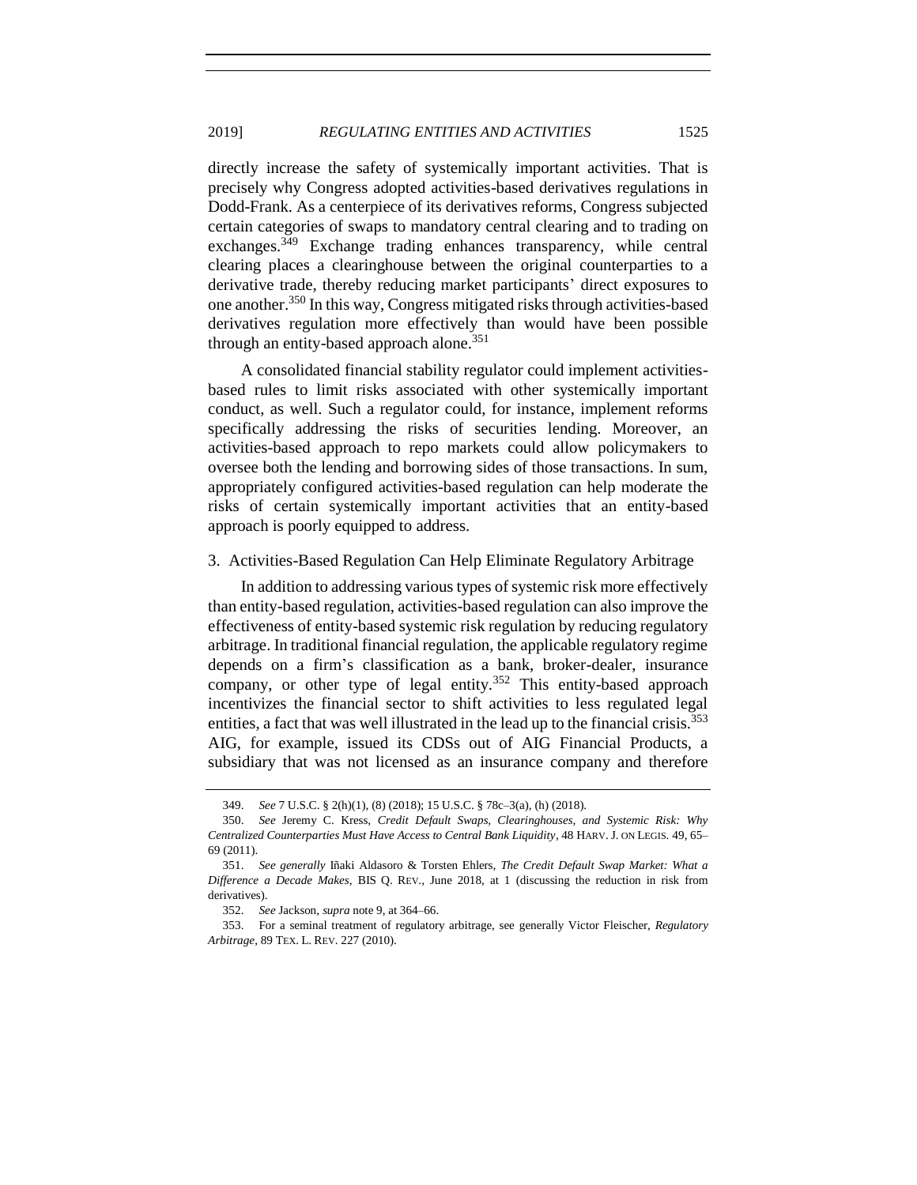directly increase the safety of systemically important activities. That is precisely why Congress adopted activities-based derivatives regulations in Dodd-Frank. As a centerpiece of its derivatives reforms, Congress subjected certain categories of swaps to mandatory central clearing and to trading on exchanges.[349] Exchange trading enhances transparency, while central clearing places a clearinghouse between the original counterparties to a derivative trade, thereby reducing market participants' direct exposures to one another.[350] In this way, Congress mitigated risks through activities-based derivatives regulation more effectively than would have been possible through an entity-based approach alone.[351]

A consolidated financial stability regulator could implement activities-based rules to limit risks associated with other systemically important conduct, as well. Such a regulator could, for instance, implement reforms specifically addressing the risks of securities lending. Moreover, an activities-based approach to repo markets could allow policymakers to oversee both the lending and borrowing sides of those transactions. In sum, appropriately configured activities-based regulation can help moderate the risks of certain systemically important activities that an entity-based approach is poorly equipped to address.

### 3. Activities-Based Regulation Can Help Eliminate Regulatory Arbitrage

In addition to addressing various types of systemic risk more effectively than entity-based regulation, activities-based regulation can also improve the effectiveness of entity-based systemic risk regulation by reducing regulatory arbitrage. In traditional financial regulation, the applicable regulatory regime depends on a firm's classification as a bank, broker-dealer, insurance company, or other type of legal entity.[352] This entity-based approach incentivizes the financial sector to shift activities to less regulated legal entities, a fact that was well illustrated in the lead up to the financial crisis.[353] AIG, for example, issued its CDSs out of AIG Financial Products, a subsidiary that was not licensed as an insurance company and therefore

---

349. *See* 7 U.S.C. § 2(h)(1), (8) (2018); 15 U.S.C. § 78c–3(a), (h) (2018).

350. *See* Jeremy C. Kress, *Credit Default Swaps, Clearinghouses, and Systemic Risk: Why Centralized Counterparties Must Have Access to Central Bank Liquidity*, 48 HARV. J. ON LEGIS. 49, 65–69 (2011).

351. *See generally* Iñaki Aldasoro & Torsten Ehlers, *The Credit Default Swap Market: What a Difference a Decade Makes*, BIS Q. REV., June 2018, at 1 (discussing the reduction in risk from derivatives).

352. *See* Jackson, *supra* note 9, at 364–66.

353. For a seminal treatment of regulatory arbitrage, see generally Victor Fleischer, *Regulatory Arbitrage*, 89 TEX. L. REV. 227 (2010).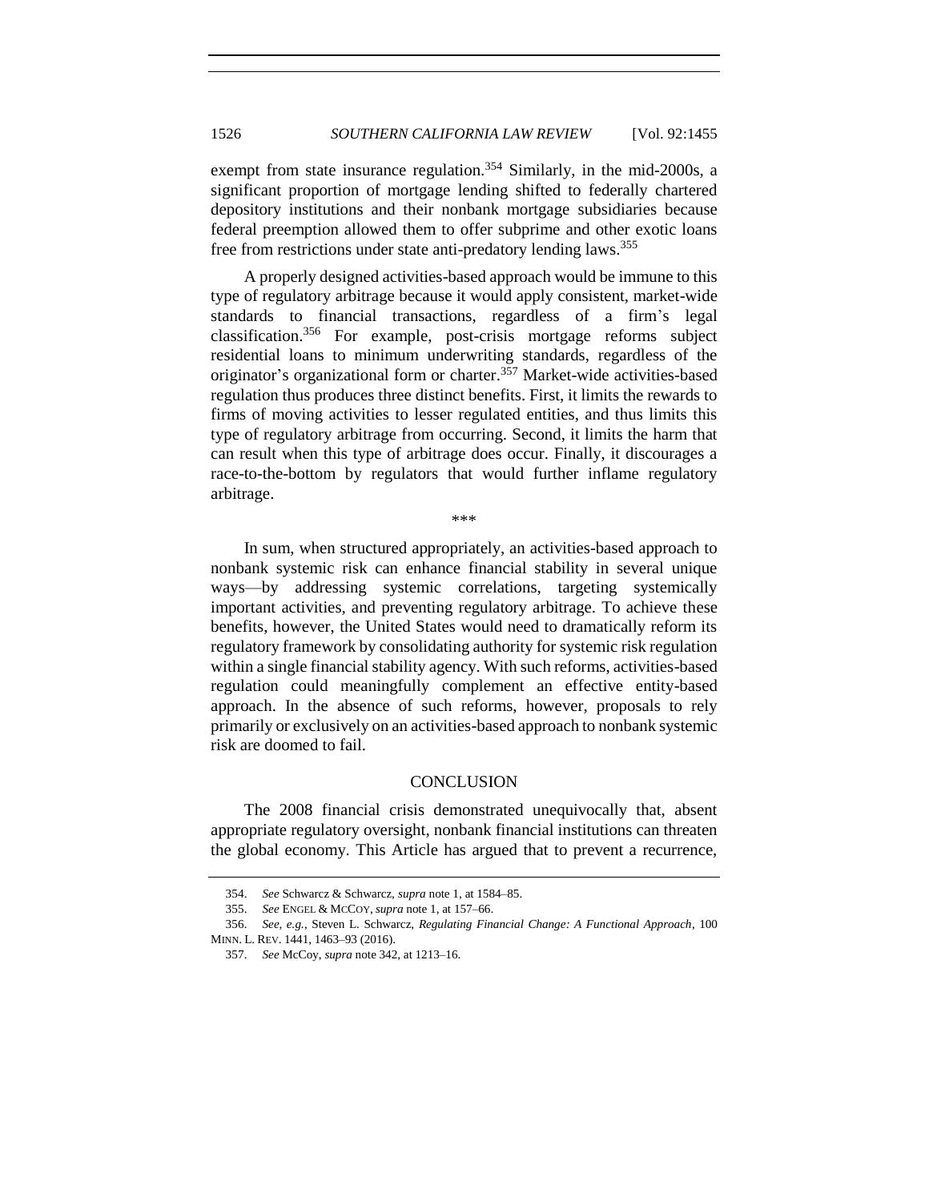exempt from state insurance regulation.[354] Similarly, in the mid-2000s, a significant proportion of mortgage lending shifted to federally chartered depository institutions and their nonbank mortgage subsidiaries because federal preemption allowed them to offer subprime and other exotic loans free from restrictions under state anti-predatory lending laws.[355]

A properly designed activities-based approach would be immune to this type of regulatory arbitrage because it would apply consistent, market-wide standards to financial transactions, regardless of a firm's legal classification.[356] For example, post-crisis mortgage reforms subject residential loans to minimum underwriting standards, regardless of the originator's organizational form or charter.[357] Market-wide activities-based regulation thus produces three distinct benefits. First, it limits the rewards to firms of moving activities to lesser regulated entities, and thus limits this type of regulatory arbitrage from occurring. Second, it limits the harm that can result when this type of arbitrage does occur. Finally, it discourages a race-to-the-bottom by regulators that would further inflame regulatory arbitrage.

\*\*\*

In sum, when structured appropriately, an activities-based approach to nonbank systemic risk can enhance financial stability in several unique ways—by addressing systemic correlations, targeting systemically important activities, and preventing regulatory arbitrage. To achieve these benefits, however, the United States would need to dramatically reform its regulatory framework by consolidating authority for systemic risk regulation within a single financial stability agency. With such reforms, activities-based regulation could meaningfully complement an effective entity-based approach. In the absence of such reforms, however, proposals to rely primarily or exclusively on an activities-based approach to nonbank systemic risk are doomed to fail.

## CONCLUSION

The 2008 financial crisis demonstrated unequivocally that, absent appropriate regulatory oversight, nonbank financial institutions can threaten the global economy. This Article has argued that to prevent a recurrence,

---

354. *See* Schwarcz & Schwarcz, *supra* note 1, at 1584–85.

355. *See* ENGEL & MCCOY, *supra* note 1, at 157–66.

356. *See, e.g.*, Steven L. Schwarcz, *Regulating Financial Change: A Functional Approach*, 100 MINN. L. REV. 1441, 1463–93 (2016).

357. *See* McCoy, *supra* note 342, at 1213–16.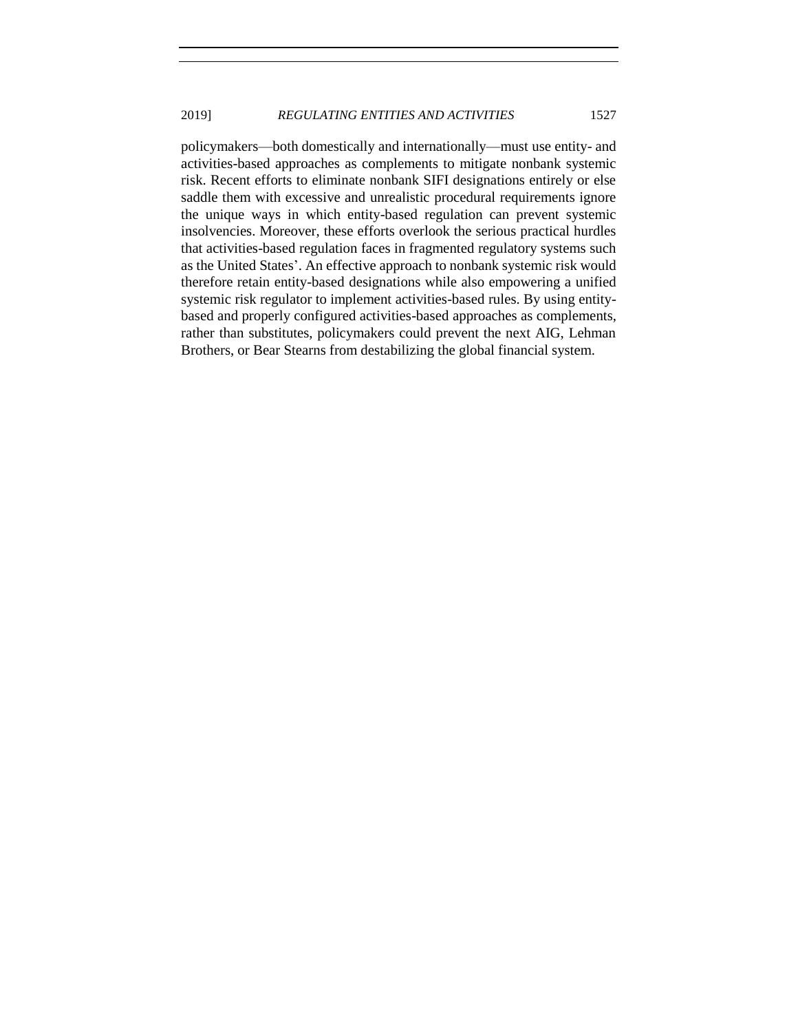policymakers—both domestically and internationally—must use entity- and activities-based approaches as complements to mitigate nonbank systemic risk. Recent efforts to eliminate nonbank SIFI designations entirely or else saddle them with excessive and unrealistic procedural requirements ignore the unique ways in which entity-based regulation can prevent systemic insolvencies. Moreover, these efforts overlook the serious practical hurdles that activities-based regulation faces in fragmented regulatory systems such as the United States'. An effective approach to nonbank systemic risk would therefore retain entity-based designations while also empowering a unified systemic risk regulator to implement activities-based rules. By using entity-based and properly configured activities-based approaches as complements, rather than substitutes, policymakers could prevent the next AIG, Lehman Brothers, or Bear Stearns from destabilizing the global financial system.